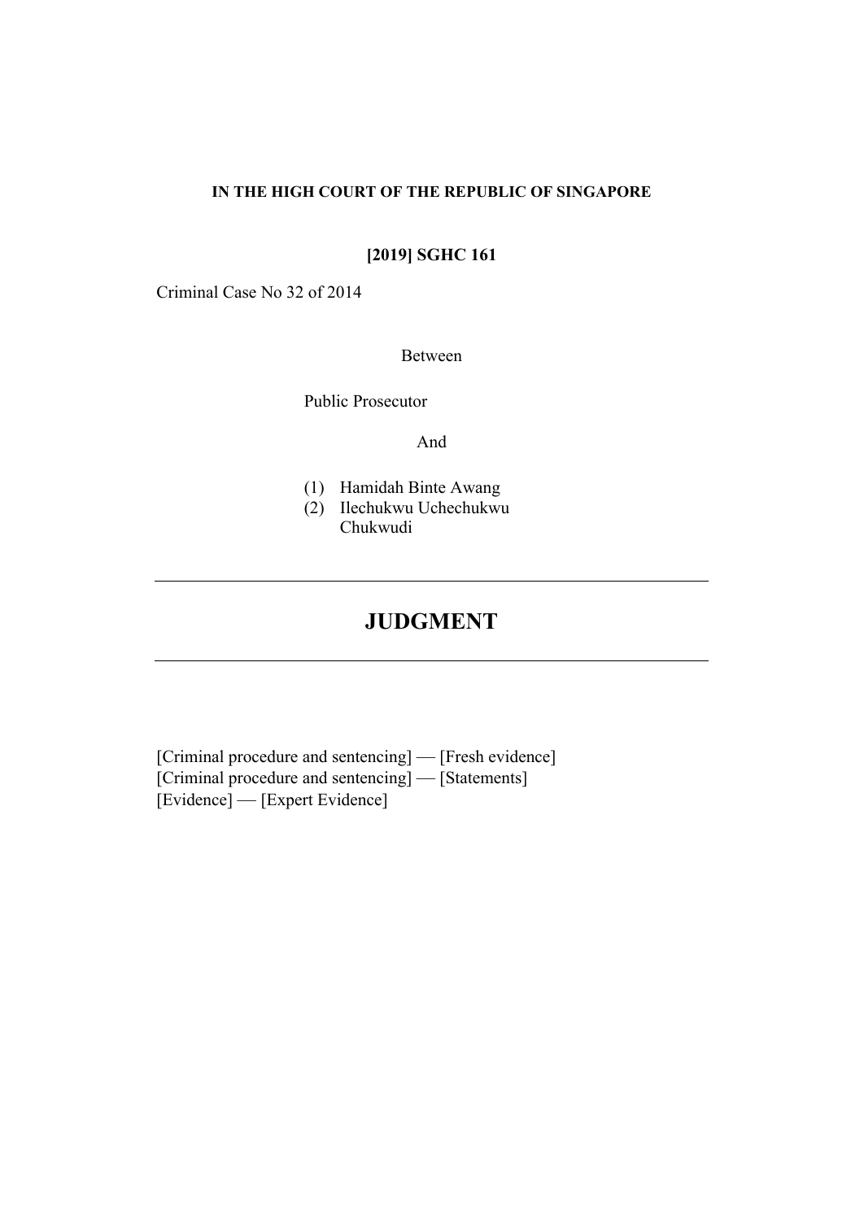**IN THE HIGH COURT OF THE REPUBLIC OF SINGAPORE**

**[2019] SGHC 161**

Criminal Case No 32 of 2014

Between

Public Prosecutor

And

(1) Hamidah Binte Awang
(2) Ilechukwu Uchechukwu Chukwudi

---

# JUDGMENT

---

[Criminal procedure and sentencing] — [Fresh evidence]
[Criminal procedure and sentencing] — [Statements]
[Evidence] — [Expert Evidence]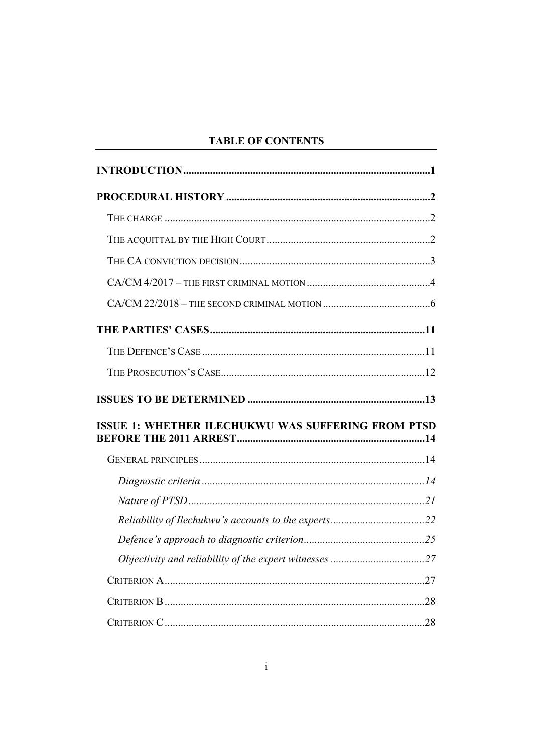# TABLE OF CONTENTS

**INTRODUCTION** ........................................ **1**

**PROCEDURAL HISTORY** ........................................ **2**

- THE CHARGE ........................................ 2
- THE ACQUITTAL BY THE HIGH COURT ........................................ 2
- THE CA CONVICTION DECISION ........................................ 3
- CA/CM 4/2017 – THE FIRST CRIMINAL MOTION ........................................ 4
- CA/CM 22/2018 – THE SECOND CRIMINAL MOTION ........................................ 6

**THE PARTIES' CASES** ........................................ **11**

- THE DEFENCE'S CASE ........................................ 11
- THE PROSECUTION'S CASE ........................................ 12

**ISSUES TO BE DETERMINED** ........................................ **13**

**ISSUE 1: WHETHER ILECHUKWU WAS SUFFERING FROM PTSD BEFORE THE 2011 ARREST** ........................................ **14**

- GENERAL PRINCIPLES ........................................ 14
  - *Diagnostic criteria* ........................................ *14*
  - *Nature of PTSD* ........................................ *21*
  - *Reliability of Ilechukwu's accounts to the experts* ........................................ *22*
  - *Defence's approach to diagnostic criterion* ........................................ *25*
  - *Objectivity and reliability of the expert witnesses* ........................................ *27*
- CRITERION A ........................................ 27
- CRITERION B ........................................ 28
- CRITERION C ........................................ 28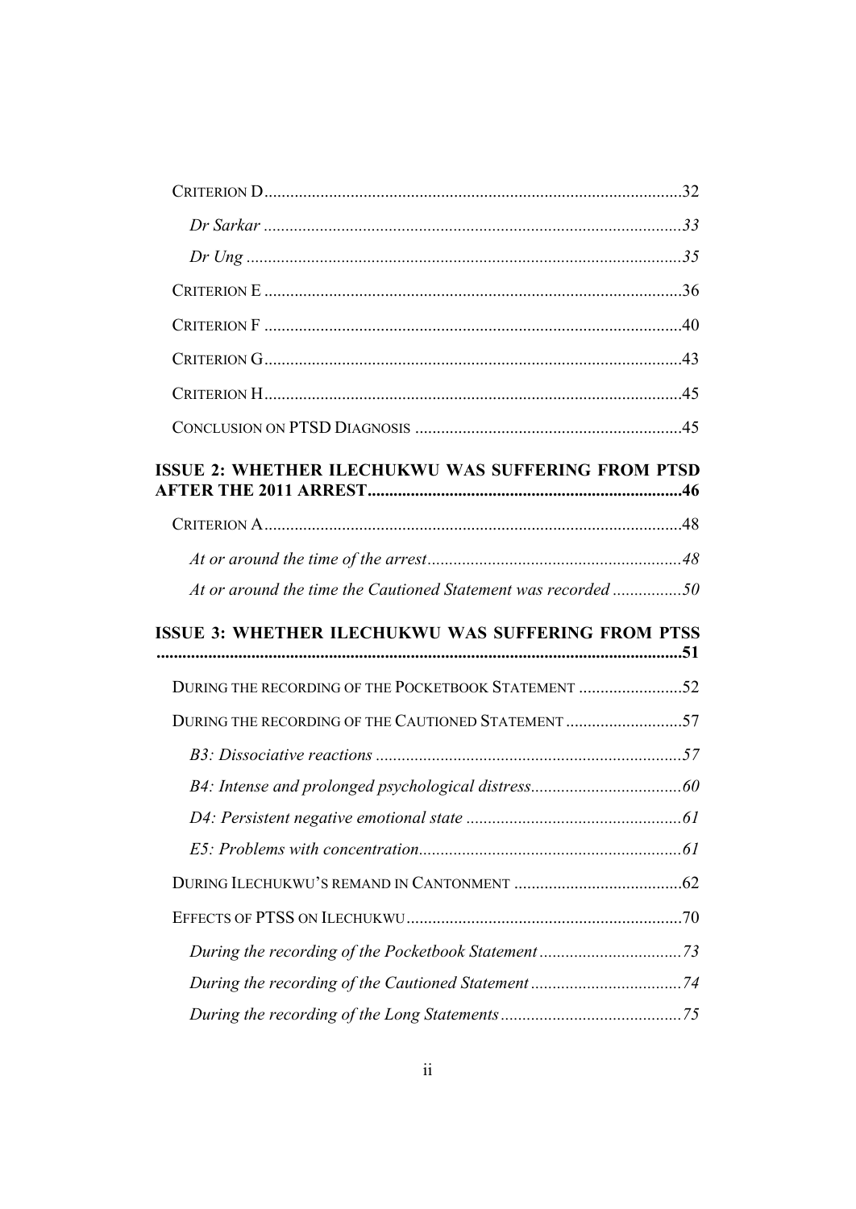Criterion D ....................................................................................32

*Dr Sarkar* ....................................................................................33

*Dr Ung* ....................................................................................35

Criterion E ....................................................................................36

Criterion F ....................................................................................40

Criterion G ....................................................................................43

Criterion H ....................................................................................45

Conclusion on PTSD Diagnosis ....................................................................................45

**ISSUE 2: WHETHER ILECHUKWU WAS SUFFERING FROM PTSD AFTER THE 2011 ARREST....................................................................................46**

Criterion A ....................................................................................48

*At or around the time of the arrest* ....................................................................................48

*At or around the time the Cautioned Statement was recorded* ....................................................................................50

**ISSUE 3: WHETHER ILECHUKWU WAS SUFFERING FROM PTSS ....................................................................................51**

During the recording of the Pocketbook Statement ....................................................................................52

During the recording of the Cautioned Statement ....................................................................................57

*B3: Dissociative reactions* ....................................................................................57

*B4: Intense and prolonged psychological distress* ....................................................................................60

*D4: Persistent negative emotional state* ....................................................................................61

*E5: Problems with concentration* ....................................................................................61

During Ilechukwu's remand in Cantonment ....................................................................................62

Effects of PTSS on Ilechukwu ....................................................................................70

*During the recording of the Pocketbook Statement* ....................................................................................73

*During the recording of the Cautioned Statement* ....................................................................................74

*During the recording of the Long Statements* ....................................................................................75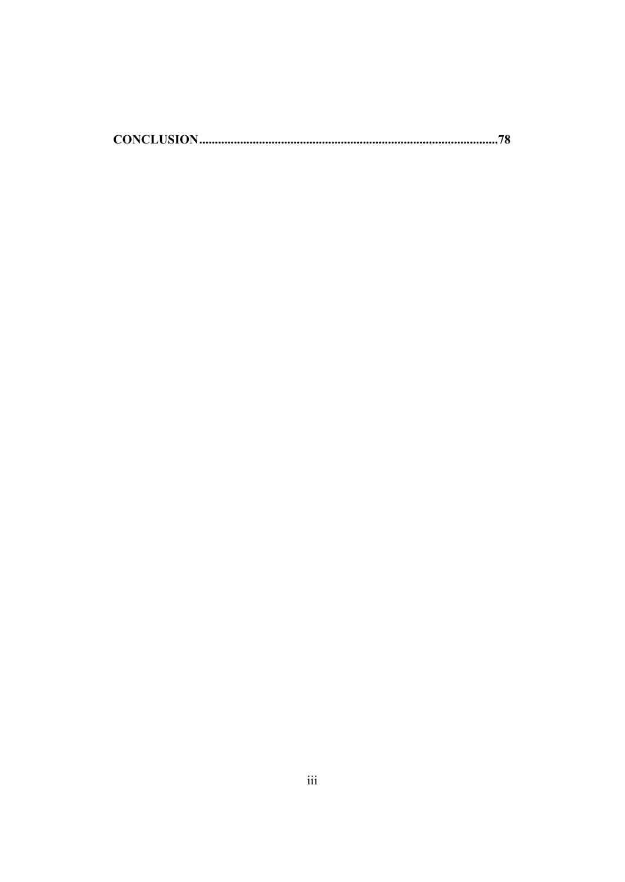**CONCLUSION..............................................................................................78**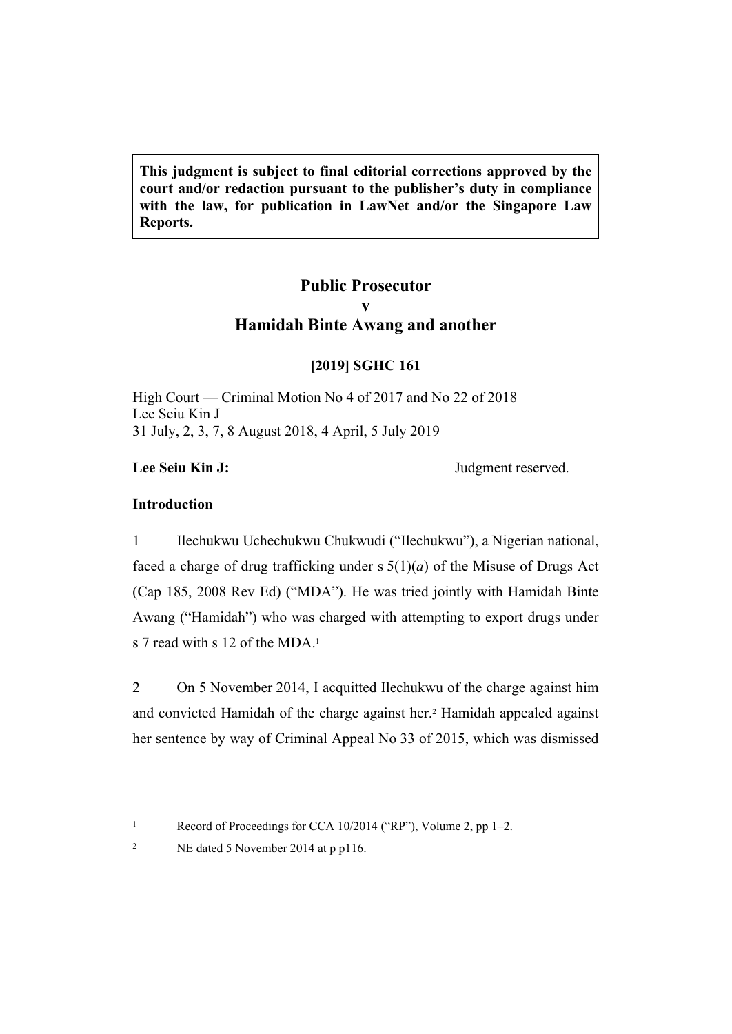> **This judgment is subject to final editorial corrections approved by the court and/or redaction pursuant to the publisher's duty in compliance with the law, for publication in LawNet and/or the Singapore Law Reports.**

# Public Prosecutor
# v
# Hamidah Binte Awang and another

**[2019] SGHC 161**

High Court — Criminal Motion No 4 of 2017 and No 22 of 2018
Lee Seiu Kin J
31 July, 2, 3, 7, 8 August 2018, 4 April, 5 July 2019

**Lee Seiu Kin J:** Judgment reserved.

## Introduction

1 Ilechukwu Uchechukwu Chukwudi ("Ilechukwu"), a Nigerian national, faced a charge of drug trafficking under s 5(1)(*a*) of the Misuse of Drugs Act (Cap 185, 2008 Rev Ed) ("MDA"). He was tried jointly with Hamidah Binte Awang ("Hamidah") who was charged with attempting to export drugs under s 7 read with s 12 of the MDA.[1]

2 On 5 November 2014, I acquitted Ilechukwu of the charge against him and convicted Hamidah of the charge against her.[2] Hamidah appealed against her sentence by way of Criminal Appeal No 33 of 2015, which was dismissed

---

[1] Record of Proceedings for CCA 10/2014 ("RP"), Volume 2, pp 1–2.

[2] NE dated 5 November 2014 at p p116.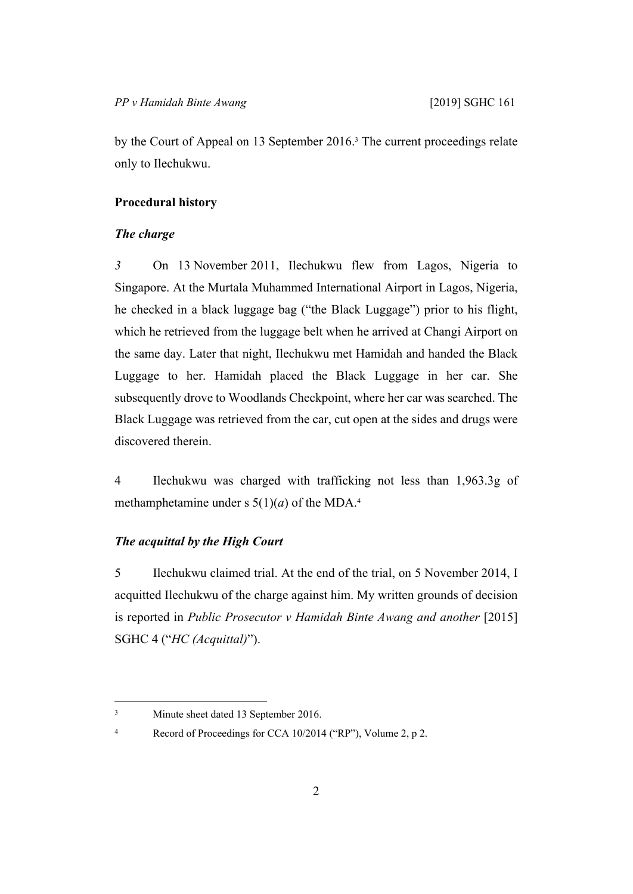by the Court of Appeal on 13 September 2016.[3] The current proceedings relate only to Ilechukwu.

**Procedural history**

***The charge***

*3* On 13 November 2011, Ilechukwu flew from Lagos, Nigeria to Singapore. At the Murtala Muhammed International Airport in Lagos, Nigeria, he checked in a black luggage bag ("the Black Luggage") prior to his flight, which he retrieved from the luggage belt when he arrived at Changi Airport on the same day. Later that night, Ilechukwu met Hamidah and handed the Black Luggage to her. Hamidah placed the Black Luggage in her car. She subsequently drove to Woodlands Checkpoint, where her car was searched. The Black Luggage was retrieved from the car, cut open at the sides and drugs were discovered therein.

4 Ilechukwu was charged with trafficking not less than 1,963.3g of methamphetamine under s 5(1)(*a*) of the MDA.[4]

***The acquittal by the High Court***

5 Ilechukwu claimed trial. At the end of the trial, on 5 November 2014, I acquitted Ilechukwu of the charge against him. My written grounds of decision is reported in *Public Prosecutor v Hamidah Binte Awang and another* [2015] SGHC 4 ("*HC (Acquittal)*").

---

[3] Minute sheet dated 13 September 2016.

[4] Record of Proceedings for CCA 10/2014 ("RP"), Volume 2, p 2.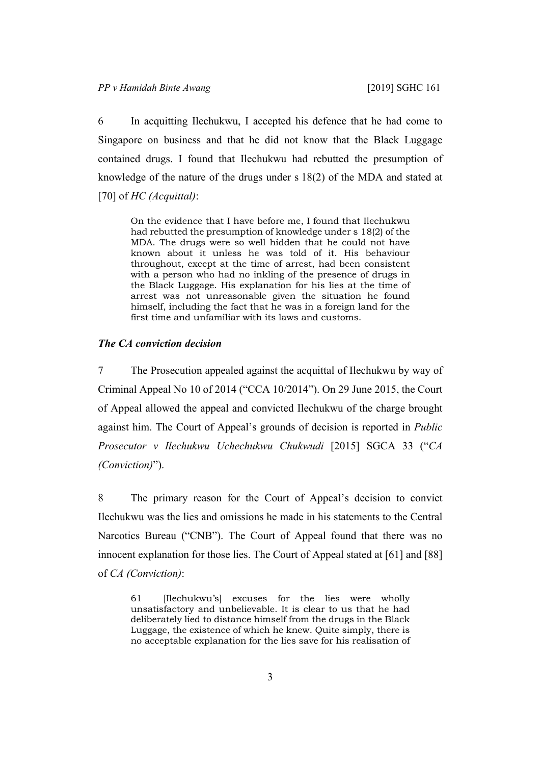6 In acquitting Ilechukwu, I accepted his defence that he had come to Singapore on business and that he did not know that the Black Luggage contained drugs. I found that Ilechukwu had rebutted the presumption of knowledge of the nature of the drugs under s 18(2) of the MDA and stated at [70] of *HC (Acquittal)*:

> On the evidence that I have before me, I found that Ilechukwu had rebutted the presumption of knowledge under s 18(2) of the MDA. The drugs were so well hidden that he could not have known about it unless he was told of it. His behaviour throughout, except at the time of arrest, had been consistent with a person who had no inkling of the presence of drugs in the Black Luggage. His explanation for his lies at the time of arrest was not unreasonable given the situation he found himself, including the fact that he was in a foreign land for the first time and unfamiliar with its laws and customs.

### *The CA conviction decision*

7 The Prosecution appealed against the acquittal of Ilechukwu by way of Criminal Appeal No 10 of 2014 ("CCA 10/2014"). On 29 June 2015, the Court of Appeal allowed the appeal and convicted Ilechukwu of the charge brought against him. The Court of Appeal's grounds of decision is reported in *Public Prosecutor v Ilechukwu Uchechukwu Chukwudi* [2015] SGCA 33 ("*CA (Conviction)*").

8 The primary reason for the Court of Appeal's decision to convict Ilechukwu was the lies and omissions he made in his statements to the Central Narcotics Bureau ("CNB"). The Court of Appeal found that there was no innocent explanation for those lies. The Court of Appeal stated at [61] and [88] of *CA (Conviction)*:

> 61 [Ilechukwu's] excuses for the lies were wholly unsatisfactory and unbelievable. It is clear to us that he had deliberately lied to distance himself from the drugs in the Black Luggage, the existence of which he knew. Quite simply, there is no acceptable explanation for the lies save for his realisation of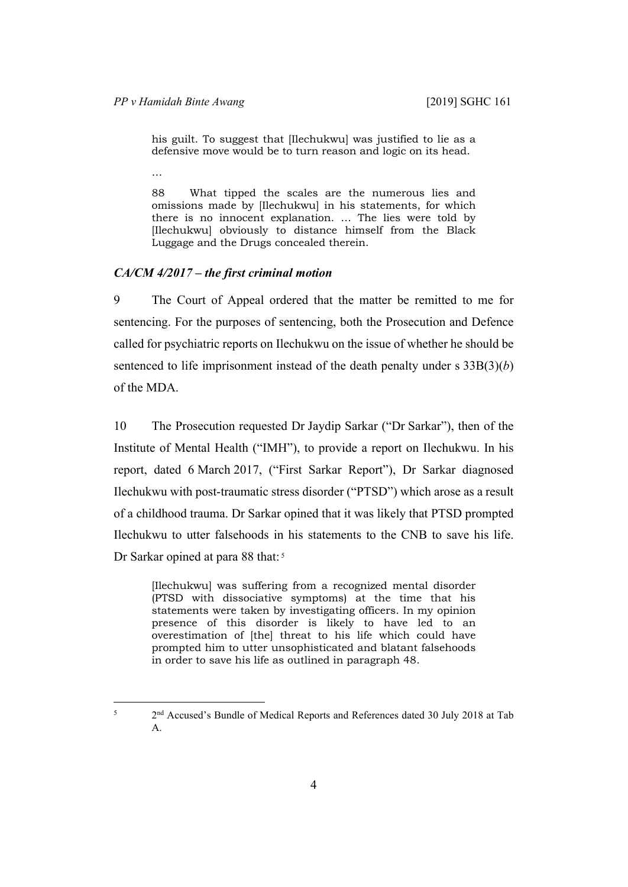> his guilt. To suggest that [Ilechukwu] was justified to lie as a defensive move would be to turn reason and logic on its head.
>
> …
>
> 88 What tipped the scales are the numerous lies and omissions made by [Ilechukwu] in his statements, for which there is no innocent explanation. … The lies were told by [Ilechukwu] obviously to distance himself from the Black Luggage and the Drugs concealed therein.

### *CA/CM 4/2017 – the first criminal motion*

9 The Court of Appeal ordered that the matter be remitted to me for sentencing. For the purposes of sentencing, both the Prosecution and Defence called for psychiatric reports on Ilechukwu on the issue of whether he should be sentenced to life imprisonment instead of the death penalty under s 33B(3)(*b*) of the MDA.

10 The Prosecution requested Dr Jaydip Sarkar ("Dr Sarkar"), then of the Institute of Mental Health ("IMH"), to provide a report on Ilechukwu. In his report, dated 6 March 2017, ("First Sarkar Report"), Dr Sarkar diagnosed Ilechukwu with post-traumatic stress disorder ("PTSD") which arose as a result of a childhood trauma. Dr Sarkar opined that it was likely that PTSD prompted Ilechukwu to utter falsehoods in his statements to the CNB to save his life. Dr Sarkar opined at para 88 that: [5]

> [Ilechukwu] was suffering from a recognized mental disorder (PTSD with dissociative symptoms) at the time that his statements were taken by investigating officers. In my opinion presence of this disorder is likely to have led to an overestimation of [the] threat to his life which could have prompted him to utter unsophisticated and blatant falsehoods in order to save his life as outlined in paragraph 48.

---

[5] 2nd Accused's Bundle of Medical Reports and References dated 30 July 2018 at Tab A.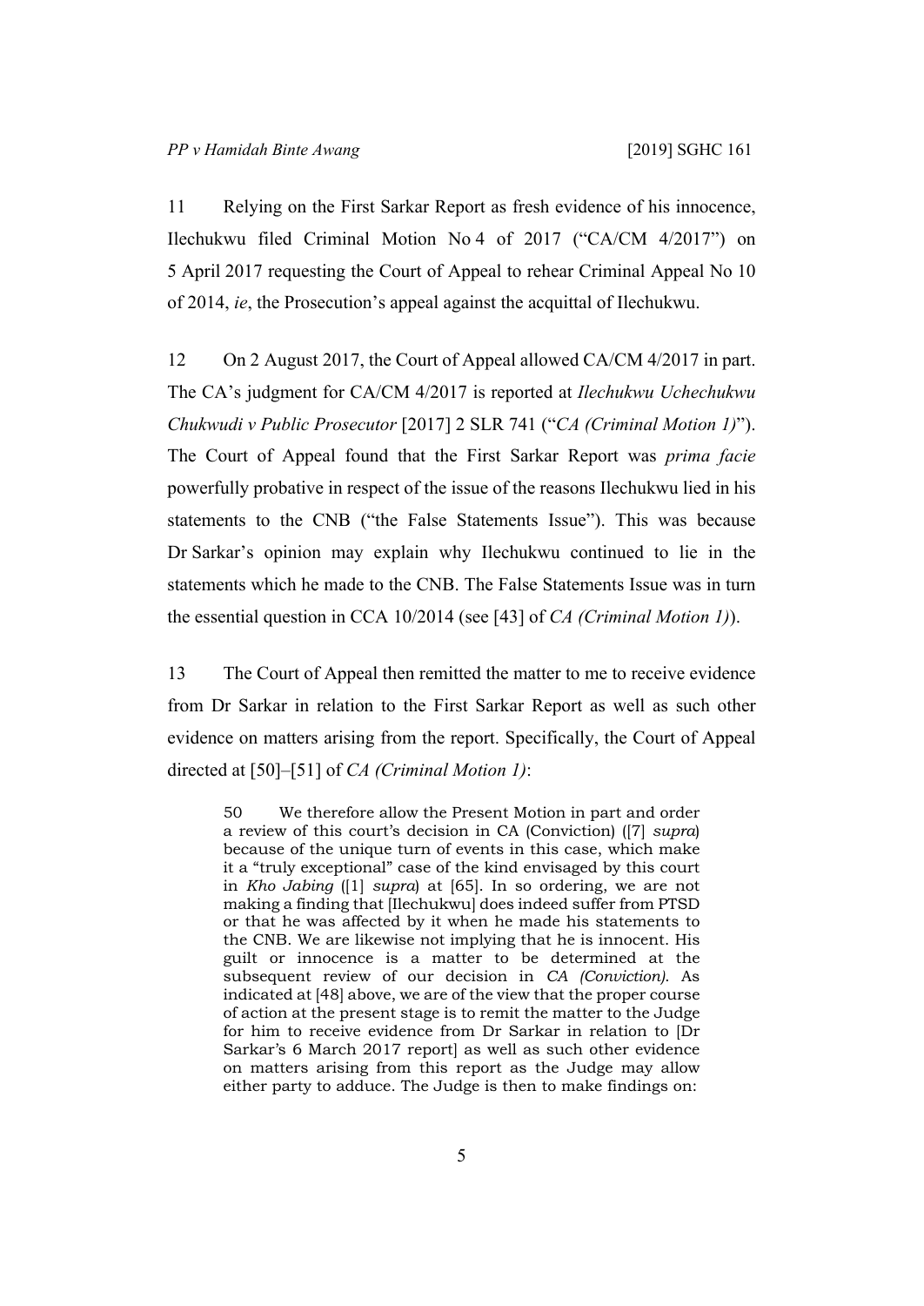11 Relying on the First Sarkar Report as fresh evidence of his innocence, Ilechukwu filed Criminal Motion No 4 of 2017 ("CA/CM 4/2017") on 5 April 2017 requesting the Court of Appeal to rehear Criminal Appeal No 10 of 2014, *ie*, the Prosecution's appeal against the acquittal of Ilechukwu.

12 On 2 August 2017, the Court of Appeal allowed CA/CM 4/2017 in part. The CA's judgment for CA/CM 4/2017 is reported at *Ilechukwu Uchechukwu Chukwudi v Public Prosecutor* [2017] 2 SLR 741 ("*CA (Criminal Motion 1)*"). The Court of Appeal found that the First Sarkar Report was *prima facie* powerfully probative in respect of the issue of the reasons Ilechukwu lied in his statements to the CNB ("the False Statements Issue"). This was because Dr Sarkar's opinion may explain why Ilechukwu continued to lie in the statements which he made to the CNB. The False Statements Issue was in turn the essential question in CCA 10/2014 (see [43] of *CA (Criminal Motion 1)*).

13 The Court of Appeal then remitted the matter to me to receive evidence from Dr Sarkar in relation to the First Sarkar Report as well as such other evidence on matters arising from the report. Specifically, the Court of Appeal directed at [50]–[51] of *CA (Criminal Motion 1)*:

> 50 We therefore allow the Present Motion in part and order a review of this court's decision in CA (Conviction) ([7] *supra*) because of the unique turn of events in this case, which make it a "truly exceptional" case of the kind envisaged by this court in *Kho Jabing* ([1] *supra*) at [65]. In so ordering, we are not making a finding that [Ilechukwu] does indeed suffer from PTSD or that he was affected by it when he made his statements to the CNB. We are likewise not implying that he is innocent. His guilt or innocence is a matter to be determined at the subsequent review of our decision in *CA (Conviction)*. As indicated at [48] above, we are of the view that the proper course of action at the present stage is to remit the matter to the Judge for him to receive evidence from Dr Sarkar in relation to [Dr Sarkar's 6 March 2017 report] as well as such other evidence on matters arising from this report as the Judge may allow either party to adduce. The Judge is then to make findings on: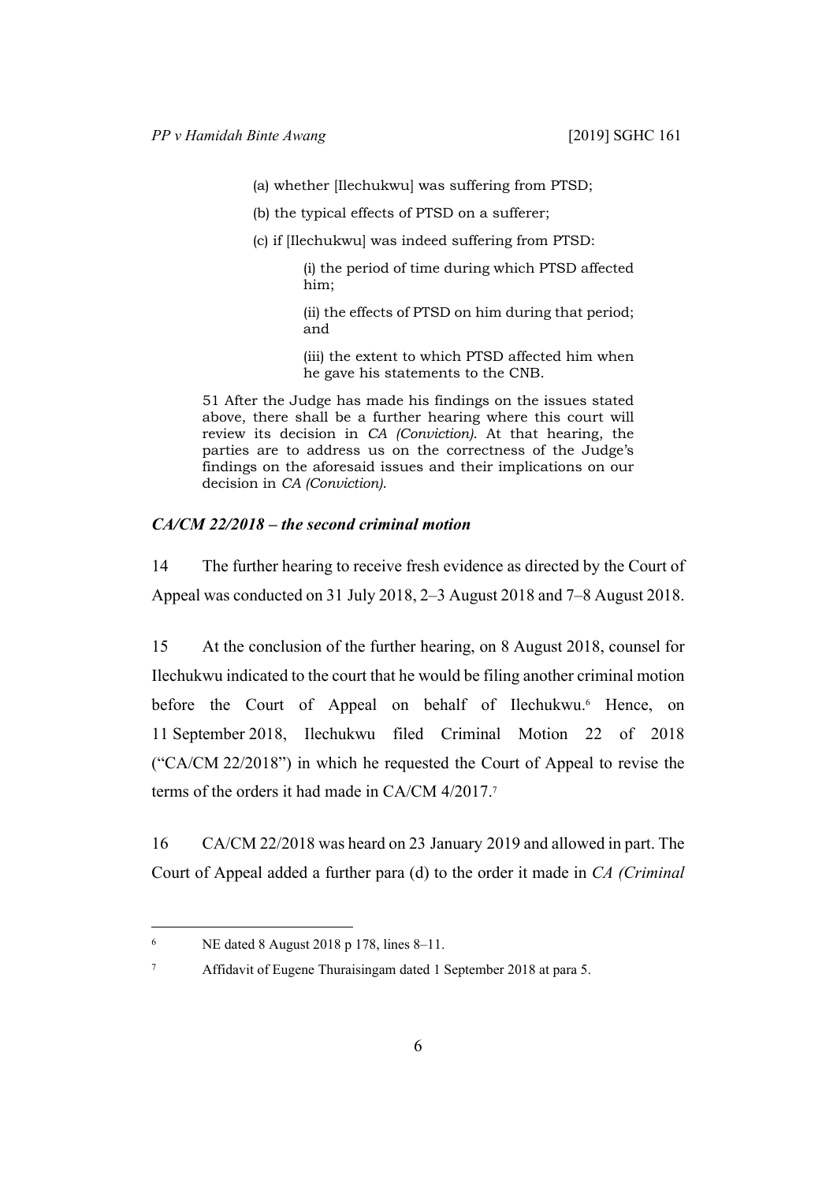> (a) whether [Ilechukwu] was suffering from PTSD;
>
> (b) the typical effects of PTSD on a sufferer;
>
> (c) if [Ilechukwu] was indeed suffering from PTSD:
>
> > (i) the period of time during which PTSD affected him;
> >
> > (ii) the effects of PTSD on him during that period; and
> >
> > (iii) the extent to which PTSD affected him when he gave his statements to the CNB.
>
> 51 After the Judge has made his findings on the issues stated above, there shall be a further hearing where this court will review its decision in *CA (Conviction)*. At that hearing, the parties are to address us on the correctness of the Judge's findings on the aforesaid issues and their implications on our decision in *CA (Conviction)*.

### *CA/CM 22/2018 – the second criminal motion*

14 The further hearing to receive fresh evidence as directed by the Court of Appeal was conducted on 31 July 2018, 2–3 August 2018 and 7–8 August 2018.

15 At the conclusion of the further hearing, on 8 August 2018, counsel for Ilechukwu indicated to the court that he would be filing another criminal motion before the Court of Appeal on behalf of Ilechukwu.[6] Hence, on 11 September 2018, Ilechukwu filed Criminal Motion 22 of 2018 ("CA/CM 22/2018") in which he requested the Court of Appeal to revise the terms of the orders it had made in CA/CM 4/2017.[7]

16 CA/CM 22/2018 was heard on 23 January 2019 and allowed in part. The Court of Appeal added a further para (d) to the order it made in *CA (Criminal*

---

[6] NE dated 8 August 2018 p 178, lines 8–11.

[7] Affidavit of Eugene Thuraisingam dated 1 September 2018 at para 5.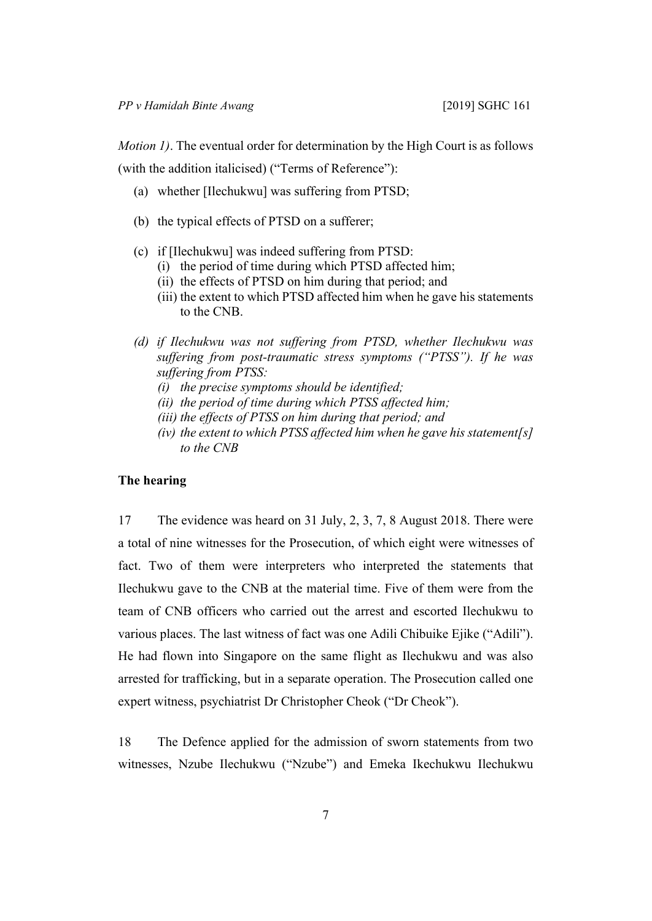*Motion 1)*. The eventual order for determination by the High Court is as follows (with the addition italicised) ("Terms of Reference"):

(a) whether [Ilechukwu] was suffering from PTSD;

(b) the typical effects of PTSD on a sufferer;

(c) if [Ilechukwu] was indeed suffering from PTSD:
   (i) the period of time during which PTSD affected him;
   (ii) the effects of PTSD on him during that period; and
   (iii) the extent to which PTSD affected him when he gave his statements to the CNB.

*(d) if Ilechukwu was not suffering from PTSD, whether Ilechukwu was suffering from post-traumatic stress symptoms ("PTSS"). If he was suffering from PTSS:*
   *(i) the precise symptoms should be identified;*
   *(ii) the period of time during which PTSS affected him;*
   *(iii) the effects of PTSS on him during that period; and*
   *(iv) the extent to which PTSS affected him when he gave his statement[s] to the CNB*

**The hearing**

17 The evidence was heard on 31 July, 2, 3, 7, 8 August 2018. There were a total of nine witnesses for the Prosecution, of which eight were witnesses of fact. Two of them were interpreters who interpreted the statements that Ilechukwu gave to the CNB at the material time. Five of them were from the team of CNB officers who carried out the arrest and escorted Ilechukwu to various places. The last witness of fact was one Adili Chibuike Ejike ("Adili"). He had flown into Singapore on the same flight as Ilechukwu and was also arrested for trafficking, but in a separate operation. The Prosecution called one expert witness, psychiatrist Dr Christopher Cheok ("Dr Cheok").

18 The Defence applied for the admission of sworn statements from two witnesses, Nzube Ilechukwu ("Nzube") and Emeka Ikechukwu Ilechukwu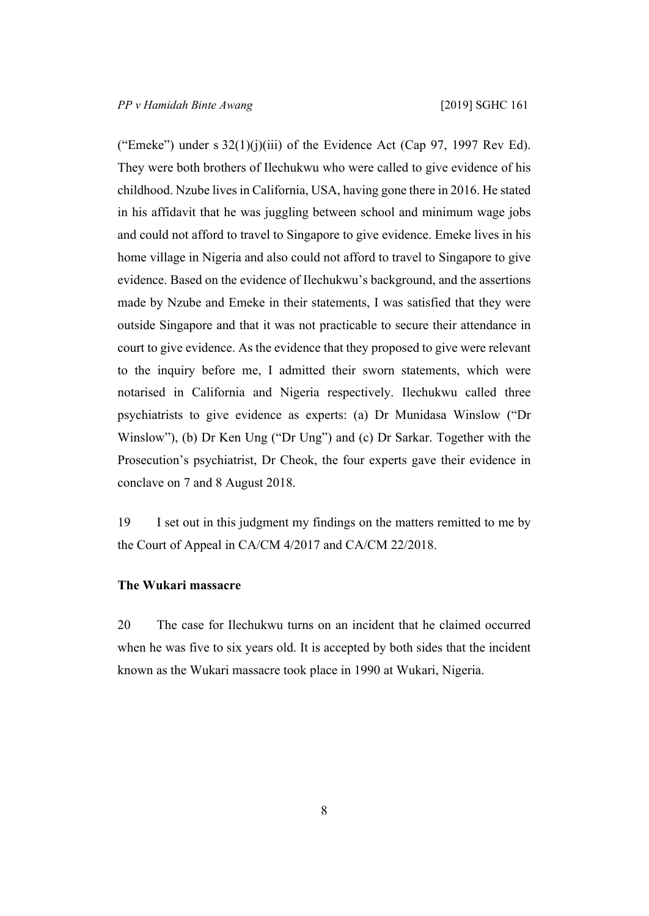("Emeke") under s 32(1)(j)(iii) of the Evidence Act (Cap 97, 1997 Rev Ed). They were both brothers of Ilechukwu who were called to give evidence of his childhood. Nzube lives in California, USA, having gone there in 2016. He stated in his affidavit that he was juggling between school and minimum wage jobs and could not afford to travel to Singapore to give evidence. Emeke lives in his home village in Nigeria and also could not afford to travel to Singapore to give evidence. Based on the evidence of Ilechukwu's background, and the assertions made by Nzube and Emeke in their statements, I was satisfied that they were outside Singapore and that it was not practicable to secure their attendance in court to give evidence. As the evidence that they proposed to give were relevant to the inquiry before me, I admitted their sworn statements, which were notarised in California and Nigeria respectively. Ilechukwu called three psychiatrists to give evidence as experts: (a) Dr Munidasa Winslow ("Dr Winslow"), (b) Dr Ken Ung ("Dr Ung") and (c) Dr Sarkar. Together with the Prosecution's psychiatrist, Dr Cheok, the four experts gave their evidence in conclave on 7 and 8 August 2018.

19 I set out in this judgment my findings on the matters remitted to me by the Court of Appeal in CA/CM 4/2017 and CA/CM 22/2018.

**The Wukari massacre**

20 The case for Ilechukwu turns on an incident that he claimed occurred when he was five to six years old. It is accepted by both sides that the incident known as the Wukari massacre took place in 1990 at Wukari, Nigeria.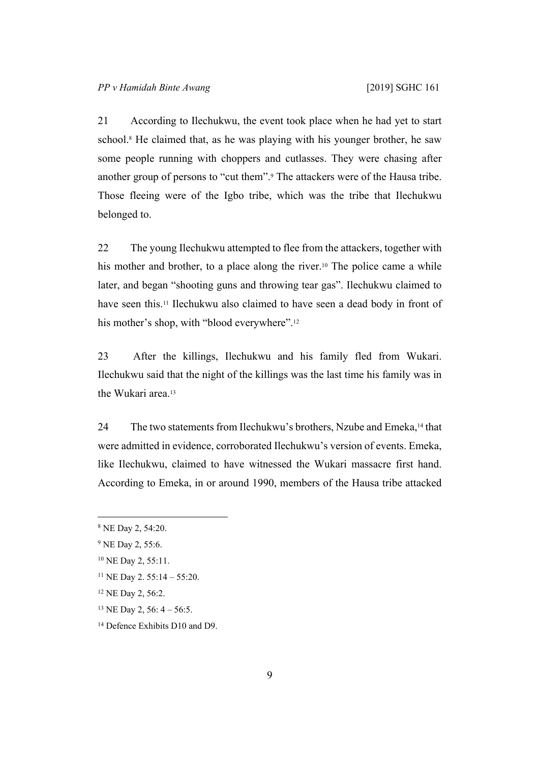21 According to Ilechukwu, the event took place when he had yet to start school.[8] He claimed that, as he was playing with his younger brother, he saw some people running with choppers and cutlasses. They were chasing after another group of persons to "cut them".[9] The attackers were of the Hausa tribe. Those fleeing were of the Igbo tribe, which was the tribe that Ilechukwu belonged to.

22 The young Ilechukwu attempted to flee from the attackers, together with his mother and brother, to a place along the river.[10] The police came a while later, and began "shooting guns and throwing tear gas". Ilechukwu claimed to have seen this.[11] Ilechukwu also claimed to have seen a dead body in front of his mother's shop, with "blood everywhere".[12]

23 After the killings, Ilechukwu and his family fled from Wukari. Ilechukwu said that the night of the killings was the last time his family was in the Wukari area.[13]

24 The two statements from Ilechukwu's brothers, Nzube and Emeka,[14] that were admitted in evidence, corroborated Ilechukwu's version of events. Emeka, like Ilechukwu, claimed to have witnessed the Wukari massacre first hand. According to Emeka, in or around 1990, members of the Hausa tribe attacked

---

[8] NE Day 2, 54:20.

[9] NE Day 2, 55:6.

[10] NE Day 2, 55:11.

[11] NE Day 2. 55:14 – 55:20.

[12] NE Day 2, 56:2.

[13] NE Day 2, 56: 4 – 56:5.

[14] Defence Exhibits D10 and D9.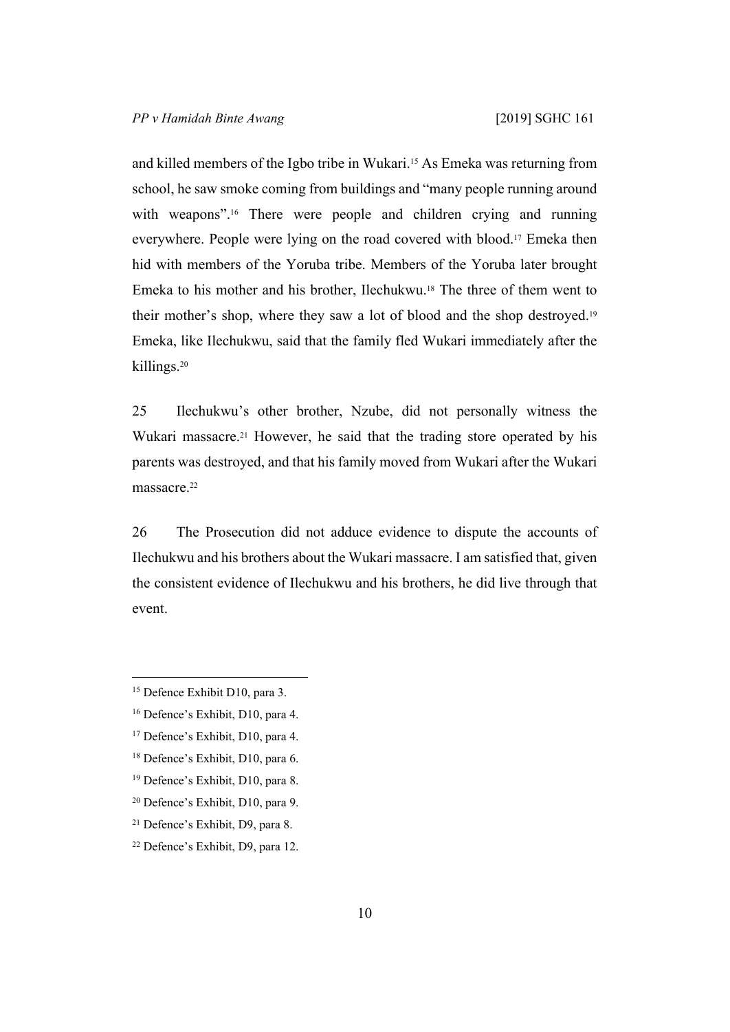and killed members of the Igbo tribe in Wukari.[15] As Emeka was returning from school, he saw smoke coming from buildings and "many people running around with weapons".[16] There were people and children crying and running everywhere. People were lying on the road covered with blood.[17] Emeka then hid with members of the Yoruba tribe. Members of the Yoruba later brought Emeka to his mother and his brother, Ilechukwu.[18] The three of them went to their mother's shop, where they saw a lot of blood and the shop destroyed.[19] Emeka, like Ilechukwu, said that the family fled Wukari immediately after the killings.[20]

25 Ilechukwu's other brother, Nzube, did not personally witness the Wukari massacre.[21] However, he said that the trading store operated by his parents was destroyed, and that his family moved from Wukari after the Wukari massacre.[22]

26 The Prosecution did not adduce evidence to dispute the accounts of Ilechukwu and his brothers about the Wukari massacre. I am satisfied that, given the consistent evidence of Ilechukwu and his brothers, he did live through that event.

---

[15] Defence Exhibit D10, para 3.

[16] Defence's Exhibit, D10, para 4.

[17] Defence's Exhibit, D10, para 4.

[18] Defence's Exhibit, D10, para 6.

[19] Defence's Exhibit, D10, para 8.

[20] Defence's Exhibit, D10, para 9.

[21] Defence's Exhibit, D9, para 8.

[22] Defence's Exhibit, D9, para 12.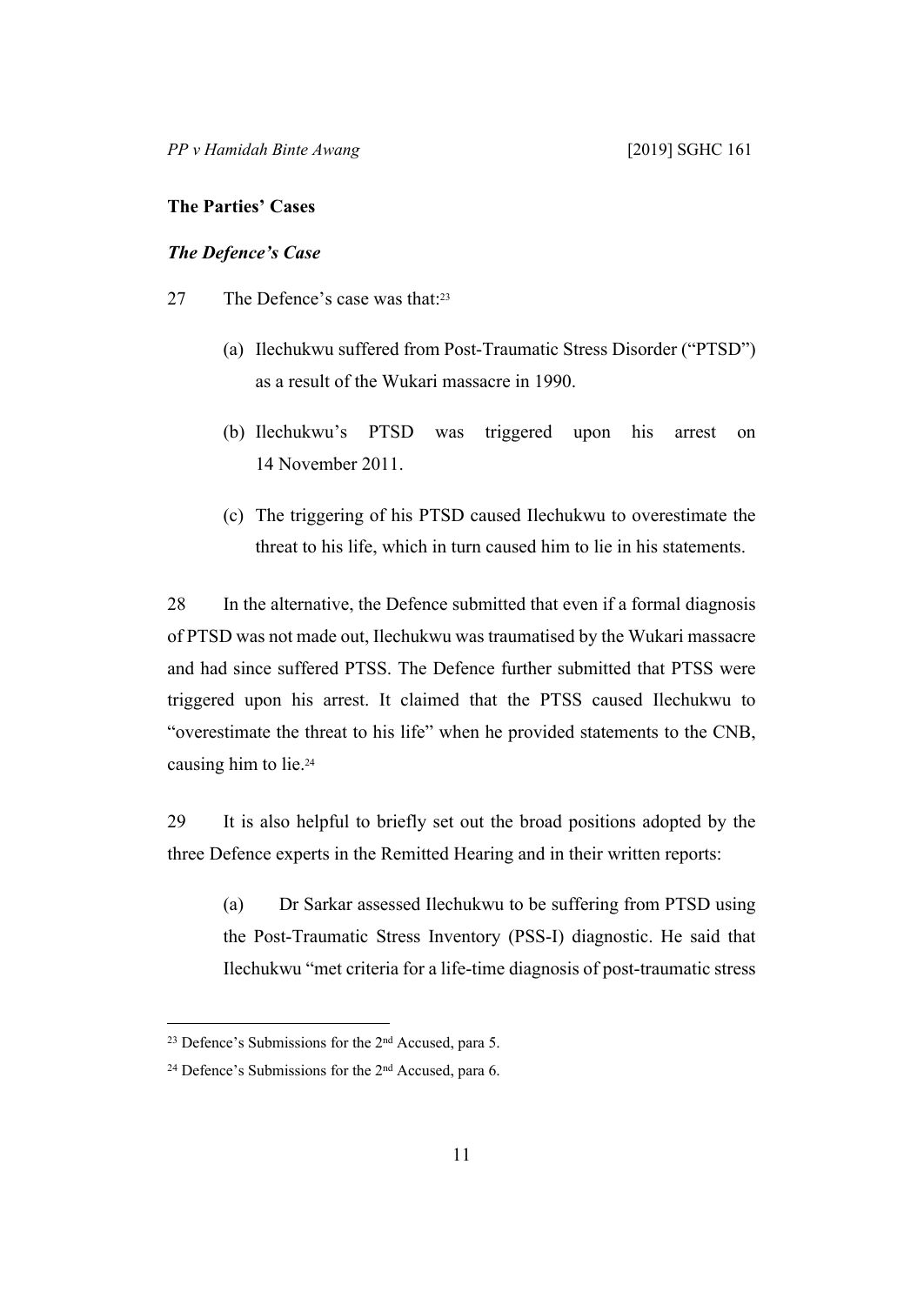## The Parties' Cases

### *The Defence's Case*

27 The Defence's case was that:[23]

(a) Ilechukwu suffered from Post-Traumatic Stress Disorder ("PTSD") as a result of the Wukari massacre in 1990.

(b) Ilechukwu's PTSD was triggered upon his arrest on 14 November 2011.

(c) The triggering of his PTSD caused Ilechukwu to overestimate the threat to his life, which in turn caused him to lie in his statements.

28 In the alternative, the Defence submitted that even if a formal diagnosis of PTSD was not made out, Ilechukwu was traumatised by the Wukari massacre and had since suffered PTSS. The Defence further submitted that PTSS were triggered upon his arrest. It claimed that the PTSS caused Ilechukwu to "overestimate the threat to his life" when he provided statements to the CNB, causing him to lie.[24]

29 It is also helpful to briefly set out the broad positions adopted by the three Defence experts in the Remitted Hearing and in their written reports:

(a) Dr Sarkar assessed Ilechukwu to be suffering from PTSD using the Post-Traumatic Stress Inventory (PSS-I) diagnostic. He said that Ilechukwu "met criteria for a life-time diagnosis of post-traumatic stress

---

[23] Defence's Submissions for the 2nd Accused, para 5.

[24] Defence's Submissions for the 2nd Accused, para 6.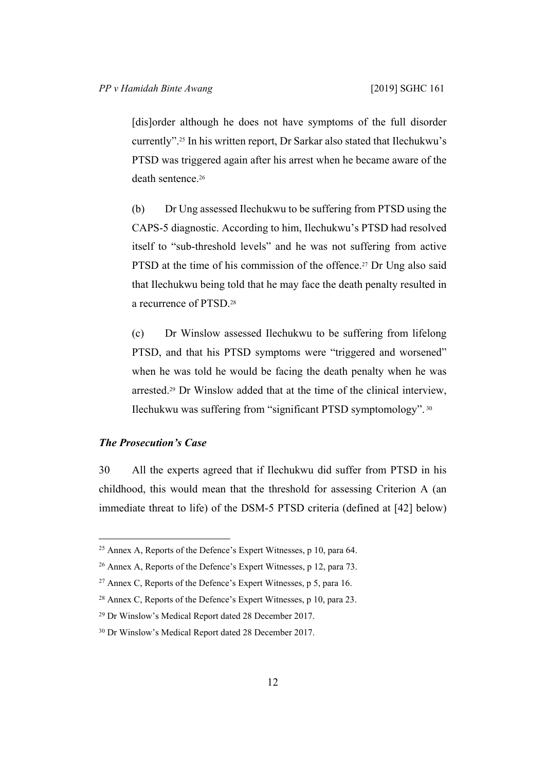[dis]order although he does not have symptoms of the full disorder currently".[25] In his written report, Dr Sarkar also stated that Ilechukwu's PTSD was triggered again after his arrest when he became aware of the death sentence.[26]

(b) Dr Ung assessed Ilechukwu to be suffering from PTSD using the CAPS-5 diagnostic. According to him, Ilechukwu's PTSD had resolved itself to "sub-threshold levels" and he was not suffering from active PTSD at the time of his commission of the offence.[27] Dr Ung also said that Ilechukwu being told that he may face the death penalty resulted in a recurrence of PTSD.[28]

(c) Dr Winslow assessed Ilechukwu to be suffering from lifelong PTSD, and that his PTSD symptoms were "triggered and worsened" when he was told he would be facing the death penalty when he was arrested.[29] Dr Winslow added that at the time of the clinical interview, Ilechukwu was suffering from "significant PTSD symptomology".[30]

### *The Prosecution's Case*

30 All the experts agreed that if Ilechukwu did suffer from PTSD in his childhood, this would mean that the threshold for assessing Criterion A (an immediate threat to life) of the DSM-5 PTSD criteria (defined at [42] below)

---

[25] Annex A, Reports of the Defence's Expert Witnesses, p 10, para 64.

[26] Annex A, Reports of the Defence's Expert Witnesses, p 12, para 73.

[27] Annex C, Reports of the Defence's Expert Witnesses, p 5, para 16.

[28] Annex C, Reports of the Defence's Expert Witnesses, p 10, para 23.

[29] Dr Winslow's Medical Report dated 28 December 2017.

[30] Dr Winslow's Medical Report dated 28 December 2017.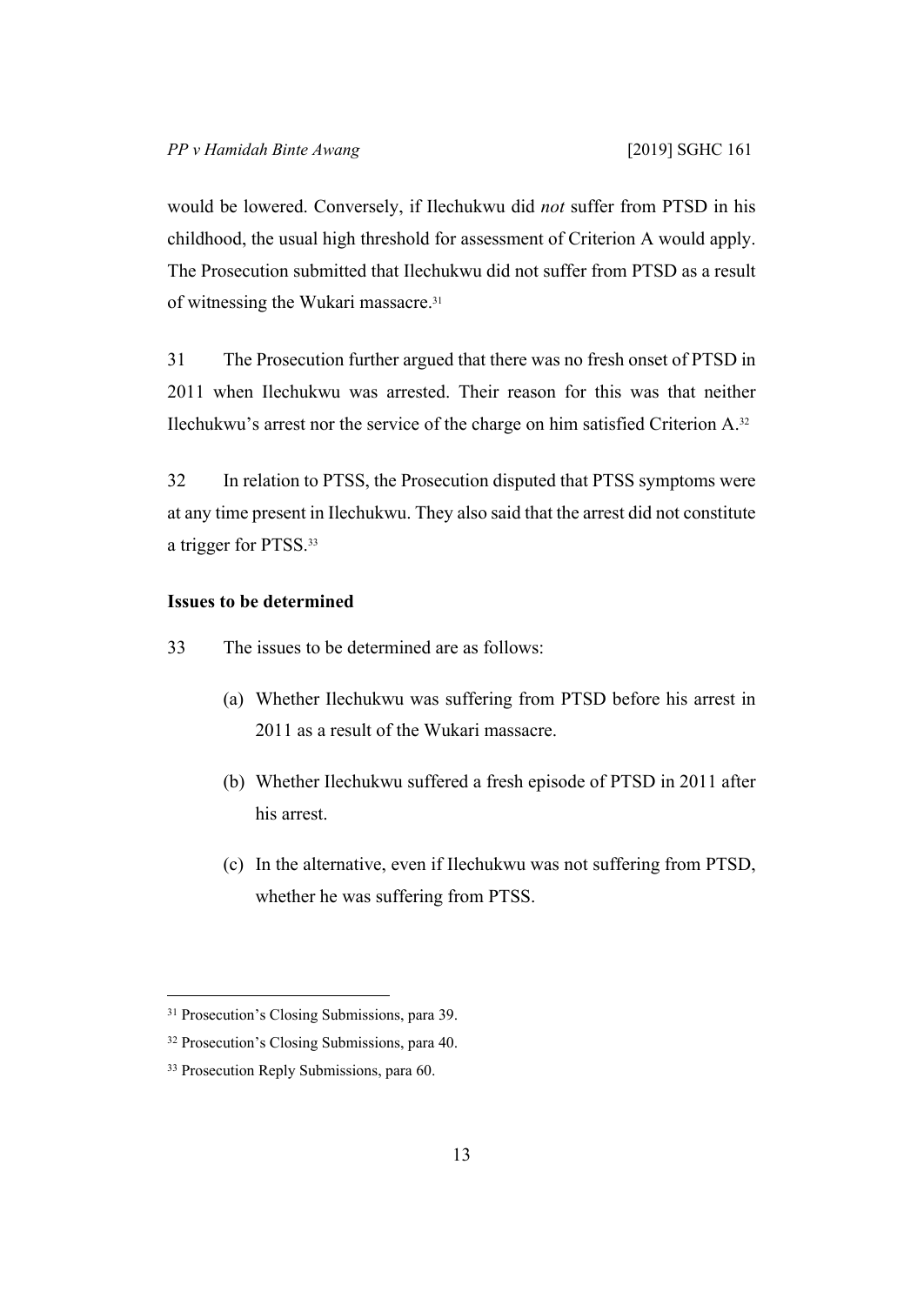would be lowered. Conversely, if Ilechukwu did *not* suffer from PTSD in his childhood, the usual high threshold for assessment of Criterion A would apply. The Prosecution submitted that Ilechukwu did not suffer from PTSD as a result of witnessing the Wukari massacre.[31]

31 The Prosecution further argued that there was no fresh onset of PTSD in 2011 when Ilechukwu was arrested. Their reason for this was that neither Ilechukwu's arrest nor the service of the charge on him satisfied Criterion A.[32]

32 In relation to PTSS, the Prosecution disputed that PTSS symptoms were at any time present in Ilechukwu. They also said that the arrest did not constitute a trigger for PTSS.[33]

**Issues to be determined**

33 The issues to be determined are as follows:

(a) Whether Ilechukwu was suffering from PTSD before his arrest in 2011 as a result of the Wukari massacre.

(b) Whether Ilechukwu suffered a fresh episode of PTSD in 2011 after his arrest.

(c) In the alternative, even if Ilechukwu was not suffering from PTSD, whether he was suffering from PTSS.

---

[31] Prosecution's Closing Submissions, para 39.

[32] Prosecution's Closing Submissions, para 40.

[33] Prosecution Reply Submissions, para 60.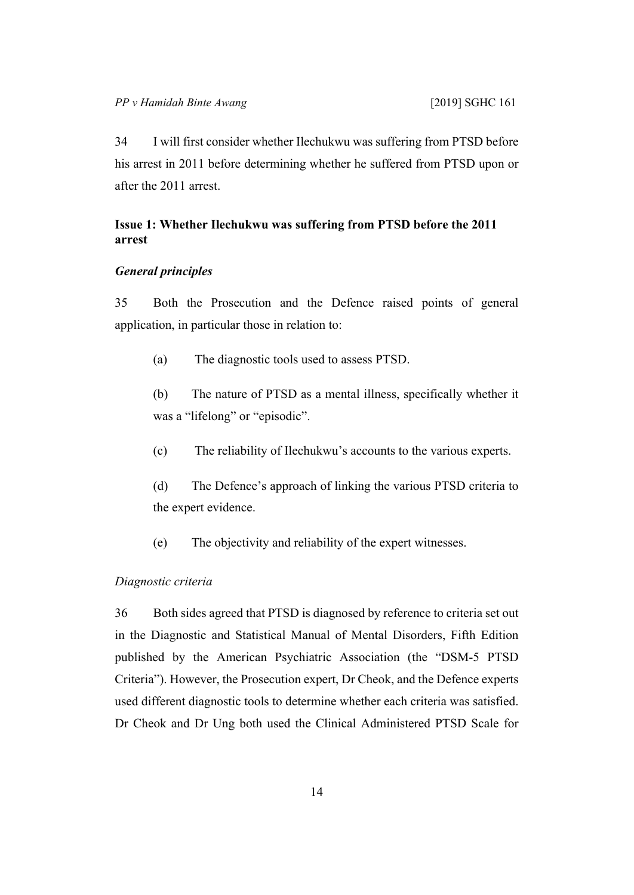34 I will first consider whether Ilechukwu was suffering from PTSD before his arrest in 2011 before determining whether he suffered from PTSD upon or after the 2011 arrest.

### Issue 1: Whether Ilechukwu was suffering from PTSD before the 2011 arrest

#### *General principles*

35 Both the Prosecution and the Defence raised points of general application, in particular those in relation to:

> (a) The diagnostic tools used to assess PTSD.
>
> (b) The nature of PTSD as a mental illness, specifically whether it was a "lifelong" or "episodic".
>
> (c) The reliability of Ilechukwu's accounts to the various experts.
>
> (d) The Defence's approach of linking the various PTSD criteria to the expert evidence.
>
> (e) The objectivity and reliability of the expert witnesses.

*Diagnostic criteria*

36 Both sides agreed that PTSD is diagnosed by reference to criteria set out in the Diagnostic and Statistical Manual of Mental Disorders, Fifth Edition published by the American Psychiatric Association (the "DSM-5 PTSD Criteria"). However, the Prosecution expert, Dr Cheok, and the Defence experts used different diagnostic tools to determine whether each criteria was satisfied. Dr Cheok and Dr Ung both used the Clinical Administered PTSD Scale for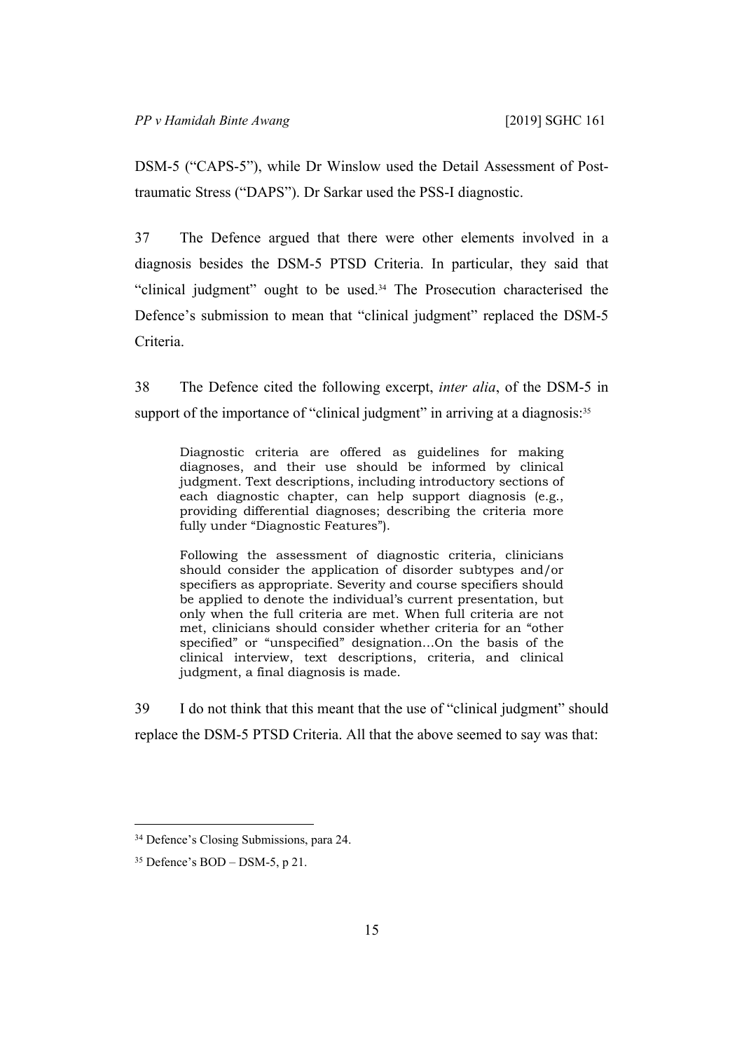DSM-5 ("CAPS-5"), while Dr Winslow used the Detail Assessment of Post-traumatic Stress ("DAPS"). Dr Sarkar used the PSS-I diagnostic.

37 The Defence argued that there were other elements involved in a diagnosis besides the DSM-5 PTSD Criteria. In particular, they said that "clinical judgment" ought to be used.[34] The Prosecution characterised the Defence's submission to mean that "clinical judgment" replaced the DSM-5 Criteria.

38 The Defence cited the following excerpt, *inter alia*, of the DSM-5 in support of the importance of "clinical judgment" in arriving at a diagnosis:[35]

> Diagnostic criteria are offered as guidelines for making diagnoses, and their use should be informed by clinical judgment. Text descriptions, including introductory sections of each diagnostic chapter, can help support diagnosis (e.g., providing differential diagnoses; describing the criteria more fully under "Diagnostic Features").
>
> Following the assessment of diagnostic criteria, clinicians should consider the application of disorder subtypes and/or specifiers as appropriate. Severity and course specifiers should be applied to denote the individual's current presentation, but only when the full criteria are met. When full criteria are not met, clinicians should consider whether criteria for an "other specified" or "unspecified" designation…On the basis of the clinical interview, text descriptions, criteria, and clinical judgment, a final diagnosis is made.

39 I do not think that this meant that the use of "clinical judgment" should replace the DSM-5 PTSD Criteria. All that the above seemed to say was that:

---

[34] Defence's Closing Submissions, para 24.

[35] Defence's BOD – DSM-5, p 21.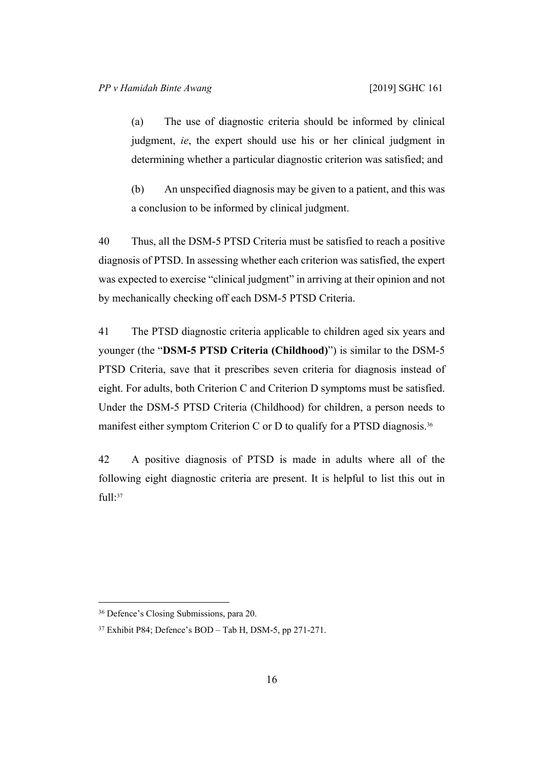(a) The use of diagnostic criteria should be informed by clinical judgment, *ie*, the expert should use his or her clinical judgment in determining whether a particular diagnostic criterion was satisfied; and

(b) An unspecified diagnosis may be given to a patient, and this was a conclusion to be informed by clinical judgment.

40 Thus, all the DSM-5 PTSD Criteria must be satisfied to reach a positive diagnosis of PTSD. In assessing whether each criterion was satisfied, the expert was expected to exercise "clinical judgment" in arriving at their opinion and not by mechanically checking off each DSM-5 PTSD Criteria.

41 The PTSD diagnostic criteria applicable to children aged six years and younger (the "**DSM-5 PTSD Criteria (Childhood)**") is similar to the DSM-5 PTSD Criteria, save that it prescribes seven criteria for diagnosis instead of eight. For adults, both Criterion C and Criterion D symptoms must be satisfied. Under the DSM-5 PTSD Criteria (Childhood) for children, a person needs to manifest either symptom Criterion C or D to qualify for a PTSD diagnosis.[36]

42 A positive diagnosis of PTSD is made in adults where all of the following eight diagnostic criteria are present. It is helpful to list this out in full:[37]

---

[36] Defence's Closing Submissions, para 20.

[37] Exhibit P84; Defence's BOD – Tab H, DSM-5, pp 271-271.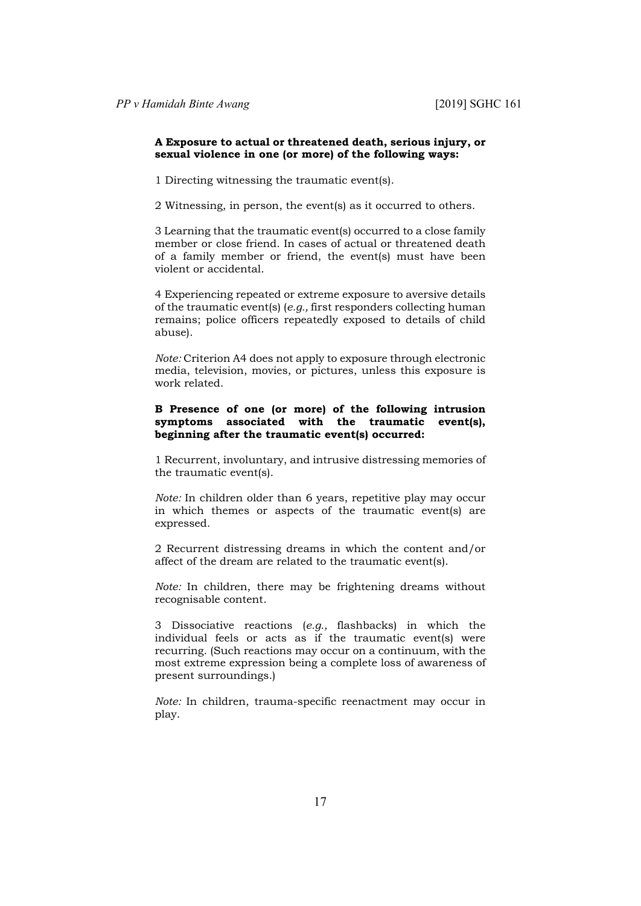**A Exposure to actual or threatened death, serious injury, or sexual violence in one (or more) of the following ways:**

1 Directing witnessing the traumatic event(s).

2 Witnessing, in person, the event(s) as it occurred to others.

3 Learning that the traumatic event(s) occurred to a close family member or close friend. In cases of actual or threatened death of a family member or friend, the event(s) must have been violent or accidental.

4 Experiencing repeated or extreme exposure to aversive details of the traumatic event(s) (*e.g.,* first responders collecting human remains; police officers repeatedly exposed to details of child abuse).

*Note:* Criterion A4 does not apply to exposure through electronic media, television, movies, or pictures, unless this exposure is work related.

**B Presence of one (or more) of the following intrusion symptoms associated with the traumatic event(s), beginning after the traumatic event(s) occurred:**

1 Recurrent, involuntary, and intrusive distressing memories of the traumatic event(s).

*Note:* In children older than 6 years, repetitive play may occur in which themes or aspects of the traumatic event(s) are expressed.

2 Recurrent distressing dreams in which the content and/or affect of the dream are related to the traumatic event(s).

*Note:* In children, there may be frightening dreams without recognisable content.

3 Dissociative reactions (*e.g.,* flashbacks) in which the individual feels or acts as if the traumatic event(s) were recurring. (Such reactions may occur on a continuum, with the most extreme expression being a complete loss of awareness of present surroundings.)

*Note:* In children, trauma-specific reenactment may occur in play.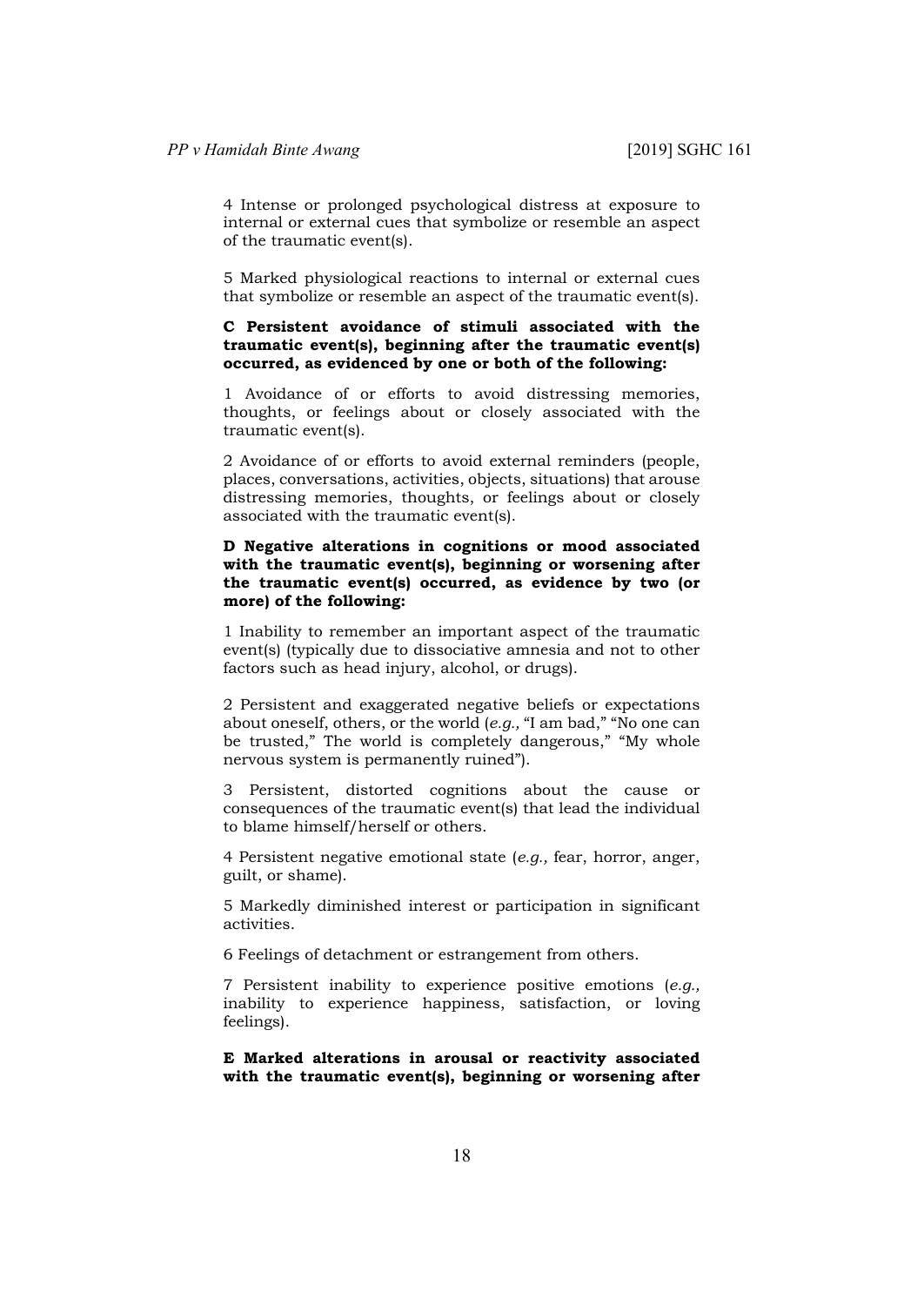4 Intense or prolonged psychological distress at exposure to internal or external cues that symbolize or resemble an aspect of the traumatic event(s).

5 Marked physiological reactions to internal or external cues that symbolize or resemble an aspect of the traumatic event(s).

**C Persistent avoidance of stimuli associated with the traumatic event(s), beginning after the traumatic event(s) occurred, as evidenced by one or both of the following:**

1 Avoidance of or efforts to avoid distressing memories, thoughts, or feelings about or closely associated with the traumatic event(s).

2 Avoidance of or efforts to avoid external reminders (people, places, conversations, activities, objects, situations) that arouse distressing memories, thoughts, or feelings about or closely associated with the traumatic event(s).

**D Negative alterations in cognitions or mood associated with the traumatic event(s), beginning or worsening after the traumatic event(s) occurred, as evidence by two (or more) of the following:**

1 Inability to remember an important aspect of the traumatic event(s) (typically due to dissociative amnesia and not to other factors such as head injury, alcohol, or drugs).

2 Persistent and exaggerated negative beliefs or expectations about oneself, others, or the world (*e.g.,* "I am bad," "No one can be trusted," The world is completely dangerous," "My whole nervous system is permanently ruined").

3 Persistent, distorted cognitions about the cause or consequences of the traumatic event(s) that lead the individual to blame himself/herself or others.

4 Persistent negative emotional state (*e.g.,* fear, horror, anger, guilt, or shame).

5 Markedly diminished interest or participation in significant activities.

6 Feelings of detachment or estrangement from others.

7 Persistent inability to experience positive emotions (*e.g.,* inability to experience happiness, satisfaction, or loving feelings).

**E Marked alterations in arousal or reactivity associated with the traumatic event(s), beginning or worsening after**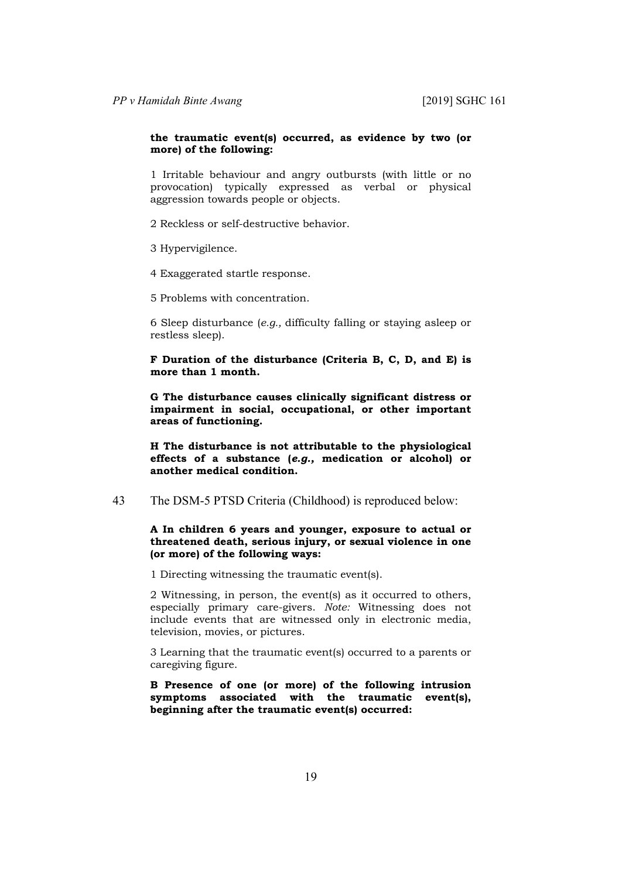**the traumatic event(s) occurred, as evidence by two (or more) of the following:**

1 Irritable behaviour and angry outbursts (with little or no provocation) typically expressed as verbal or physical aggression towards people or objects.

2 Reckless or self-destructive behavior.

3 Hypervigilence.

4 Exaggerated startle response.

5 Problems with concentration.

6 Sleep disturbance (*e.g.,* difficulty falling or staying asleep or restless sleep).

**F Duration of the disturbance (Criteria B, C, D, and E) is more than 1 month.**

**G The disturbance causes clinically significant distress or impairment in social, occupational, or other important areas of functioning.**

**H The disturbance is not attributable to the physiological effects of a substance (*e.g.,* medication or alcohol) or another medical condition.**

43 The DSM-5 PTSD Criteria (Childhood) is reproduced below:

**A In children 6 years and younger, exposure to actual or threatened death, serious injury, or sexual violence in one (or more) of the following ways:**

1 Directing witnessing the traumatic event(s).

2 Witnessing, in person, the event(s) as it occurred to others, especially primary care-givers. *Note:* Witnessing does not include events that are witnessed only in electronic media, television, movies, or pictures.

3 Learning that the traumatic event(s) occurred to a parents or caregiving figure.

**B Presence of one (or more) of the following intrusion symptoms associated with the traumatic event(s), beginning after the traumatic event(s) occurred:**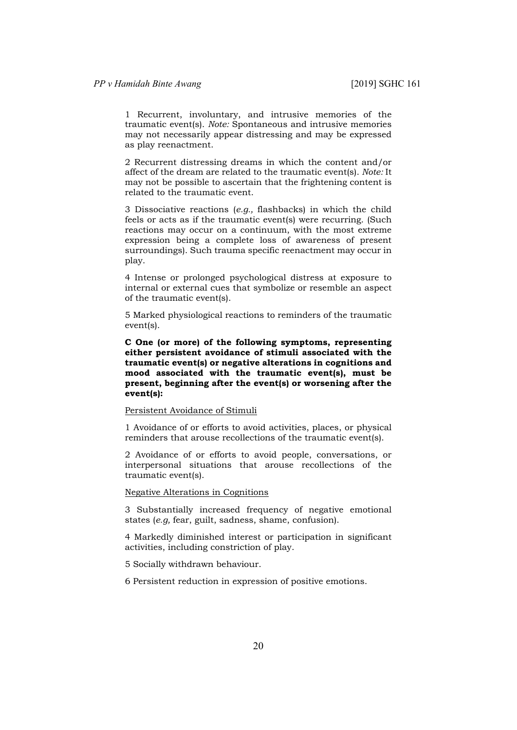1 Recurrent, involuntary, and intrusive memories of the traumatic event(s). *Note:* Spontaneous and intrusive memories may not necessarily appear distressing and may be expressed as play reenactment.

2 Recurrent distressing dreams in which the content and/or affect of the dream are related to the traumatic event(s). *Note:* It may not be possible to ascertain that the frightening content is related to the traumatic event.

3 Dissociative reactions (*e.g.,* flashbacks) in which the child feels or acts as if the traumatic event(s) were recurring. (Such reactions may occur on a continuum, with the most extreme expression being a complete loss of awareness of present surroundings). Such trauma specific reenactment may occur in play.

4 Intense or prolonged psychological distress at exposure to internal or external cues that symbolize or resemble an aspect of the traumatic event(s).

5 Marked physiological reactions to reminders of the traumatic event(s).

**C One (or more) of the following symptoms, representing either persistent avoidance of stimuli associated with the traumatic event(s) or negative alterations in cognitions and mood associated with the traumatic event(s), must be present, beginning after the event(s) or worsening after the event(s):**

<u>Persistent Avoidance of Stimuli</u>

1 Avoidance of or efforts to avoid activities, places, or physical reminders that arouse recollections of the traumatic event(s).

2 Avoidance of or efforts to avoid people, conversations, or interpersonal situations that arouse recollections of the traumatic event(s).

<u>Negative Alterations in Cognitions</u>

3 Substantially increased frequency of negative emotional states (*e.g,* fear, guilt, sadness, shame, confusion).

4 Markedly diminished interest or participation in significant activities, including constriction of play.

5 Socially withdrawn behaviour.

6 Persistent reduction in expression of positive emotions.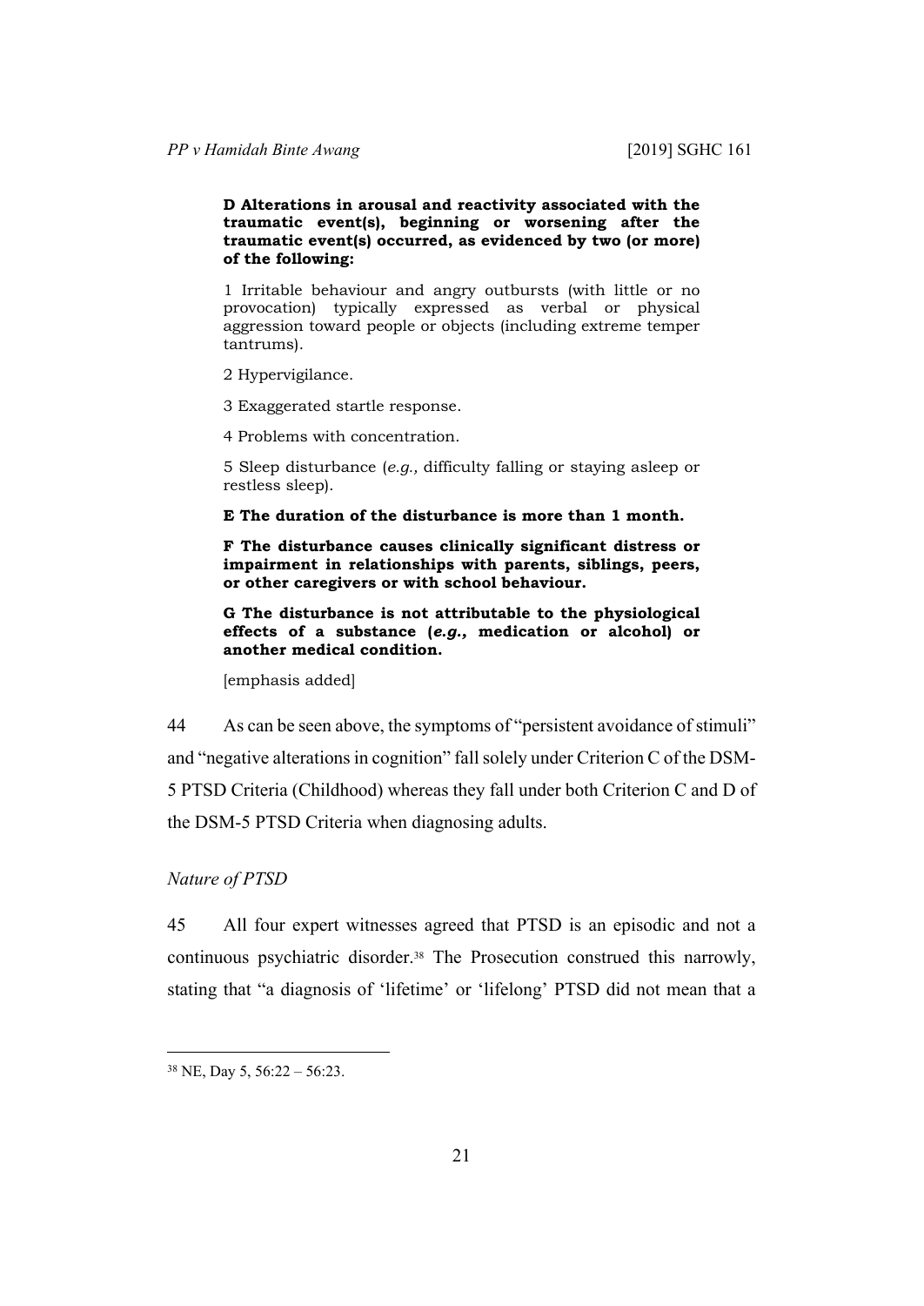**D Alterations in arousal and reactivity associated with the traumatic event(s), beginning or worsening after the traumatic event(s) occurred, as evidenced by two (or more) of the following:**

1 Irritable behaviour and angry outbursts (with little or no provocation) typically expressed as verbal or physical aggression toward people or objects (including extreme temper tantrums).

2 Hypervigilance.

3 Exaggerated startle response.

4 Problems with concentration.

5 Sleep disturbance (*e.g.,* difficulty falling or staying asleep or restless sleep).

**E The duration of the disturbance is more than 1 month.**

**F The disturbance causes clinically significant distress or impairment in relationships with parents, siblings, peers, or other caregivers or with school behaviour.**

**G The disturbance is not attributable to the physiological effects of a substance (*e.g.,* medication or alcohol) or another medical condition.**

[emphasis added]

44 As can be seen above, the symptoms of "persistent avoidance of stimuli" and "negative alterations in cognition" fall solely under Criterion C of the DSM-5 PTSD Criteria (Childhood) whereas they fall under both Criterion C and D of the DSM-5 PTSD Criteria when diagnosing adults.

*Nature of PTSD*

45 All four expert witnesses agreed that PTSD is an episodic and not a continuous psychiatric disorder.[38] The Prosecution construed this narrowly, stating that "a diagnosis of 'lifetime' or 'lifelong' PTSD did not mean that a

[38] NE, Day 5, 56:22 – 56:23.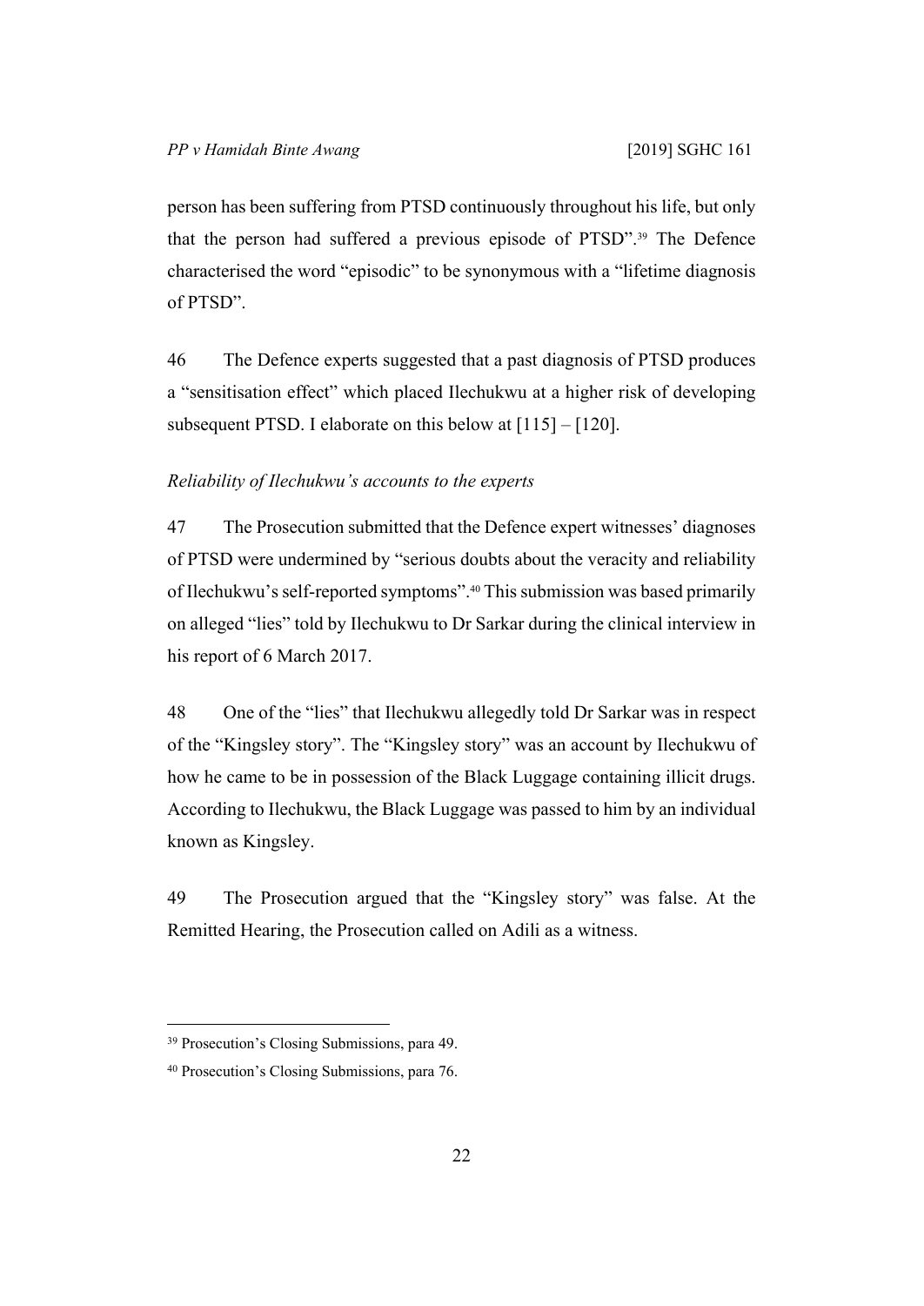person has been suffering from PTSD continuously throughout his life, but only that the person had suffered a previous episode of PTSD".[39] The Defence characterised the word "episodic" to be synonymous with a "lifetime diagnosis of PTSD".

46 The Defence experts suggested that a past diagnosis of PTSD produces a "sensitisation effect" which placed Ilechukwu at a higher risk of developing subsequent PTSD. I elaborate on this below at [115] – [120].

*Reliability of Ilechukwu's accounts to the experts*

47 The Prosecution submitted that the Defence expert witnesses' diagnoses of PTSD were undermined by "serious doubts about the veracity and reliability of Ilechukwu's self-reported symptoms".[40] This submission was based primarily on alleged "lies" told by Ilechukwu to Dr Sarkar during the clinical interview in his report of 6 March 2017.

48 One of the "lies" that Ilechukwu allegedly told Dr Sarkar was in respect of the "Kingsley story". The "Kingsley story" was an account by Ilechukwu of how he came to be in possession of the Black Luggage containing illicit drugs. According to Ilechukwu, the Black Luggage was passed to him by an individual known as Kingsley.

49 The Prosecution argued that the "Kingsley story" was false. At the Remitted Hearing, the Prosecution called on Adili as a witness.

---

[39] Prosecution's Closing Submissions, para 49.

[40] Prosecution's Closing Submissions, para 76.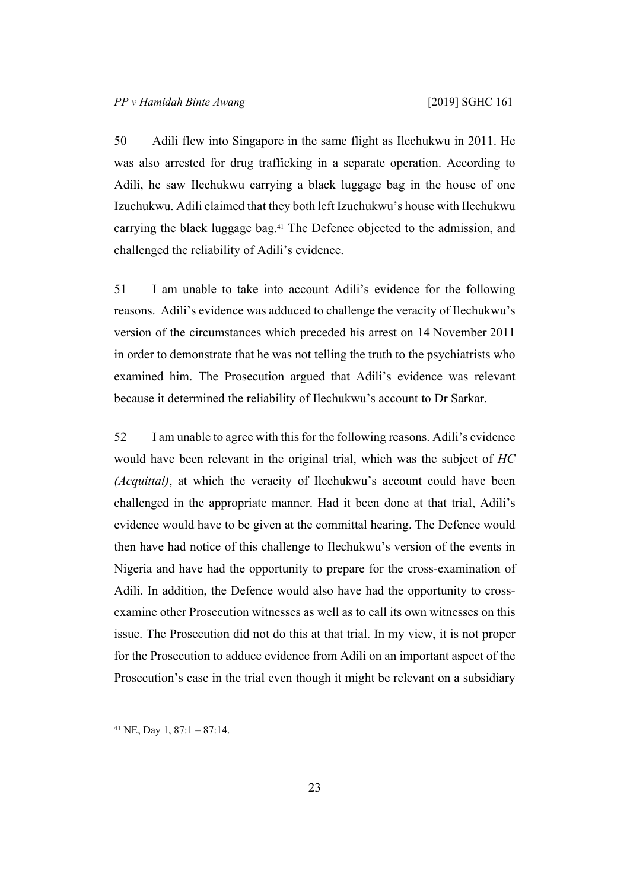50 Adili flew into Singapore in the same flight as Ilechukwu in 2011. He was also arrested for drug trafficking in a separate operation. According to Adili, he saw Ilechukwu carrying a black luggage bag in the house of one Izuchukwu. Adili claimed that they both left Izuchukwu's house with Ilechukwu carrying the black luggage bag.[41] The Defence objected to the admission, and challenged the reliability of Adili's evidence.

51 I am unable to take into account Adili's evidence for the following reasons. Adili's evidence was adduced to challenge the veracity of Ilechukwu's version of the circumstances which preceded his arrest on 14 November 2011 in order to demonstrate that he was not telling the truth to the psychiatrists who examined him. The Prosecution argued that Adili's evidence was relevant because it determined the reliability of Ilechukwu's account to Dr Sarkar.

52 I am unable to agree with this for the following reasons. Adili's evidence would have been relevant in the original trial, which was the subject of *HC (Acquittal)*, at which the veracity of Ilechukwu's account could have been challenged in the appropriate manner. Had it been done at that trial, Adili's evidence would have to be given at the committal hearing. The Defence would then have had notice of this challenge to Ilechukwu's version of the events in Nigeria and have had the opportunity to prepare for the cross-examination of Adili. In addition, the Defence would also have had the opportunity to cross-examine other Prosecution witnesses as well as to call its own witnesses on this issue. The Prosecution did not do this at that trial. In my view, it is not proper for the Prosecution to adduce evidence from Adili on an important aspect of the Prosecution's case in the trial even though it might be relevant on a subsidiary

---

[41] NE, Day 1, 87:1 – 87:14.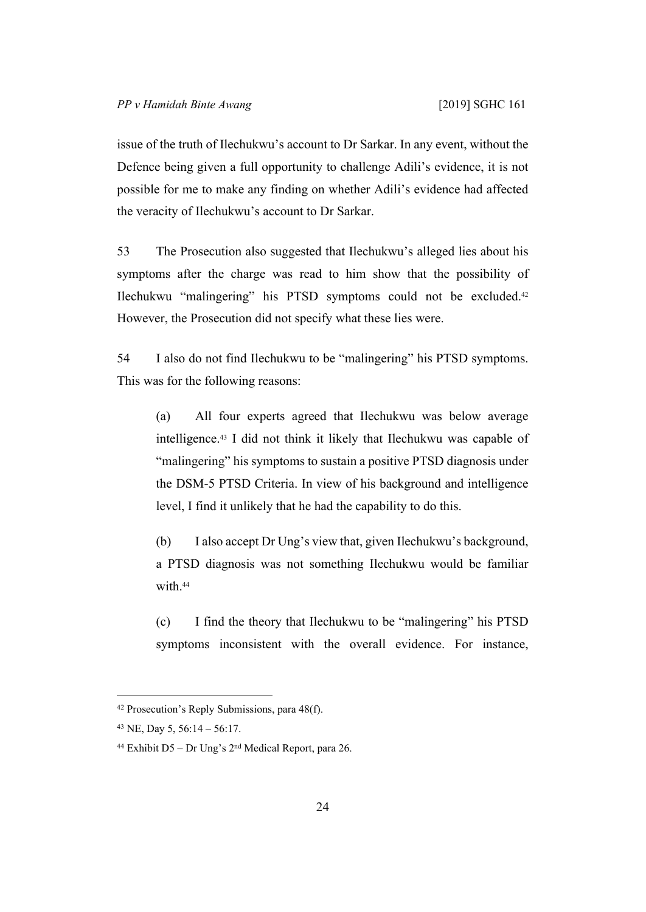issue of the truth of Ilechukwu's account to Dr Sarkar. In any event, without the Defence being given a full opportunity to challenge Adili's evidence, it is not possible for me to make any finding on whether Adili's evidence had affected the veracity of Ilechukwu's account to Dr Sarkar.

53 The Prosecution also suggested that Ilechukwu's alleged lies about his symptoms after the charge was read to him show that the possibility of Ilechukwu "malingering" his PTSD symptoms could not be excluded.[42] However, the Prosecution did not specify what these lies were.

54 I also do not find Ilechukwu to be "malingering" his PTSD symptoms. This was for the following reasons:

> (a) All four experts agreed that Ilechukwu was below average intelligence.[43] I did not think it likely that Ilechukwu was capable of "malingering" his symptoms to sustain a positive PTSD diagnosis under the DSM-5 PTSD Criteria. In view of his background and intelligence level, I find it unlikely that he had the capability to do this.
>
> (b) I also accept Dr Ung's view that, given Ilechukwu's background, a PTSD diagnosis was not something Ilechukwu would be familiar with.[44]
>
> (c) I find the theory that Ilechukwu to be "malingering" his PTSD symptoms inconsistent with the overall evidence. For instance,

---

[42] Prosecution's Reply Submissions, para 48(f).

[43] NE, Day 5, 56:14 – 56:17.

[44] Exhibit D5 – Dr Ung's 2nd Medical Report, para 26.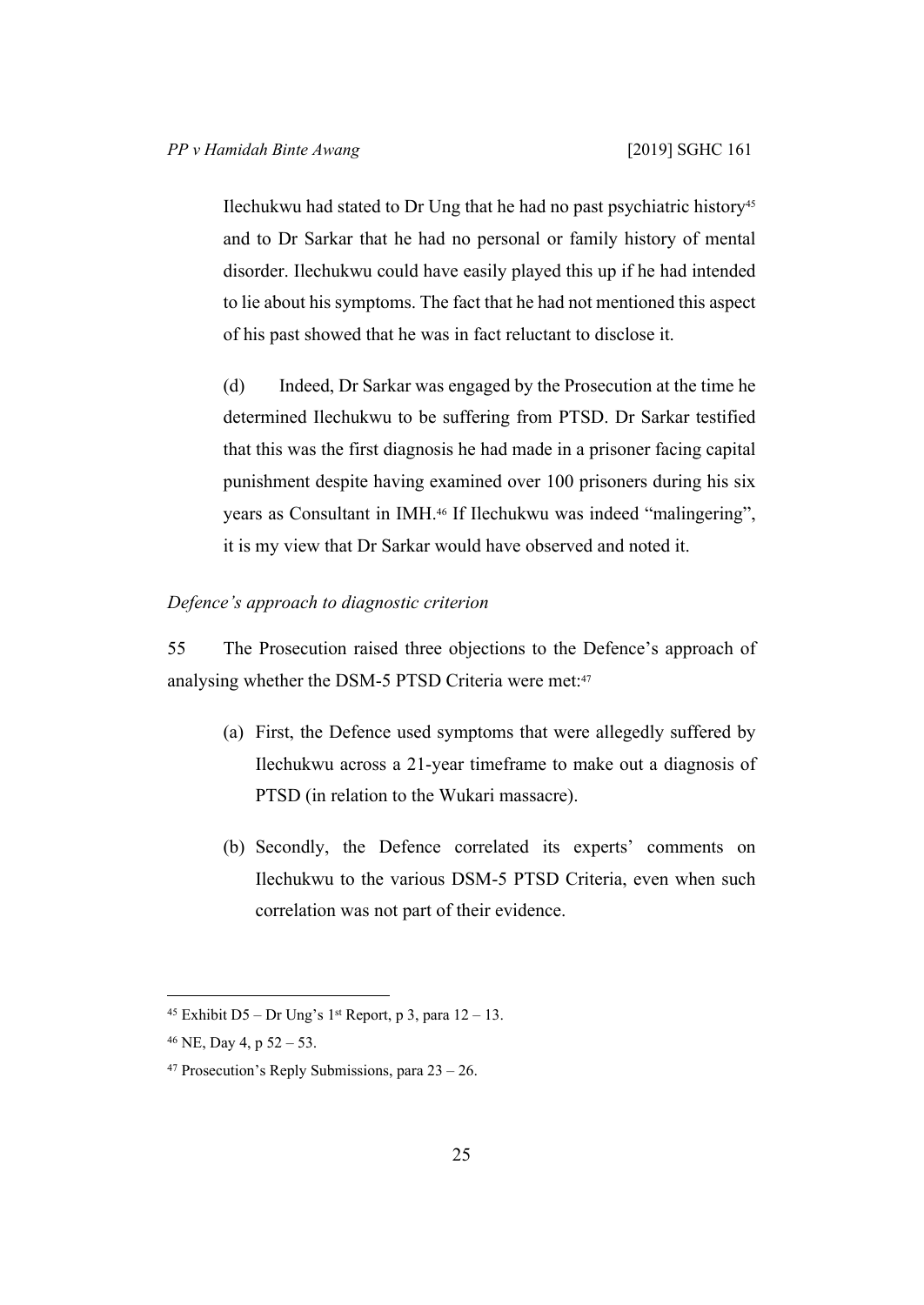Ilechukwu had stated to Dr Ung that he had no past psychiatric history[45] and to Dr Sarkar that he had no personal or family history of mental disorder. Ilechukwu could have easily played this up if he had intended to lie about his symptoms. The fact that he had not mentioned this aspect of his past showed that he was in fact reluctant to disclose it.

(d) Indeed, Dr Sarkar was engaged by the Prosecution at the time he determined Ilechukwu to be suffering from PTSD. Dr Sarkar testified that this was the first diagnosis he had made in a prisoner facing capital punishment despite having examined over 100 prisoners during his six years as Consultant in IMH.[46] If Ilechukwu was indeed "malingering", it is my view that Dr Sarkar would have observed and noted it.

*Defence's approach to diagnostic criterion*

55 The Prosecution raised three objections to the Defence's approach of analysing whether the DSM-5 PTSD Criteria were met:[47]

(a) First, the Defence used symptoms that were allegedly suffered by Ilechukwu across a 21-year timeframe to make out a diagnosis of PTSD (in relation to the Wukari massacre).

(b) Secondly, the Defence correlated its experts' comments on Ilechukwu to the various DSM-5 PTSD Criteria, even when such correlation was not part of their evidence.

---

[45] Exhibit D5 – Dr Ung's 1st Report, p 3, para 12 – 13.

[46] NE, Day 4, p 52 – 53.

[47] Prosecution's Reply Submissions, para 23 – 26.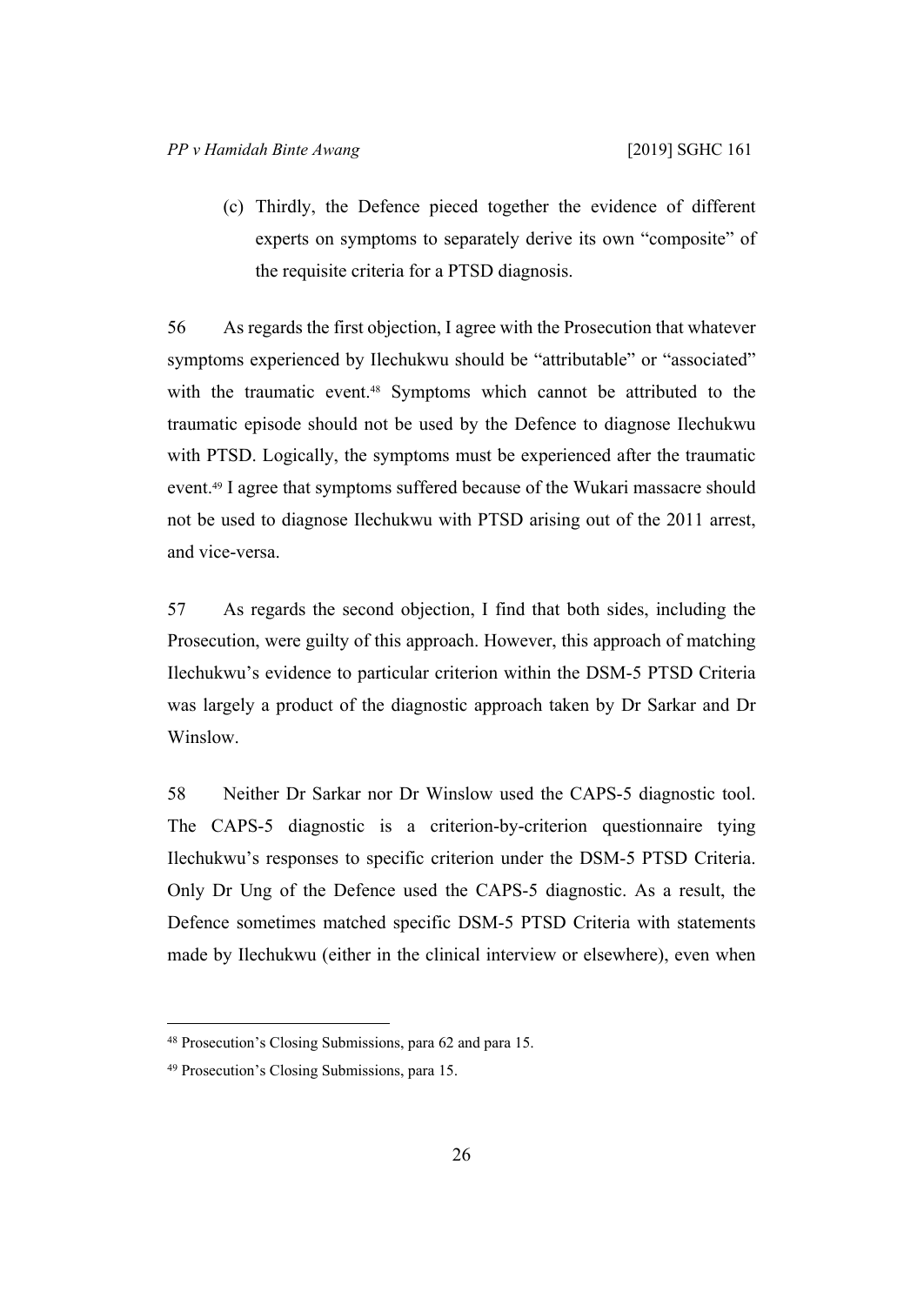(c) Thirdly, the Defence pieced together the evidence of different experts on symptoms to separately derive its own "composite" of the requisite criteria for a PTSD diagnosis.

56 As regards the first objection, I agree with the Prosecution that whatever symptoms experienced by Ilechukwu should be "attributable" or "associated" with the traumatic event.[48] Symptoms which cannot be attributed to the traumatic episode should not be used by the Defence to diagnose Ilechukwu with PTSD. Logically, the symptoms must be experienced after the traumatic event.[49] I agree that symptoms suffered because of the Wukari massacre should not be used to diagnose Ilechukwu with PTSD arising out of the 2011 arrest, and vice-versa.

57 As regards the second objection, I find that both sides, including the Prosecution, were guilty of this approach. However, this approach of matching Ilechukwu's evidence to particular criterion within the DSM-5 PTSD Criteria was largely a product of the diagnostic approach taken by Dr Sarkar and Dr Winslow.

58 Neither Dr Sarkar nor Dr Winslow used the CAPS-5 diagnostic tool. The CAPS-5 diagnostic is a criterion-by-criterion questionnaire tying Ilechukwu's responses to specific criterion under the DSM-5 PTSD Criteria. Only Dr Ung of the Defence used the CAPS-5 diagnostic. As a result, the Defence sometimes matched specific DSM-5 PTSD Criteria with statements made by Ilechukwu (either in the clinical interview or elsewhere), even when

---

[48] Prosecution's Closing Submissions, para 62 and para 15.

[49] Prosecution's Closing Submissions, para 15.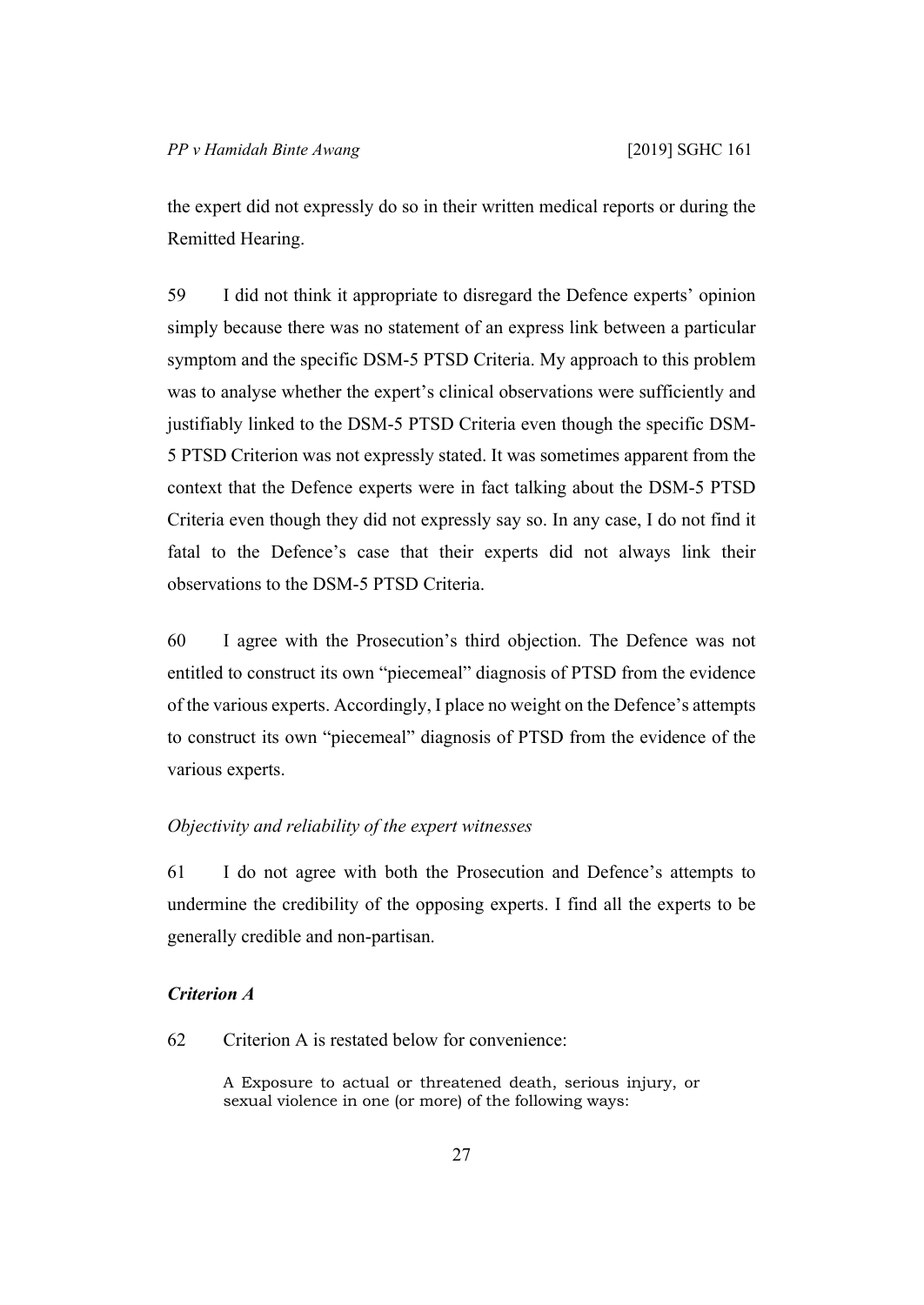the expert did not expressly do so in their written medical reports or during the Remitted Hearing.

59 I did not think it appropriate to disregard the Defence experts' opinion simply because there was no statement of an express link between a particular symptom and the specific DSM-5 PTSD Criteria. My approach to this problem was to analyse whether the expert's clinical observations were sufficiently and justifiably linked to the DSM-5 PTSD Criteria even though the specific DSM-5 PTSD Criterion was not expressly stated. It was sometimes apparent from the context that the Defence experts were in fact talking about the DSM-5 PTSD Criteria even though they did not expressly say so. In any case, I do not find it fatal to the Defence's case that their experts did not always link their observations to the DSM-5 PTSD Criteria.

60 I agree with the Prosecution's third objection. The Defence was not entitled to construct its own "piecemeal" diagnosis of PTSD from the evidence of the various experts. Accordingly, I place no weight on the Defence's attempts to construct its own "piecemeal" diagnosis of PTSD from the evidence of the various experts.

*Objectivity and reliability of the expert witnesses*

61 I do not agree with both the Prosecution and Defence's attempts to undermine the credibility of the opposing experts. I find all the experts to be generally credible and non-partisan.

***Criterion A***

62 Criterion A is restated below for convenience:

> A Exposure to actual or threatened death, serious injury, or sexual violence in one (or more) of the following ways: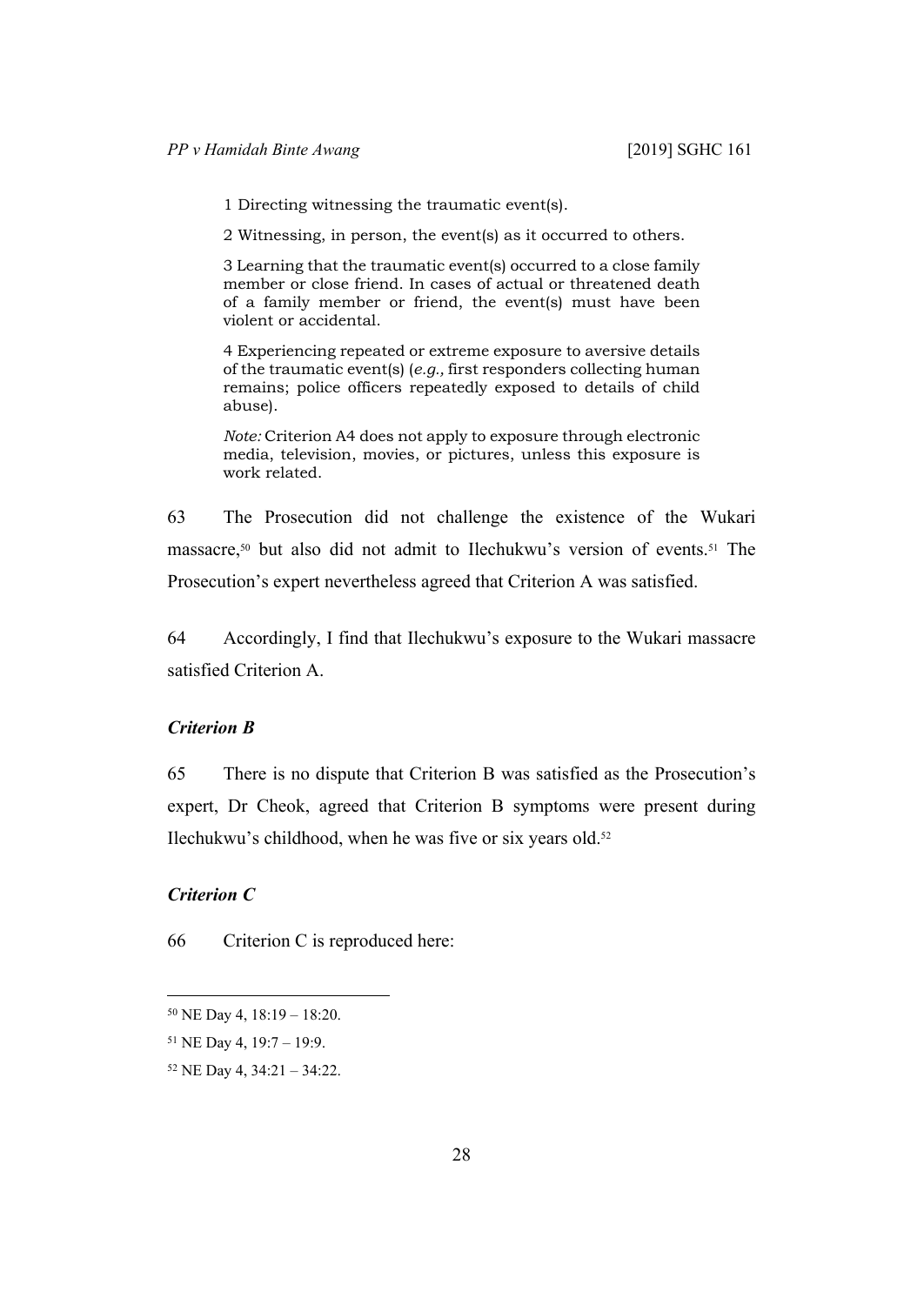1 Directing witnessing the traumatic event(s).

2 Witnessing, in person, the event(s) as it occurred to others.

3 Learning that the traumatic event(s) occurred to a close family member or close friend. In cases of actual or threatened death of a family member or friend, the event(s) must have been violent or accidental.

4 Experiencing repeated or extreme exposure to aversive details of the traumatic event(s) (*e.g.,* first responders collecting human remains; police officers repeatedly exposed to details of child abuse).

*Note:* Criterion A4 does not apply to exposure through electronic media, television, movies, or pictures, unless this exposure is work related.

63 The Prosecution did not challenge the existence of the Wukari massacre,[50] but also did not admit to Ilechukwu's version of events.[51] The Prosecution's expert nevertheless agreed that Criterion A was satisfied.

64 Accordingly, I find that Ilechukwu's exposure to the Wukari massacre satisfied Criterion A.

### *Criterion B*

65 There is no dispute that Criterion B was satisfied as the Prosecution's expert, Dr Cheok, agreed that Criterion B symptoms were present during Ilechukwu's childhood, when he was five or six years old.[52]

### *Criterion C*

66 Criterion C is reproduced here:

---

[50] NE Day 4, 18:19 – 18:20.

[51] NE Day 4, 19:7 – 19:9.

[52] NE Day 4, 34:21 – 34:22.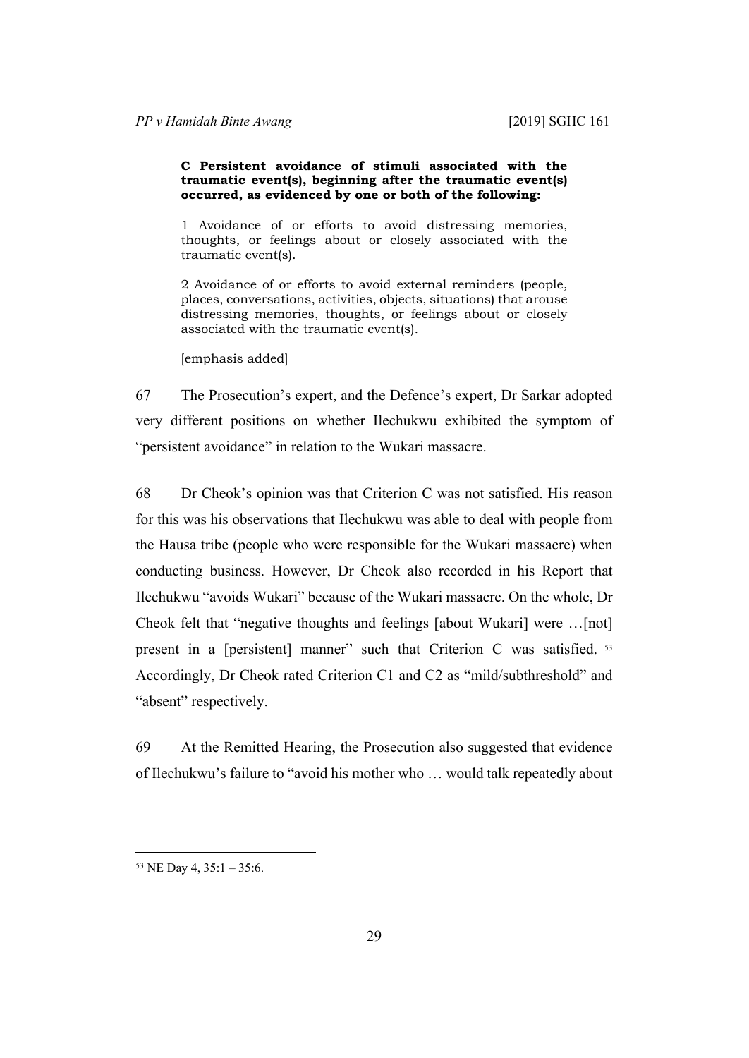> **C Persistent avoidance of stimuli associated with the traumatic event(s), beginning after the traumatic event(s) occurred, as evidenced by one or both of the following:**
>
> 1 Avoidance of or efforts to avoid distressing memories, thoughts, or feelings about or closely associated with the traumatic event(s).
>
> 2 Avoidance of or efforts to avoid external reminders (people, places, conversations, activities, objects, situations) that arouse distressing memories, thoughts, or feelings about or closely associated with the traumatic event(s).
>
> [emphasis added]

67 The Prosecution's expert, and the Defence's expert, Dr Sarkar adopted very different positions on whether Ilechukwu exhibited the symptom of "persistent avoidance" in relation to the Wukari massacre.

68 Dr Cheok's opinion was that Criterion C was not satisfied. His reason for this was his observations that Ilechukwu was able to deal with people from the Hausa tribe (people who were responsible for the Wukari massacre) when conducting business. However, Dr Cheok also recorded in his Report that Ilechukwu "avoids Wukari" because of the Wukari massacre. On the whole, Dr Cheok felt that "negative thoughts and feelings [about Wukari] were …[not] present in a [persistent] manner" such that Criterion C was satisfied. [53] Accordingly, Dr Cheok rated Criterion C1 and C2 as "mild/subthreshold" and "absent" respectively.

69 At the Remitted Hearing, the Prosecution also suggested that evidence of Ilechukwu's failure to "avoid his mother who … would talk repeatedly about

[53] NE Day 4, 35:1 – 35:6.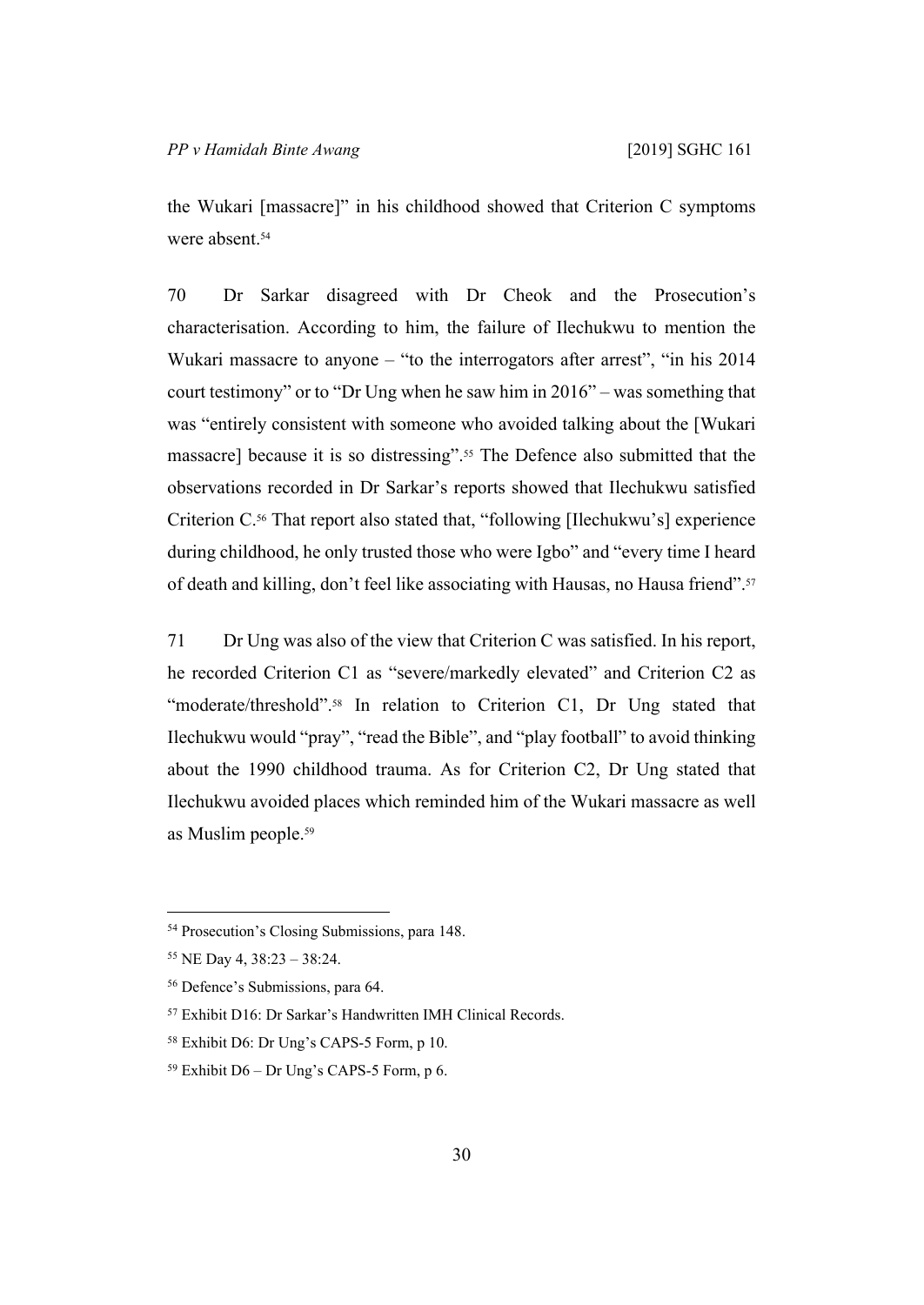the Wukari [massacre]" in his childhood showed that Criterion C symptoms were absent.[54]

70 Dr Sarkar disagreed with Dr Cheok and the Prosecution's characterisation. According to him, the failure of Ilechukwu to mention the Wukari massacre to anyone – "to the interrogators after arrest", "in his 2014 court testimony" or to "Dr Ung when he saw him in 2016" – was something that was "entirely consistent with someone who avoided talking about the [Wukari massacre] because it is so distressing".[55] The Defence also submitted that the observations recorded in Dr Sarkar's reports showed that Ilechukwu satisfied Criterion C.[56] That report also stated that, "following [Ilechukwu's] experience during childhood, he only trusted those who were Igbo" and "every time I heard of death and killing, don't feel like associating with Hausas, no Hausa friend".[57]

71 Dr Ung was also of the view that Criterion C was satisfied. In his report, he recorded Criterion C1 as "severe/markedly elevated" and Criterion C2 as "moderate/threshold".[58] In relation to Criterion C1, Dr Ung stated that Ilechukwu would "pray", "read the Bible", and "play football" to avoid thinking about the 1990 childhood trauma. As for Criterion C2, Dr Ung stated that Ilechukwu avoided places which reminded him of the Wukari massacre as well as Muslim people.[59]

---

[54] Prosecution's Closing Submissions, para 148.

[55] NE Day 4, 38:23 – 38:24.

[56] Defence's Submissions, para 64.

[57] Exhibit D16: Dr Sarkar's Handwritten IMH Clinical Records.

[58] Exhibit D6: Dr Ung's CAPS-5 Form, p 10.

[59] Exhibit D6 – Dr Ung's CAPS-5 Form, p 6.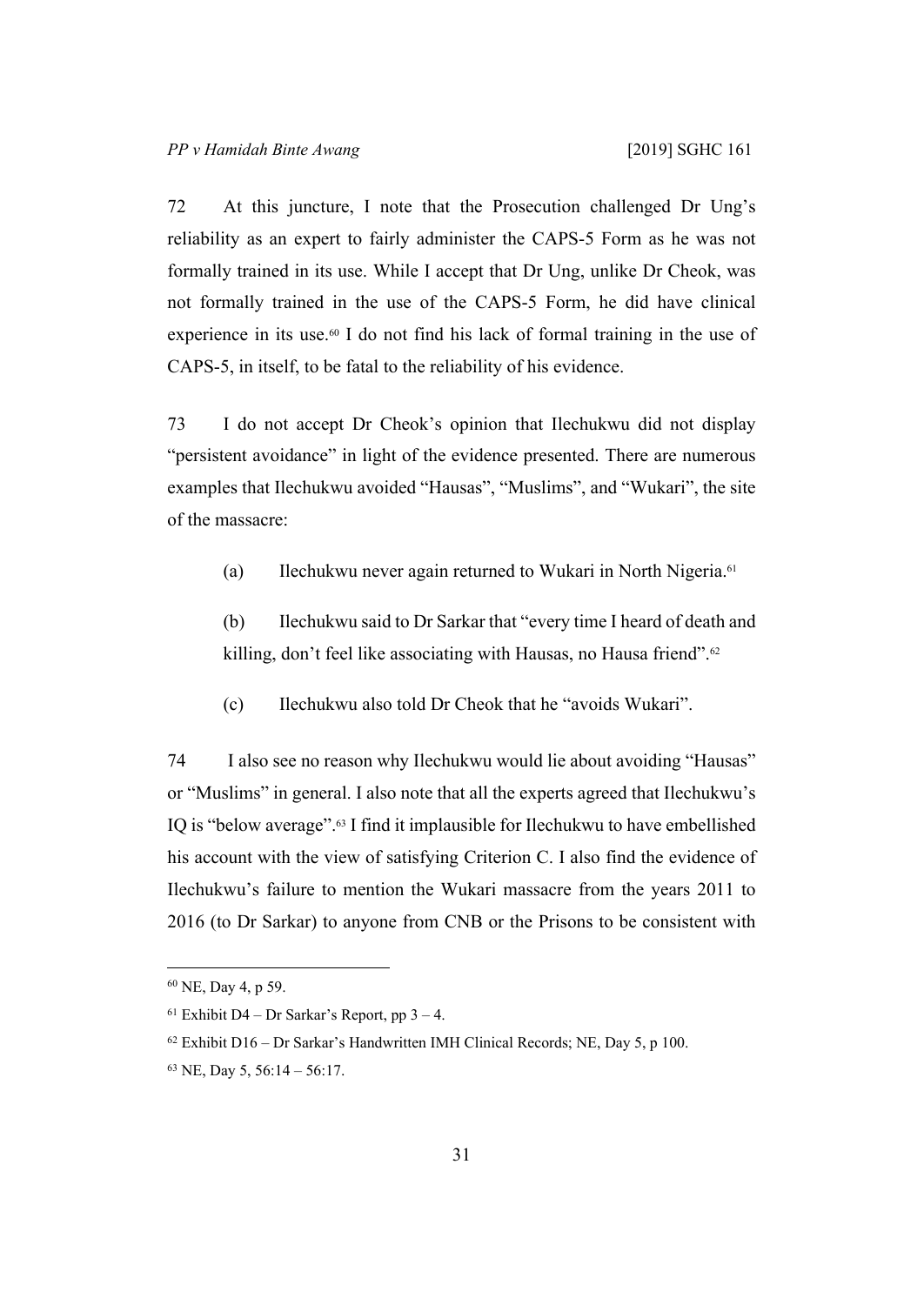72 At this juncture, I note that the Prosecution challenged Dr Ung's reliability as an expert to fairly administer the CAPS-5 Form as he was not formally trained in its use. While I accept that Dr Ung, unlike Dr Cheok, was not formally trained in the use of the CAPS-5 Form, he did have clinical experience in its use.[60] I do not find his lack of formal training in the use of CAPS-5, in itself, to be fatal to the reliability of his evidence.

73 I do not accept Dr Cheok's opinion that Ilechukwu did not display "persistent avoidance" in light of the evidence presented. There are numerous examples that Ilechukwu avoided "Hausas", "Muslims", and "Wukari", the site of the massacre:

(a) Ilechukwu never again returned to Wukari in North Nigeria.[61]

(b) Ilechukwu said to Dr Sarkar that "every time I heard of death and killing, don't feel like associating with Hausas, no Hausa friend".[62]

(c) Ilechukwu also told Dr Cheok that he "avoids Wukari".

74 I also see no reason why Ilechukwu would lie about avoiding "Hausas" or "Muslims" in general. I also note that all the experts agreed that Ilechukwu's IQ is "below average".[63] I find it implausible for Ilechukwu to have embellished his account with the view of satisfying Criterion C. I also find the evidence of Ilechukwu's failure to mention the Wukari massacre from the years 2011 to 2016 (to Dr Sarkar) to anyone from CNB or the Prisons to be consistent with

---

[60] NE, Day 4, p 59.

[61] Exhibit D4 – Dr Sarkar's Report, pp 3 – 4.

[62] Exhibit D16 – Dr Sarkar's Handwritten IMH Clinical Records; NE, Day 5, p 100.

[63] NE, Day 5, 56:14 – 56:17.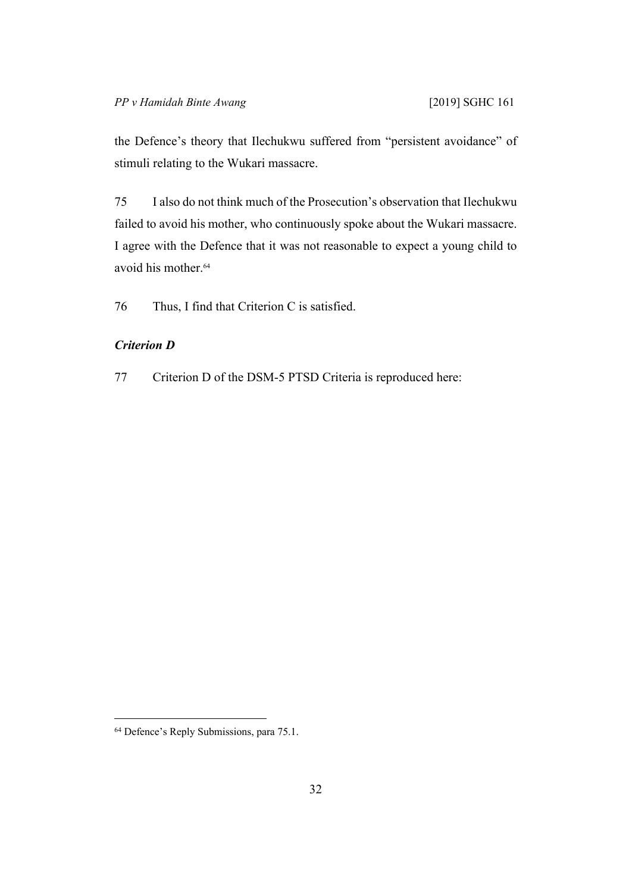the Defence's theory that Ilechukwu suffered from "persistent avoidance" of stimuli relating to the Wukari massacre.

75 I also do not think much of the Prosecution's observation that Ilechukwu failed to avoid his mother, who continuously spoke about the Wukari massacre. I agree with the Defence that it was not reasonable to expect a young child to avoid his mother.[64]

76 Thus, I find that Criterion C is satisfied.

### *Criterion D*

77 Criterion D of the DSM-5 PTSD Criteria is reproduced here:

[64] Defence's Reply Submissions, para 75.1.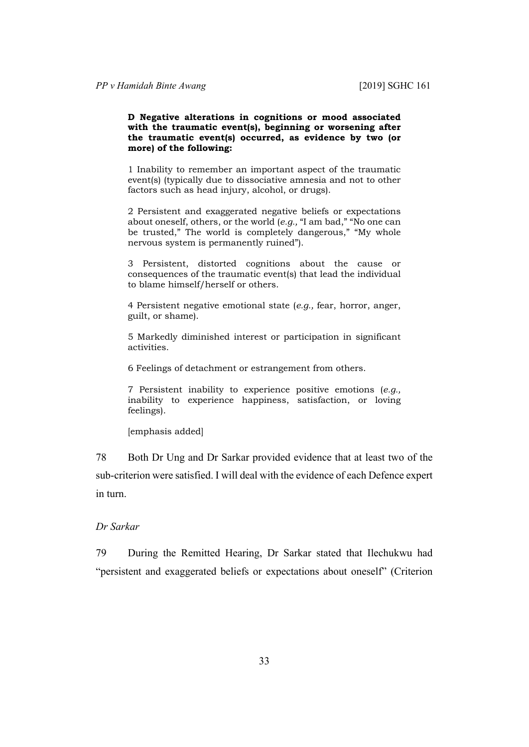> **D Negative alterations in cognitions or mood associated with the traumatic event(s), beginning or worsening after the traumatic event(s) occurred, as evidence by two (or more) of the following:**
>
> 1 Inability to remember an important aspect of the traumatic event(s) (typically due to dissociative amnesia and not to other factors such as head injury, alcohol, or drugs).
>
> 2 Persistent and exaggerated negative beliefs or expectations about oneself, others, or the world (*e.g.,* "I am bad," "No one can be trusted," The world is completely dangerous," "My whole nervous system is permanently ruined").
>
> 3 Persistent, distorted cognitions about the cause or consequences of the traumatic event(s) that lead the individual to blame himself/herself or others.
>
> 4 Persistent negative emotional state (*e.g.,* fear, horror, anger, guilt, or shame).
>
> 5 Markedly diminished interest or participation in significant activities.
>
> 6 Feelings of detachment or estrangement from others.
>
> 7 Persistent inability to experience positive emotions (*e.g.,* inability to experience happiness, satisfaction, or loving feelings).
>
> [emphasis added]

78 Both Dr Ung and Dr Sarkar provided evidence that at least two of the sub-criterion were satisfied. I will deal with the evidence of each Defence expert in turn.

*Dr Sarkar*

79 During the Remitted Hearing, Dr Sarkar stated that Ilechukwu had "persistent and exaggerated beliefs or expectations about oneself" (Criterion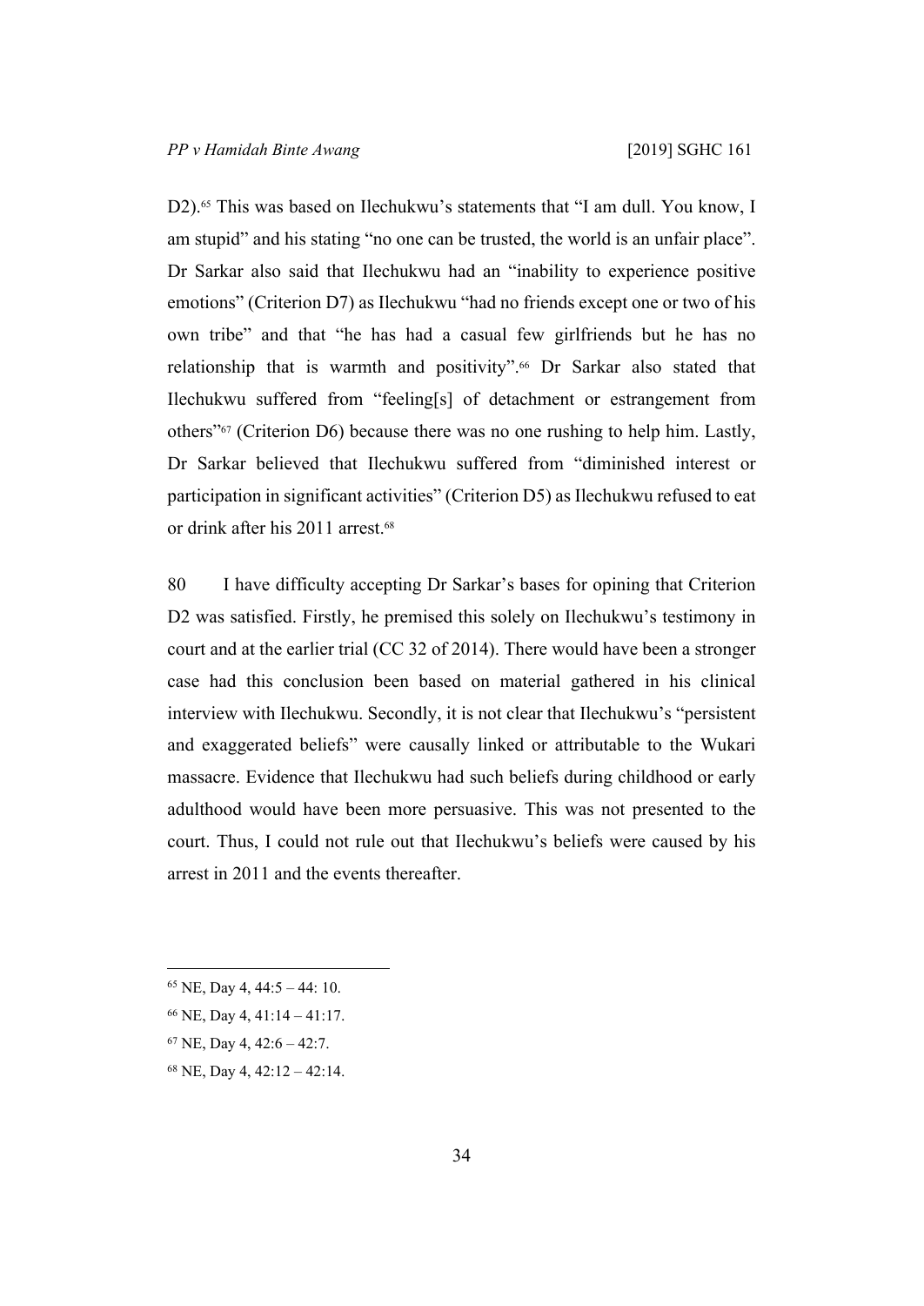D2).[65] This was based on Ilechukwu's statements that "I am dull. You know, I am stupid" and his stating "no one can be trusted, the world is an unfair place". Dr Sarkar also said that Ilechukwu had an "inability to experience positive emotions" (Criterion D7) as Ilechukwu "had no friends except one or two of his own tribe" and that "he has had a casual few girlfriends but he has no relationship that is warmth and positivity".[66] Dr Sarkar also stated that Ilechukwu suffered from "feeling[s] of detachment or estrangement from others"[67] (Criterion D6) because there was no one rushing to help him. Lastly, Dr Sarkar believed that Ilechukwu suffered from "diminished interest or participation in significant activities" (Criterion D5) as Ilechukwu refused to eat or drink after his 2011 arrest.[68]

80 I have difficulty accepting Dr Sarkar's bases for opining that Criterion D2 was satisfied. Firstly, he premised this solely on Ilechukwu's testimony in court and at the earlier trial (CC 32 of 2014). There would have been a stronger case had this conclusion been based on material gathered in his clinical interview with Ilechukwu. Secondly, it is not clear that Ilechukwu's "persistent and exaggerated beliefs" were causally linked or attributable to the Wukari massacre. Evidence that Ilechukwu had such beliefs during childhood or early adulthood would have been more persuasive. This was not presented to the court. Thus, I could not rule out that Ilechukwu's beliefs were caused by his arrest in 2011 and the events thereafter.

---

[65] NE, Day 4, 44:5 – 44: 10.

[66] NE, Day 4, 41:14 – 41:17.

[67] NE, Day 4, 42:6 – 42:7.

[68] NE, Day 4, 42:12 – 42:14.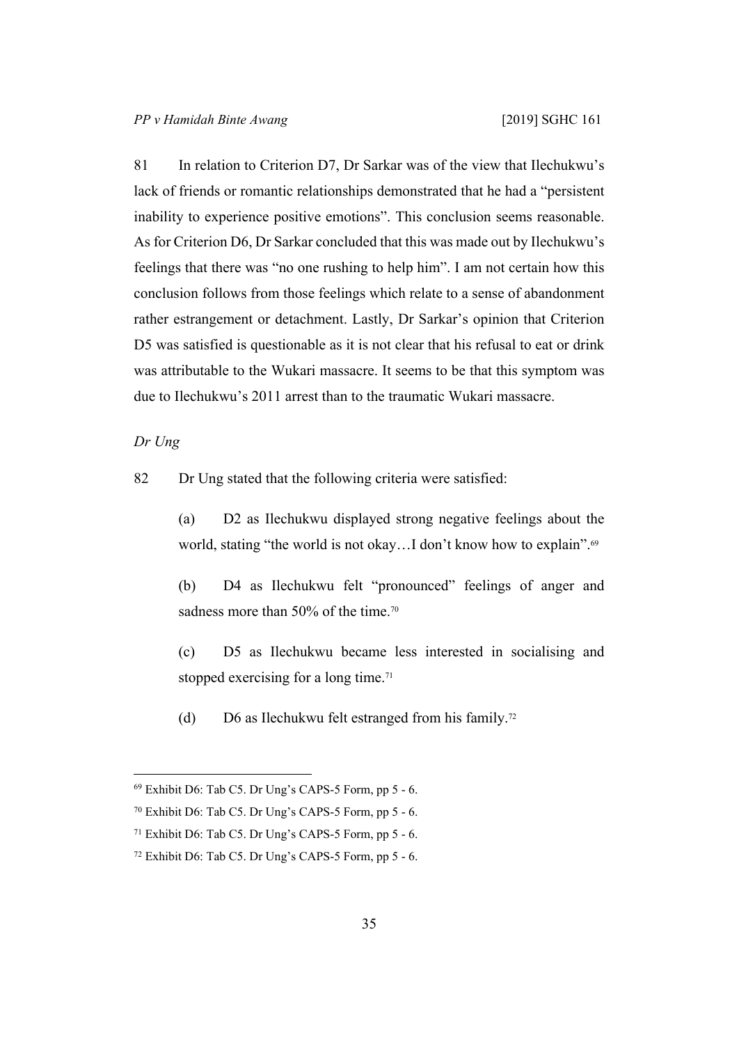81 In relation to Criterion D7, Dr Sarkar was of the view that Ilechukwu's lack of friends or romantic relationships demonstrated that he had a "persistent inability to experience positive emotions". This conclusion seems reasonable. As for Criterion D6, Dr Sarkar concluded that this was made out by Ilechukwu's feelings that there was "no one rushing to help him". I am not certain how this conclusion follows from those feelings which relate to a sense of abandonment rather estrangement or detachment. Lastly, Dr Sarkar's opinion that Criterion D5 was satisfied is questionable as it is not clear that his refusal to eat or drink was attributable to the Wukari massacre. It seems to be that this symptom was due to Ilechukwu's 2011 arrest than to the traumatic Wukari massacre.

*Dr Ung*

82 Dr Ung stated that the following criteria were satisfied:

(a) D2 as Ilechukwu displayed strong negative feelings about the world, stating "the world is not okay…I don't know how to explain".[69]

(b) D4 as Ilechukwu felt "pronounced" feelings of anger and sadness more than 50% of the time.[70]

(c) D5 as Ilechukwu became less interested in socialising and stopped exercising for a long time.[71]

(d) D6 as Ilechukwu felt estranged from his family.[72]

---

[69] Exhibit D6: Tab C5. Dr Ung's CAPS-5 Form, pp 5 - 6.

[70] Exhibit D6: Tab C5. Dr Ung's CAPS-5 Form, pp 5 - 6.

[71] Exhibit D6: Tab C5. Dr Ung's CAPS-5 Form, pp 5 - 6.

[72] Exhibit D6: Tab C5. Dr Ung's CAPS-5 Form, pp 5 - 6.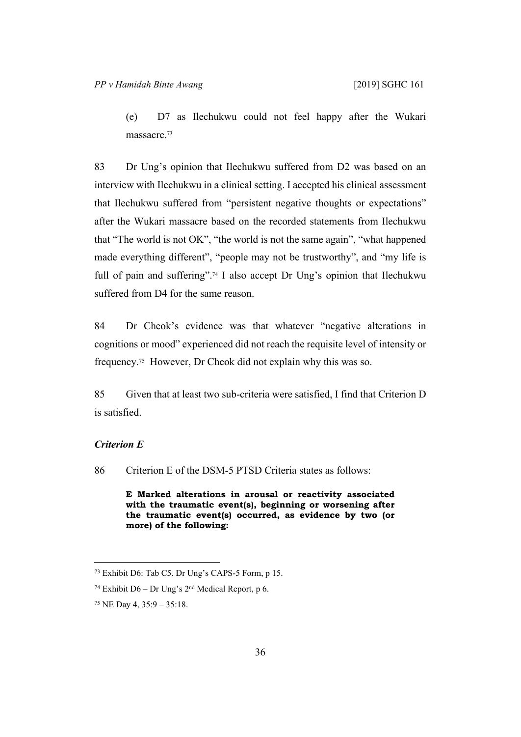(e) D7 as Ilechukwu could not feel happy after the Wukari massacre.[73]

83 Dr Ung's opinion that Ilechukwu suffered from D2 was based on an interview with Ilechukwu in a clinical setting. I accepted his clinical assessment that Ilechukwu suffered from "persistent negative thoughts or expectations" after the Wukari massacre based on the recorded statements from Ilechukwu that "The world is not OK", "the world is not the same again", "what happened made everything different", "people may not be trustworthy", and "my life is full of pain and suffering".[74] I also accept Dr Ung's opinion that Ilechukwu suffered from D4 for the same reason.

84 Dr Cheok's evidence was that whatever "negative alterations in cognitions or mood" experienced did not reach the requisite level of intensity or frequency.[75] However, Dr Cheok did not explain why this was so.

85 Given that at least two sub-criteria were satisfied, I find that Criterion D is satisfied.

### *Criterion E*

86 Criterion E of the DSM-5 PTSD Criteria states as follows:

> **E Marked alterations in arousal or reactivity associated with the traumatic event(s), beginning or worsening after the traumatic event(s) occurred, as evidence by two (or more) of the following:**

---

[73] Exhibit D6: Tab C5. Dr Ung's CAPS-5 Form, p 15.

[74] Exhibit D6 – Dr Ung's 2nd Medical Report, p 6.

[75] NE Day 4, 35:9 – 35:18.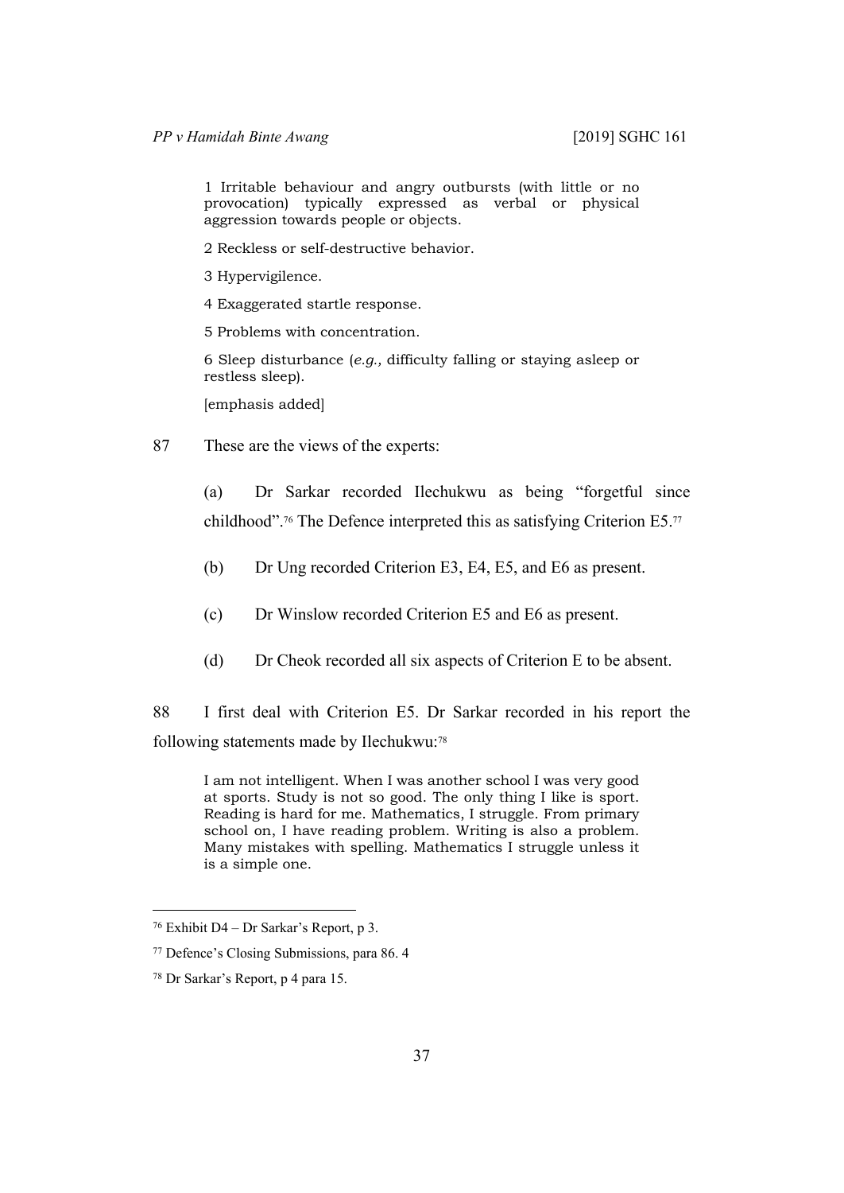> 1 Irritable behaviour and angry outbursts (with little or no provocation) typically expressed as verbal or physical aggression towards people or objects.
>
> 2 Reckless or self-destructive behavior.
>
> 3 Hypervigilence.
>
> 4 Exaggerated startle response.
>
> 5 Problems with concentration.
>
> 6 Sleep disturbance (*e.g.,* difficulty falling or staying asleep or restless sleep).
>
> [emphasis added]

87 These are the views of the experts:

> (a) Dr Sarkar recorded Ilechukwu as being "forgetful since childhood".[76] The Defence interpreted this as satisfying Criterion E5.[77]
>
> (b) Dr Ung recorded Criterion E3, E4, E5, and E6 as present.
>
> (c) Dr Winslow recorded Criterion E5 and E6 as present.
>
> (d) Dr Cheok recorded all six aspects of Criterion E to be absent.

88 I first deal with Criterion E5. Dr Sarkar recorded in his report the following statements made by Ilechukwu:[78]

> I am not intelligent. When I was another school I was very good at sports. Study is not so good. The only thing I like is sport. Reading is hard for me. Mathematics, I struggle. From primary school on, I have reading problem. Writing is also a problem. Many mistakes with spelling. Mathematics I struggle unless it is a simple one.

---

[76] Exhibit D4 – Dr Sarkar's Report, p 3.

[77] Defence's Closing Submissions, para 86. 4

[78] Dr Sarkar's Report, p 4 para 15.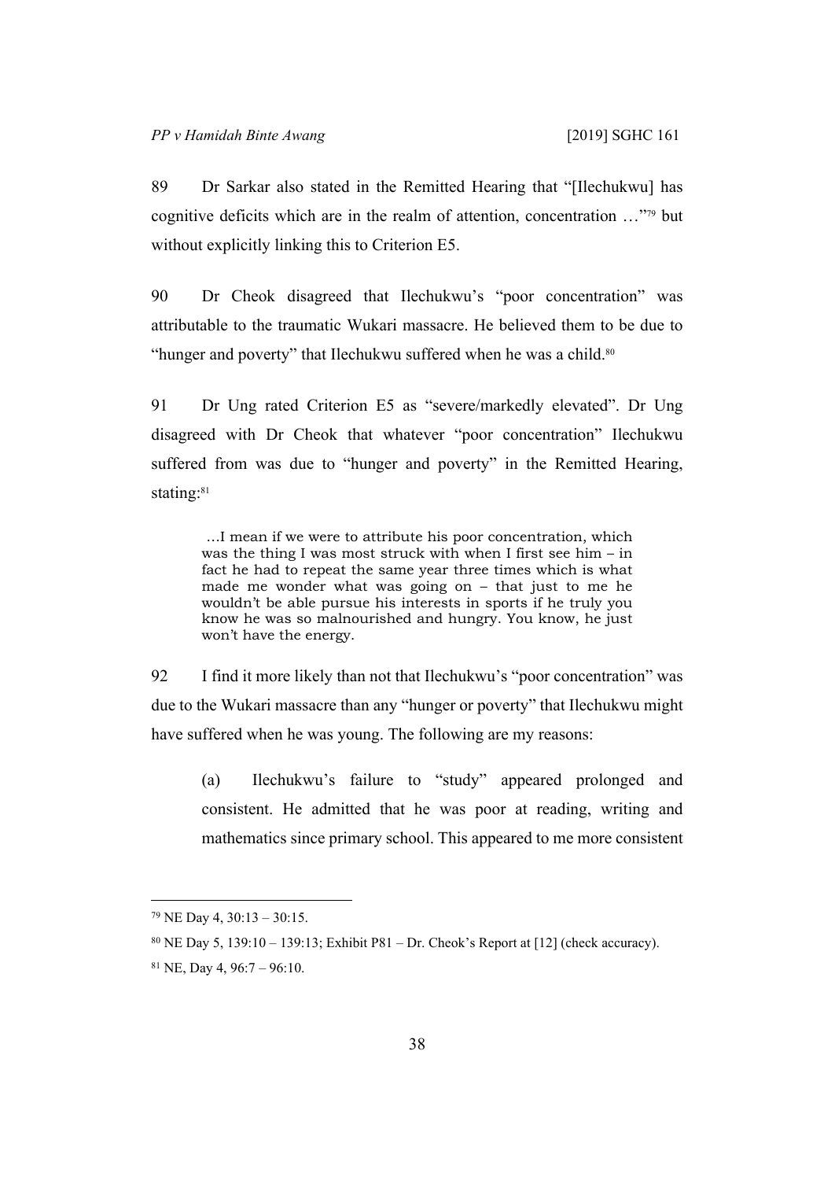89 Dr Sarkar also stated in the Remitted Hearing that "[Ilechukwu] has cognitive deficits which are in the realm of attention, concentration …"[79] but without explicitly linking this to Criterion E5.

90 Dr Cheok disagreed that Ilechukwu's "poor concentration" was attributable to the traumatic Wukari massacre. He believed them to be due to "hunger and poverty" that Ilechukwu suffered when he was a child.[80]

91 Dr Ung rated Criterion E5 as "severe/markedly elevated". Dr Ung disagreed with Dr Cheok that whatever "poor concentration" Ilechukwu suffered from was due to "hunger and poverty" in the Remitted Hearing, stating:[81]

> …I mean if we were to attribute his poor concentration, which was the thing I was most struck with when I first see him – in fact he had to repeat the same year three times which is what made me wonder what was going on – that just to me he wouldn't be able pursue his interests in sports if he truly you know he was so malnourished and hungry. You know, he just won't have the energy.

92 I find it more likely than not that Ilechukwu's "poor concentration" was due to the Wukari massacre than any "hunger or poverty" that Ilechukwu might have suffered when he was young. The following are my reasons:

(a) Ilechukwu's failure to "study" appeared prolonged and consistent. He admitted that he was poor at reading, writing and mathematics since primary school. This appeared to me more consistent

---

[79] NE Day 4, 30:13 – 30:15.

[80] NE Day 5, 139:10 – 139:13; Exhibit P81 – Dr. Cheok's Report at [12] (check accuracy).

[81] NE, Day 4, 96:7 – 96:10.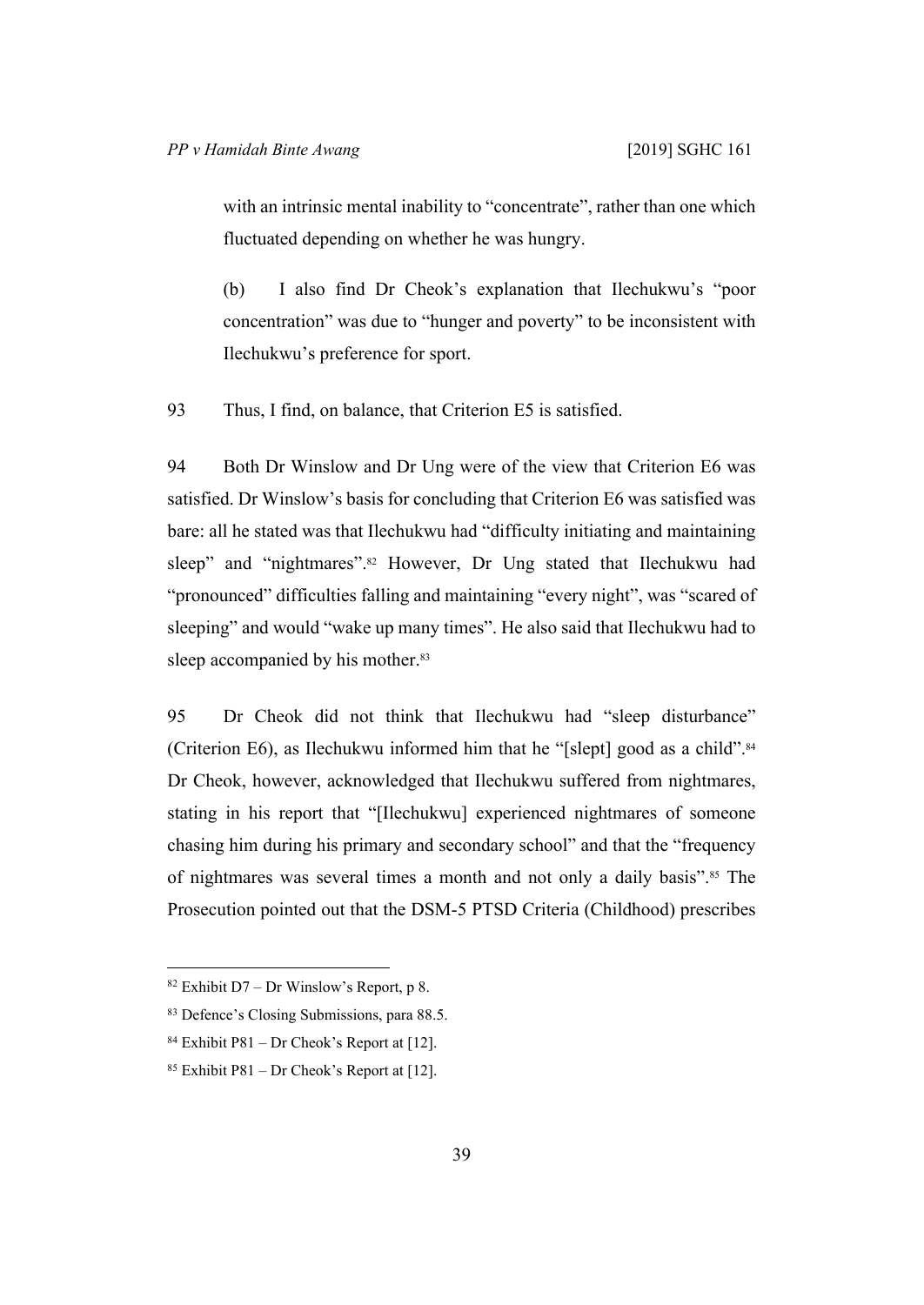with an intrinsic mental inability to "concentrate", rather than one which fluctuated depending on whether he was hungry.

(b) I also find Dr Cheok's explanation that Ilechukwu's "poor concentration" was due to "hunger and poverty" to be inconsistent with Ilechukwu's preference for sport.

93 Thus, I find, on balance, that Criterion E5 is satisfied.

94 Both Dr Winslow and Dr Ung were of the view that Criterion E6 was satisfied. Dr Winslow's basis for concluding that Criterion E6 was satisfied was bare: all he stated was that Ilechukwu had "difficulty initiating and maintaining sleep" and "nightmares".[82] However, Dr Ung stated that Ilechukwu had "pronounced" difficulties falling and maintaining "every night", was "scared of sleeping" and would "wake up many times". He also said that Ilechukwu had to sleep accompanied by his mother.[83]

95 Dr Cheok did not think that Ilechukwu had "sleep disturbance" (Criterion E6), as Ilechukwu informed him that he "[slept] good as a child".[84] Dr Cheok, however, acknowledged that Ilechukwu suffered from nightmares, stating in his report that "[Ilechukwu] experienced nightmares of someone chasing him during his primary and secondary school" and that the "frequency of nightmares was several times a month and not only a daily basis".[85] The Prosecution pointed out that the DSM-5 PTSD Criteria (Childhood) prescribes

---

[82] Exhibit D7 – Dr Winslow's Report, p 8.

[83] Defence's Closing Submissions, para 88.5.

[84] Exhibit P81 – Dr Cheok's Report at [12].

[85] Exhibit P81 – Dr Cheok's Report at [12].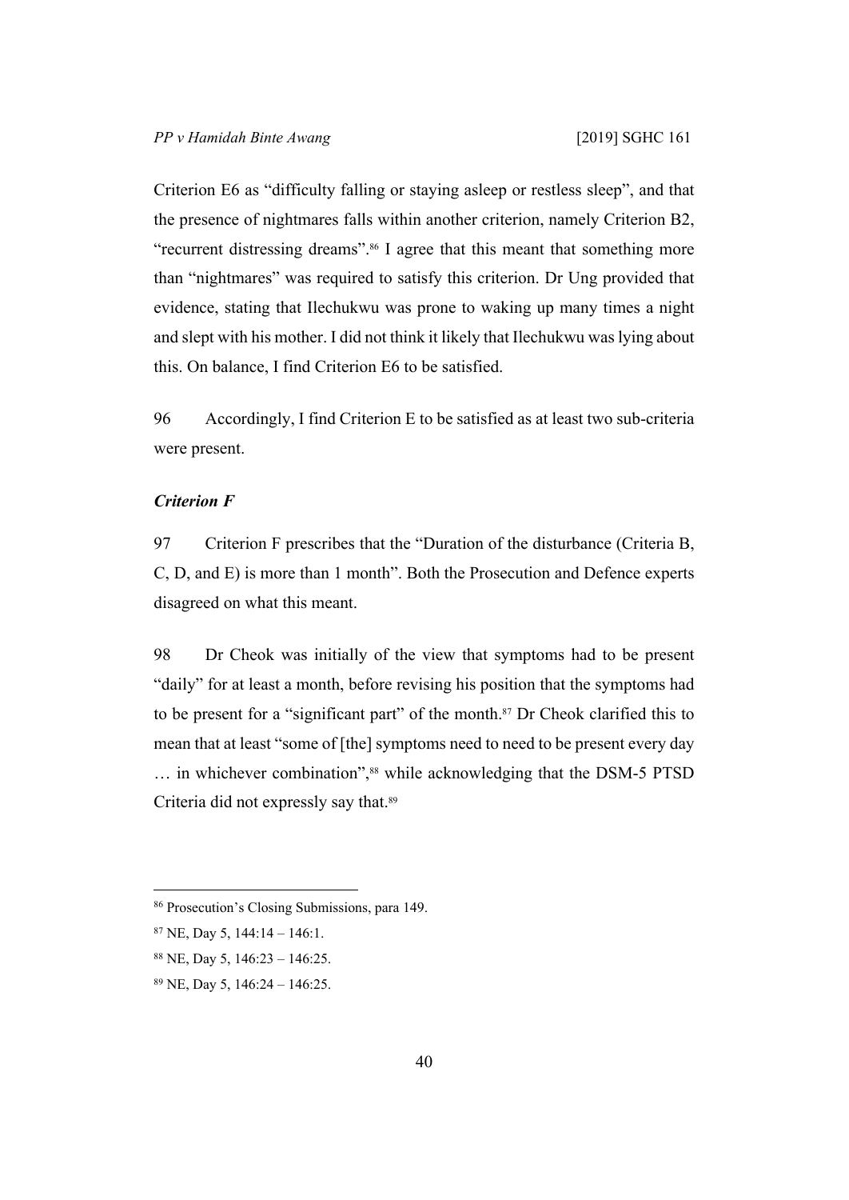Criterion E6 as "difficulty falling or staying asleep or restless sleep", and that the presence of nightmares falls within another criterion, namely Criterion B2, "recurrent distressing dreams".[86] I agree that this meant that something more than "nightmares" was required to satisfy this criterion. Dr Ung provided that evidence, stating that Ilechukwu was prone to waking up many times a night and slept with his mother. I did not think it likely that Ilechukwu was lying about this. On balance, I find Criterion E6 to be satisfied.

96 Accordingly, I find Criterion E to be satisfied as at least two sub-criteria were present.

***Criterion F***

97 Criterion F prescribes that the "Duration of the disturbance (Criteria B, C, D, and E) is more than 1 month". Both the Prosecution and Defence experts disagreed on what this meant.

98 Dr Cheok was initially of the view that symptoms had to be present "daily" for at least a month, before revising his position that the symptoms had to be present for a "significant part" of the month.[87] Dr Cheok clarified this to mean that at least "some of [the] symptoms need to need to be present every day … in whichever combination",[88] while acknowledging that the DSM-5 PTSD Criteria did not expressly say that.[89]

---

[86] Prosecution's Closing Submissions, para 149.

[87] NE, Day 5, 144:14 – 146:1.

[88] NE, Day 5, 146:23 – 146:25.

[89] NE, Day 5, 146:24 – 146:25.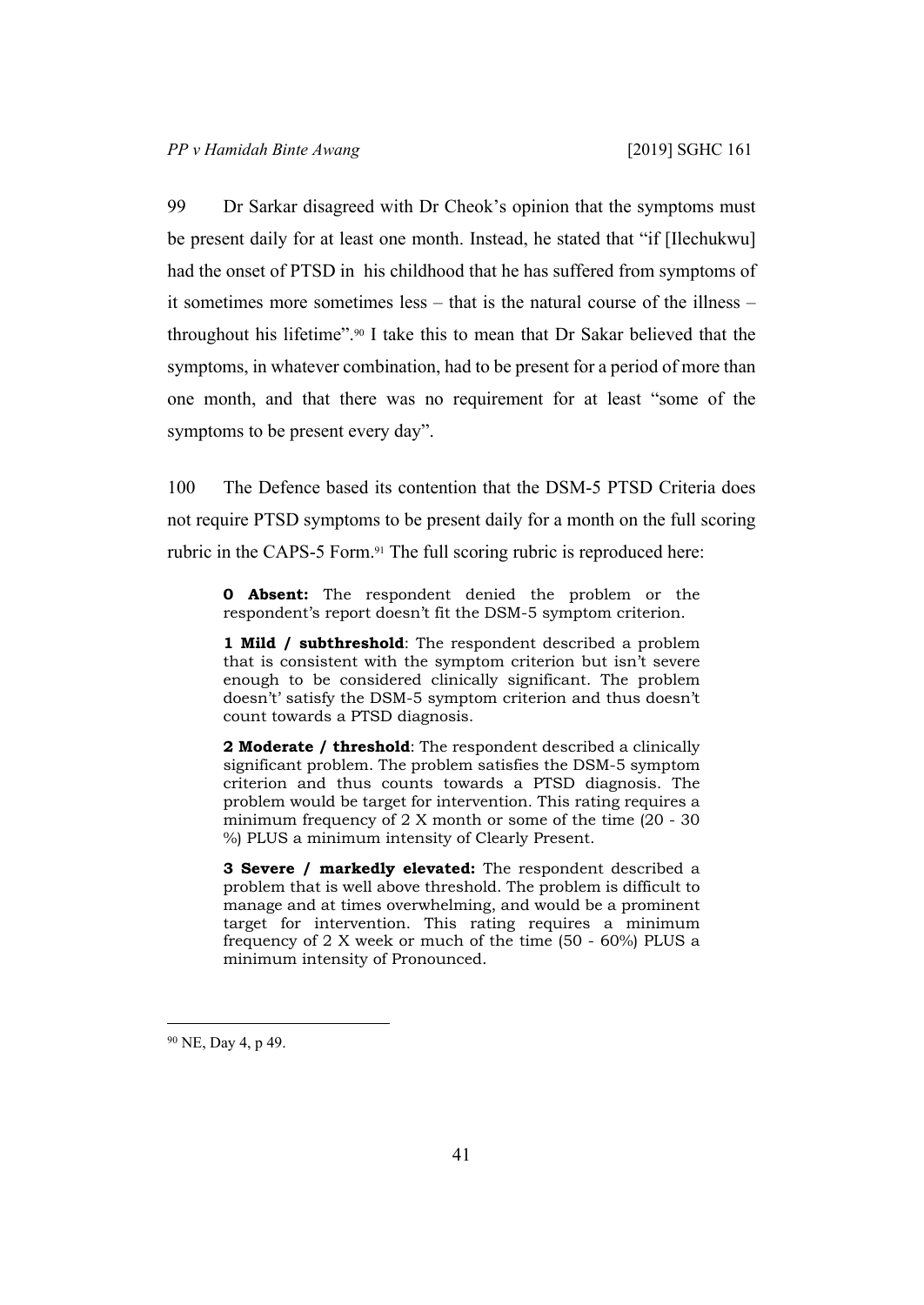99 Dr Sarkar disagreed with Dr Cheok's opinion that the symptoms must be present daily for at least one month. Instead, he stated that "if [Ilechukwu] had the onset of PTSD in his childhood that he has suffered from symptoms of it sometimes more sometimes less – that is the natural course of the illness – throughout his lifetime".[90] I take this to mean that Dr Sakar believed that the symptoms, in whatever combination, had to be present for a period of more than one month, and that there was no requirement for at least "some of the symptoms to be present every day".

100 The Defence based its contention that the DSM-5 PTSD Criteria does not require PTSD symptoms to be present daily for a month on the full scoring rubric in the CAPS-5 Form.[91] The full scoring rubric is reproduced here:

> **0 Absent:** The respondent denied the problem or the respondent's report doesn't fit the DSM-5 symptom criterion.
>
> **1 Mild / subthreshold**: The respondent described a problem that is consistent with the symptom criterion but isn't severe enough to be considered clinically significant. The problem doesn't' satisfy the DSM-5 symptom criterion and thus doesn't count towards a PTSD diagnosis.
>
> **2 Moderate / threshold**: The respondent described a clinically significant problem. The problem satisfies the DSM-5 symptom criterion and thus counts towards a PTSD diagnosis. The problem would be target for intervention. This rating requires a minimum frequency of 2 X month or some of the time (20 - 30 %) PLUS a minimum intensity of Clearly Present.
>
> **3 Severe / markedly elevated:** The respondent described a problem that is well above threshold. The problem is difficult to manage and at times overwhelming, and would be a prominent target for intervention. This rating requires a minimum frequency of 2 X week or much of the time (50 - 60%) PLUS a minimum intensity of Pronounced.

---

[90] NE, Day 4, p 49.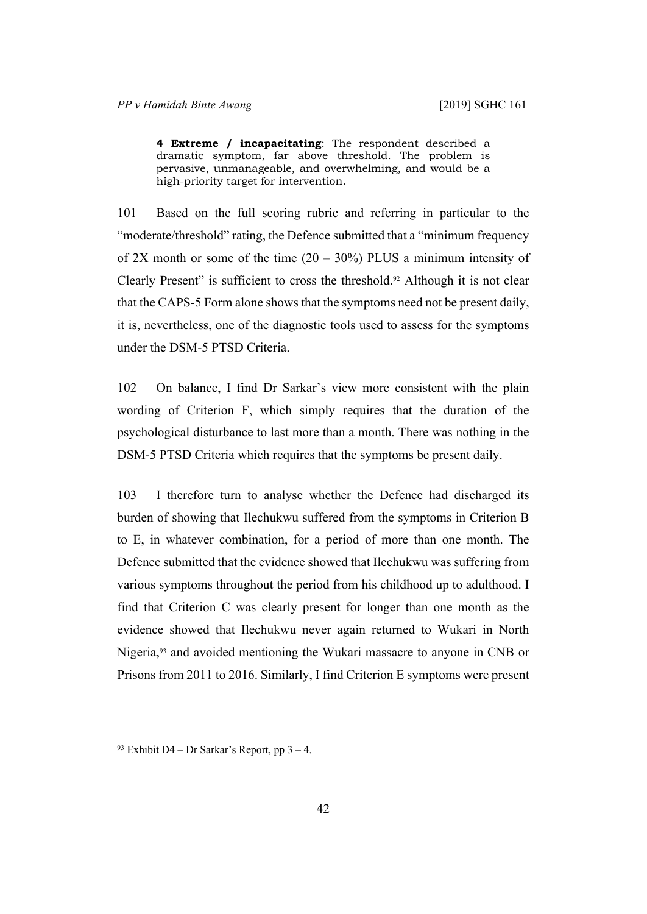> **4 Extreme / incapacitating**: The respondent described a dramatic symptom, far above threshold. The problem is pervasive, unmanageable, and overwhelming, and would be a high-priority target for intervention.

101 Based on the full scoring rubric and referring in particular to the "moderate/threshold" rating, the Defence submitted that a "minimum frequency of 2X month or some of the time (20 – 30%) PLUS a minimum intensity of Clearly Present" is sufficient to cross the threshold.[92] Although it is not clear that the CAPS-5 Form alone shows that the symptoms need not be present daily, it is, nevertheless, one of the diagnostic tools used to assess for the symptoms under the DSM-5 PTSD Criteria.

102 On balance, I find Dr Sarkar's view more consistent with the plain wording of Criterion F, which simply requires that the duration of the psychological disturbance to last more than a month. There was nothing in the DSM-5 PTSD Criteria which requires that the symptoms be present daily.

103 I therefore turn to analyse whether the Defence had discharged its burden of showing that Ilechukwu suffered from the symptoms in Criterion B to E, in whatever combination, for a period of more than one month. The Defence submitted that the evidence showed that Ilechukwu was suffering from various symptoms throughout the period from his childhood up to adulthood. I find that Criterion C was clearly present for longer than one month as the evidence showed that Ilechukwu never again returned to Wukari in North Nigeria,[93] and avoided mentioning the Wukari massacre to anyone in CNB or Prisons from 2011 to 2016. Similarly, I find Criterion E symptoms were present

---

[93] Exhibit D4 – Dr Sarkar's Report, pp 3 – 4.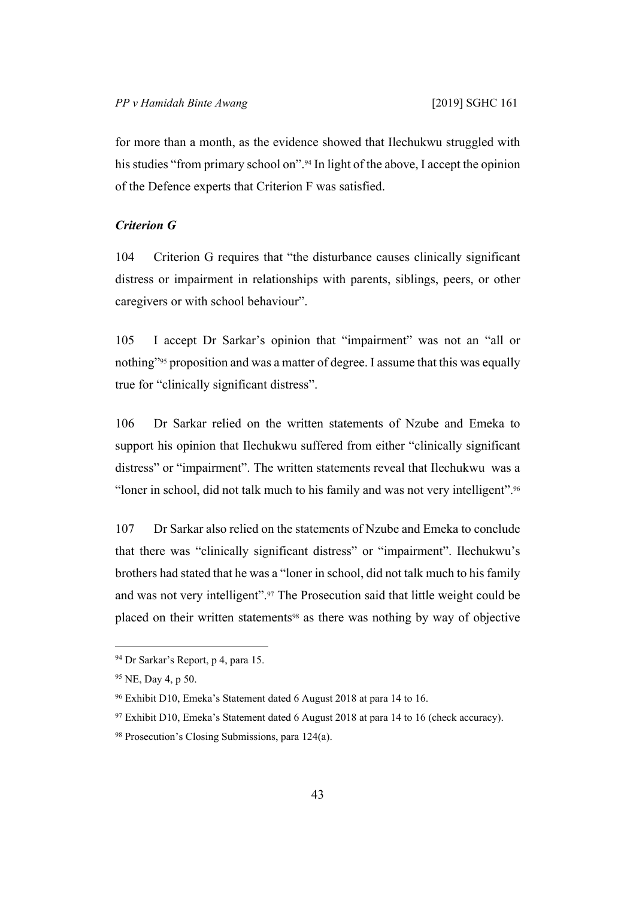for more than a month, as the evidence showed that Ilechukwu struggled with his studies "from primary school on".[94] In light of the above, I accept the opinion of the Defence experts that Criterion F was satisfied.

### *Criterion G*

104 Criterion G requires that "the disturbance causes clinically significant distress or impairment in relationships with parents, siblings, peers, or other caregivers or with school behaviour".

105 I accept Dr Sarkar's opinion that "impairment" was not an "all or nothing"[95] proposition and was a matter of degree. I assume that this was equally true for "clinically significant distress".

106 Dr Sarkar relied on the written statements of Nzube and Emeka to support his opinion that Ilechukwu suffered from either "clinically significant distress" or "impairment". The written statements reveal that Ilechukwu was a "loner in school, did not talk much to his family and was not very intelligent".[96]

107 Dr Sarkar also relied on the statements of Nzube and Emeka to conclude that there was "clinically significant distress" or "impairment". Ilechukwu's brothers had stated that he was a "loner in school, did not talk much to his family and was not very intelligent".[97] The Prosecution said that little weight could be placed on their written statements[98] as there was nothing by way of objective

---

[94] Dr Sarkar's Report, p 4, para 15.

[95] NE, Day 4, p 50.

[96] Exhibit D10, Emeka's Statement dated 6 August 2018 at para 14 to 16.

[97] Exhibit D10, Emeka's Statement dated 6 August 2018 at para 14 to 16 (check accuracy).

[98] Prosecution's Closing Submissions, para 124(a).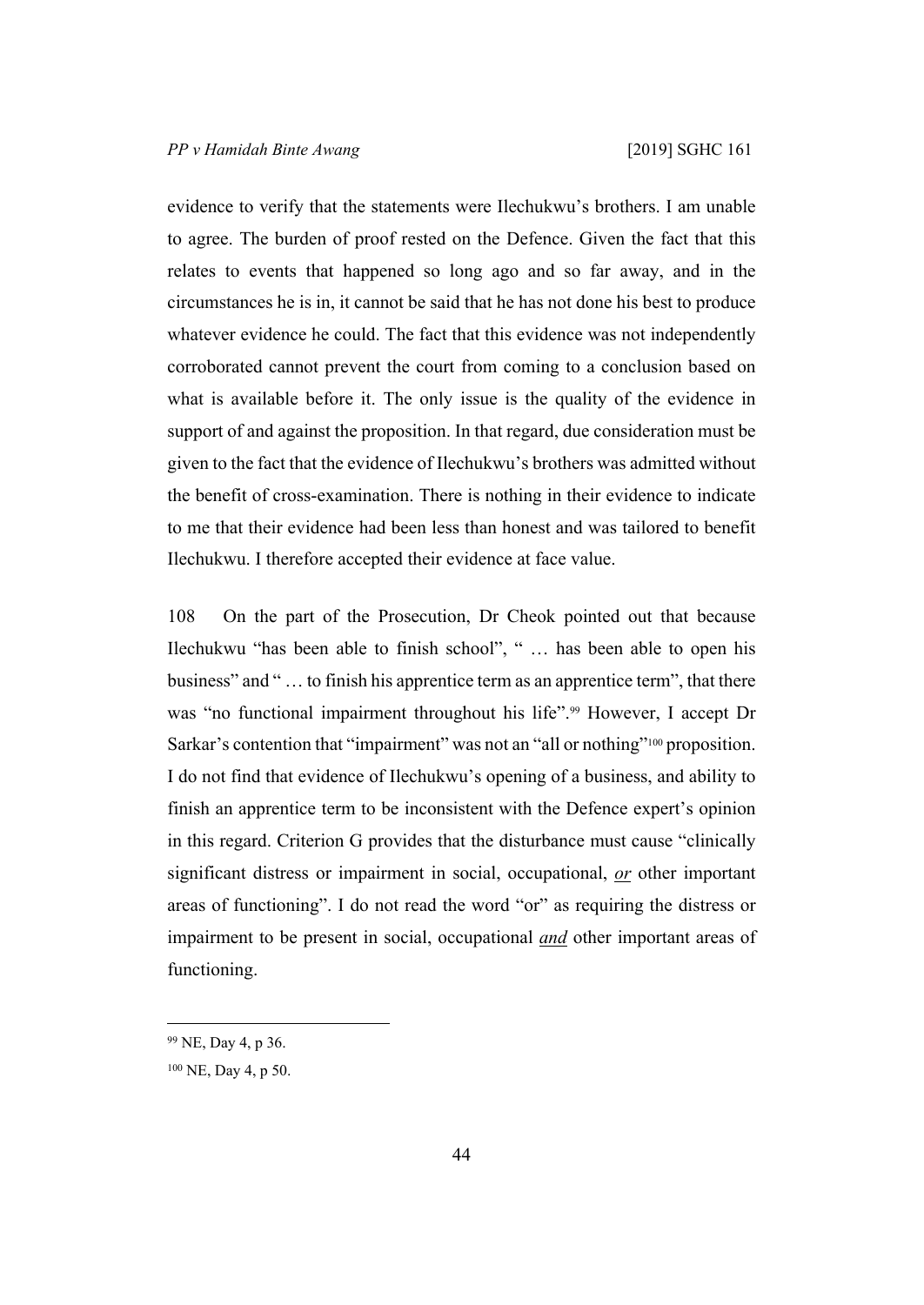evidence to verify that the statements were Ilechukwu's brothers. I am unable to agree. The burden of proof rested on the Defence. Given the fact that this relates to events that happened so long ago and so far away, and in the circumstances he is in, it cannot be said that he has not done his best to produce whatever evidence he could. The fact that this evidence was not independently corroborated cannot prevent the court from coming to a conclusion based on what is available before it. The only issue is the quality of the evidence in support of and against the proposition. In that regard, due consideration must be given to the fact that the evidence of Ilechukwu's brothers was admitted without the benefit of cross-examination. There is nothing in their evidence to indicate to me that their evidence had been less than honest and was tailored to benefit Ilechukwu. I therefore accepted their evidence at face value.

108 On the part of the Prosecution, Dr Cheok pointed out that because Ilechukwu "has been able to finish school", " … has been able to open his business" and " … to finish his apprentice term as an apprentice term", that there was "no functional impairment throughout his life".[99] However, I accept Dr Sarkar's contention that "impairment" was not an "all or nothing"[100] proposition. I do not find that evidence of Ilechukwu's opening of a business, and ability to finish an apprentice term to be inconsistent with the Defence expert's opinion in this regard. Criterion G provides that the disturbance must cause "clinically significant distress or impairment in social, occupational, ***or*** other important areas of functioning". I do not read the word "or" as requiring the distress or impairment to be present in social, occupational ***and*** other important areas of functioning.

[99] NE, Day 4, p 36.

[100] NE, Day 4, p 50.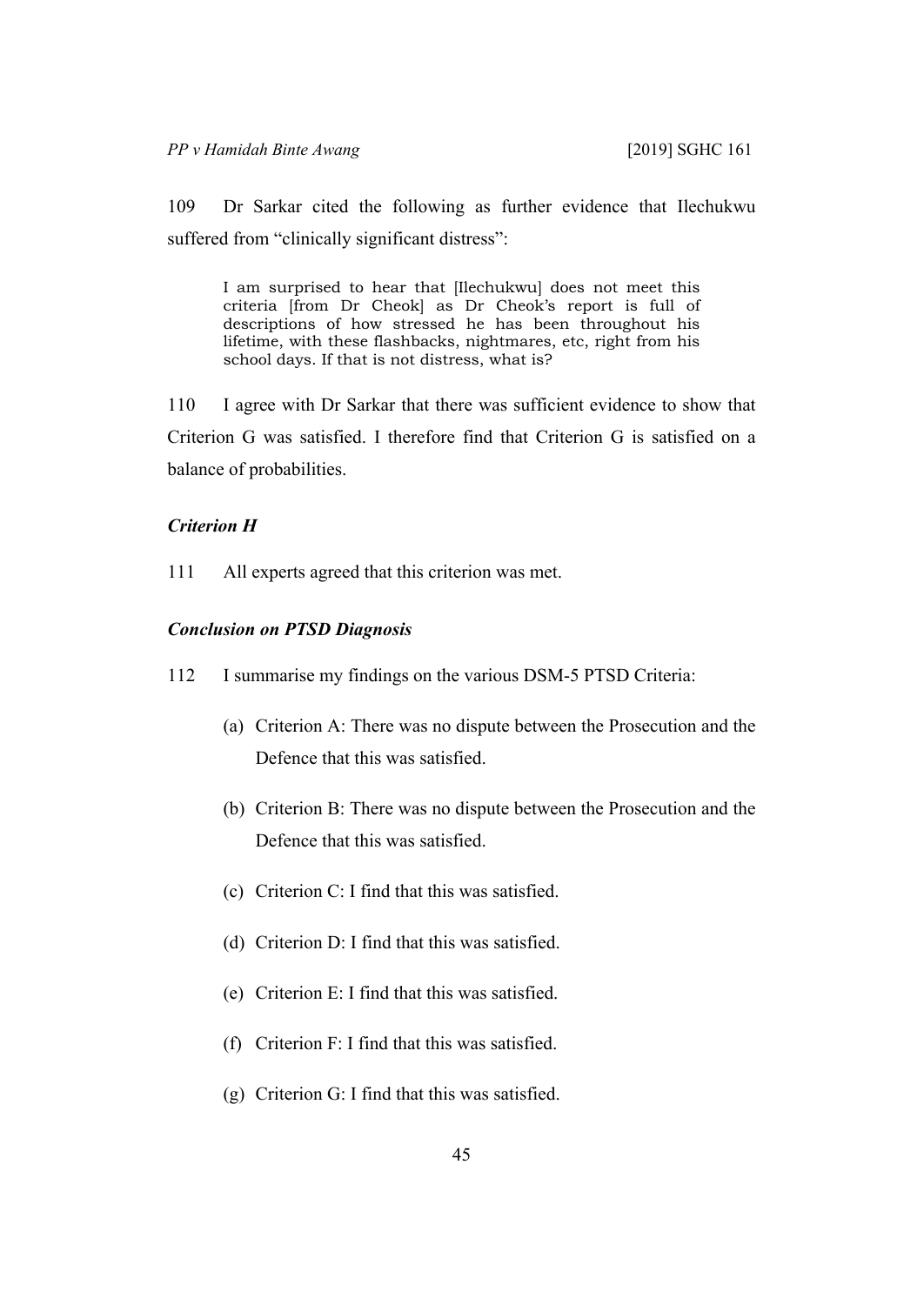109 Dr Sarkar cited the following as further evidence that Ilechukwu suffered from "clinically significant distress":

> I am surprised to hear that [Ilechukwu] does not meet this criteria [from Dr Cheok] as Dr Cheok's report is full of descriptions of how stressed he has been throughout his lifetime, with these flashbacks, nightmares, etc, right from his school days. If that is not distress, what is?

110 I agree with Dr Sarkar that there was sufficient evidence to show that Criterion G was satisfied. I therefore find that Criterion G is satisfied on a balance of probabilities.

### *Criterion H*

111 All experts agreed that this criterion was met.

### *Conclusion on PTSD Diagnosis*

112 I summarise my findings on the various DSM-5 PTSD Criteria:

(a) Criterion A: There was no dispute between the Prosecution and the Defence that this was satisfied.

(b) Criterion B: There was no dispute between the Prosecution and the Defence that this was satisfied.

(c) Criterion C: I find that this was satisfied.

(d) Criterion D: I find that this was satisfied.

(e) Criterion E: I find that this was satisfied.

(f) Criterion F: I find that this was satisfied.

(g) Criterion G: I find that this was satisfied.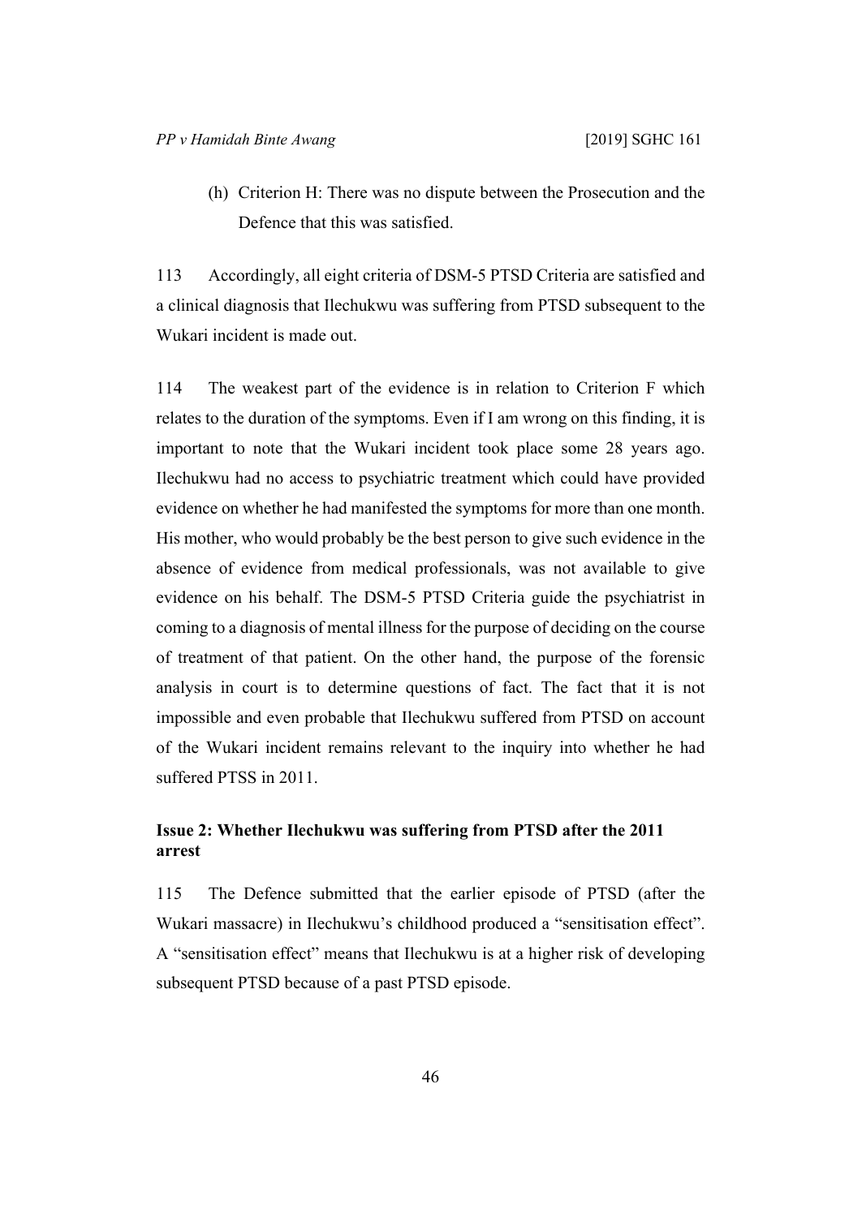(h) Criterion H: There was no dispute between the Prosecution and the Defence that this was satisfied.

113 Accordingly, all eight criteria of DSM-5 PTSD Criteria are satisfied and a clinical diagnosis that Ilechukwu was suffering from PTSD subsequent to the Wukari incident is made out.

114 The weakest part of the evidence is in relation to Criterion F which relates to the duration of the symptoms. Even if I am wrong on this finding, it is important to note that the Wukari incident took place some 28 years ago. Ilechukwu had no access to psychiatric treatment which could have provided evidence on whether he had manifested the symptoms for more than one month. His mother, who would probably be the best person to give such evidence in the absence of evidence from medical professionals, was not available to give evidence on his behalf. The DSM-5 PTSD Criteria guide the psychiatrist in coming to a diagnosis of mental illness for the purpose of deciding on the course of treatment of that patient. On the other hand, the purpose of the forensic analysis in court is to determine questions of fact. The fact that it is not impossible and even probable that Ilechukwu suffered from PTSD on account of the Wukari incident remains relevant to the inquiry into whether he had suffered PTSS in 2011.

### Issue 2: Whether Ilechukwu was suffering from PTSD after the 2011 arrest

115 The Defence submitted that the earlier episode of PTSD (after the Wukari massacre) in Ilechukwu's childhood produced a "sensitisation effect". A "sensitisation effect" means that Ilechukwu is at a higher risk of developing subsequent PTSD because of a past PTSD episode.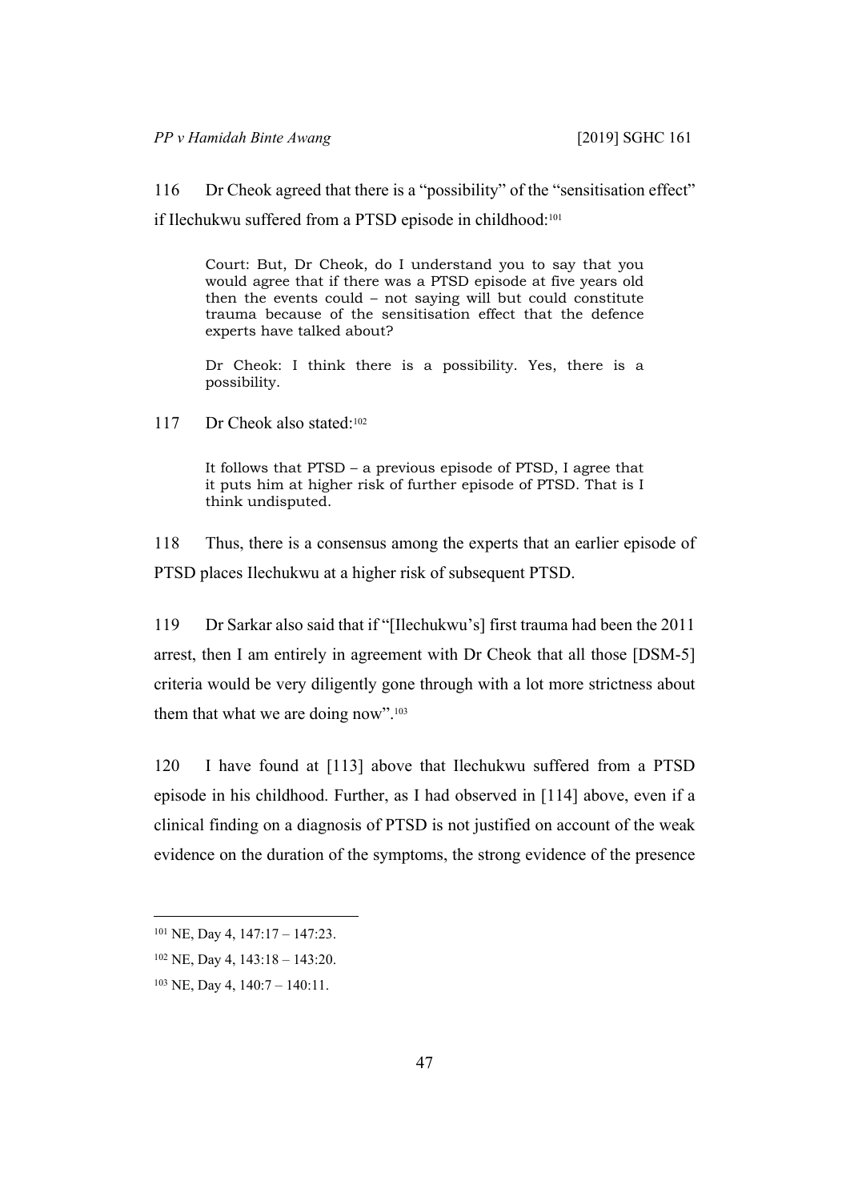116 Dr Cheok agreed that there is a "possibility" of the "sensitisation effect" if Ilechukwu suffered from a PTSD episode in childhood:[101]

> Court: But, Dr Cheok, do I understand you to say that you would agree that if there was a PTSD episode at five years old then the events could – not saying will but could constitute trauma because of the sensitisation effect that the defence experts have talked about?
>
> Dr Cheok: I think there is a possibility. Yes, there is a possibility.

117 Dr Cheok also stated:[102]

> It follows that PTSD – a previous episode of PTSD, I agree that it puts him at higher risk of further episode of PTSD. That is I think undisputed.

118 Thus, there is a consensus among the experts that an earlier episode of PTSD places Ilechukwu at a higher risk of subsequent PTSD.

119 Dr Sarkar also said that if "[Ilechukwu's] first trauma had been the 2011 arrest, then I am entirely in agreement with Dr Cheok that all those [DSM-5] criteria would be very diligently gone through with a lot more strictness about them that what we are doing now".[103]

120 I have found at [113] above that Ilechukwu suffered from a PTSD episode in his childhood. Further, as I had observed in [114] above, even if a clinical finding on a diagnosis of PTSD is not justified on account of the weak evidence on the duration of the symptoms, the strong evidence of the presence

---

[101] NE, Day 4, 147:17 – 147:23.

[102] NE, Day 4, 143:18 – 143:20.

[103] NE, Day 4, 140:7 – 140:11.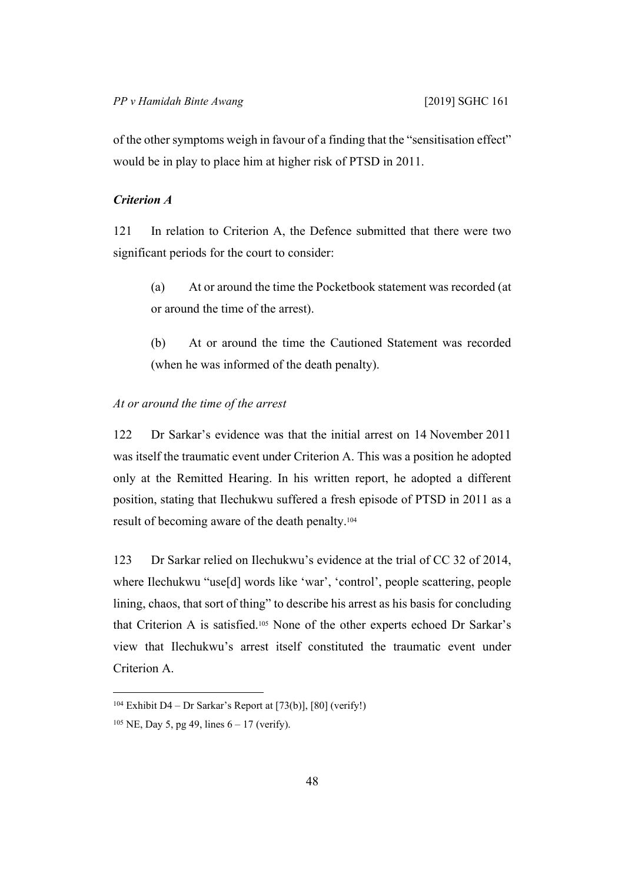of the other symptoms weigh in favour of a finding that the "sensitisation effect" would be in play to place him at higher risk of PTSD in 2011.

***Criterion A***

121 In relation to Criterion A, the Defence submitted that there were two significant periods for the court to consider:

> (a) At or around the time the Pocketbook statement was recorded (at or around the time of the arrest).
>
> (b) At or around the time the Cautioned Statement was recorded (when he was informed of the death penalty).

*At or around the time of the arrest*

122 Dr Sarkar's evidence was that the initial arrest on 14 November 2011 was itself the traumatic event under Criterion A. This was a position he adopted only at the Remitted Hearing. In his written report, he adopted a different position, stating that Ilechukwu suffered a fresh episode of PTSD in 2011 as a result of becoming aware of the death penalty.[104]

123 Dr Sarkar relied on Ilechukwu's evidence at the trial of CC 32 of 2014, where Ilechukwu "use[d] words like 'war', 'control', people scattering, people lining, chaos, that sort of thing" to describe his arrest as his basis for concluding that Criterion A is satisfied.[105] None of the other experts echoed Dr Sarkar's view that Ilechukwu's arrest itself constituted the traumatic event under Criterion A.

---

[104] Exhibit D4 – Dr Sarkar's Report at [73(b)], [80] (verify!)

[105] NE, Day 5, pg 49, lines 6 – 17 (verify).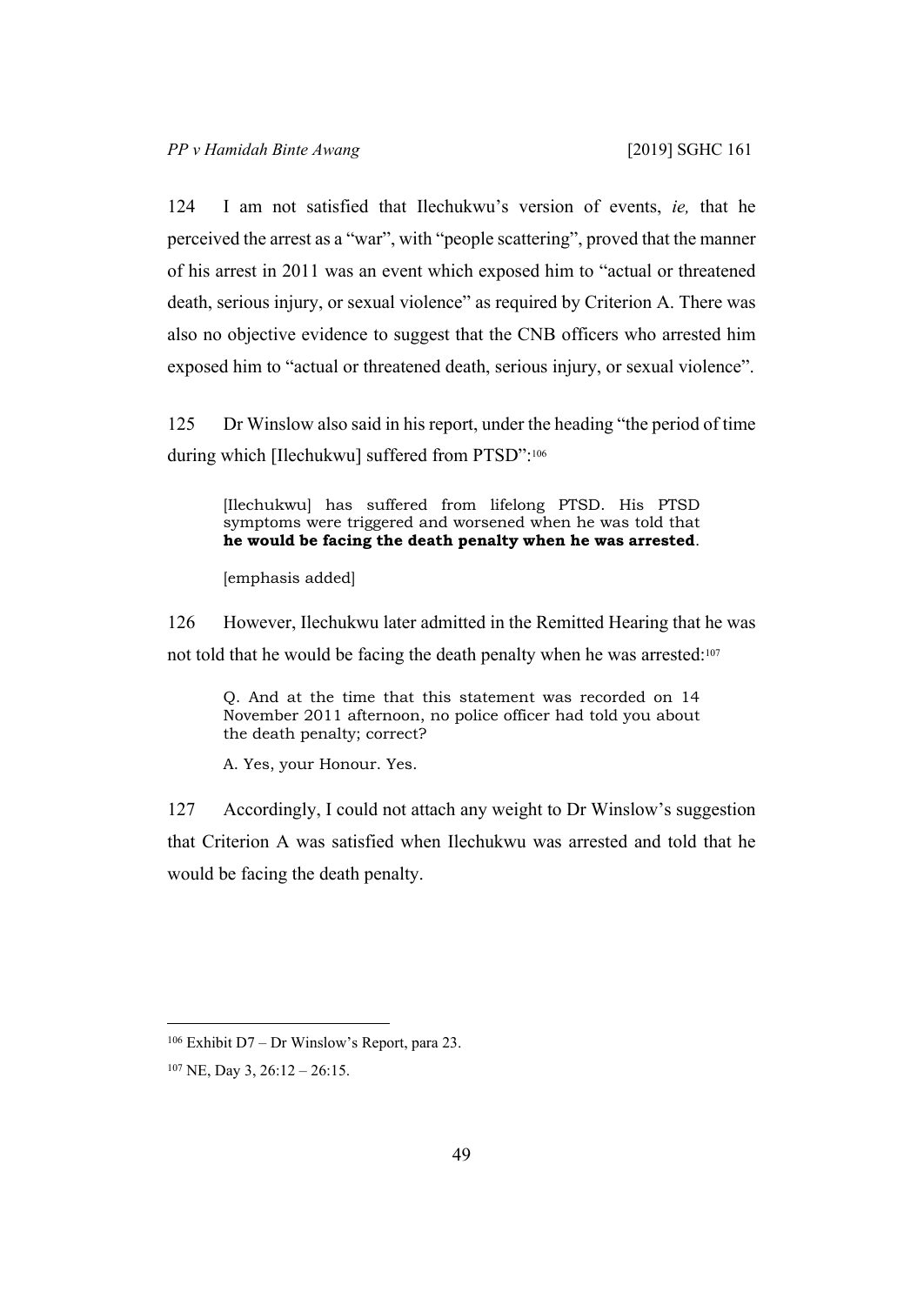124 I am not satisfied that Ilechukwu's version of events, *ie,* that he perceived the arrest as a "war", with "people scattering", proved that the manner of his arrest in 2011 was an event which exposed him to "actual or threatened death, serious injury, or sexual violence" as required by Criterion A. There was also no objective evidence to suggest that the CNB officers who arrested him exposed him to "actual or threatened death, serious injury, or sexual violence".

125 Dr Winslow also said in his report, under the heading "the period of time during which [Ilechukwu] suffered from PTSD":[106]

> [Ilechukwu] has suffered from lifelong PTSD. His PTSD symptoms were triggered and worsened when he was told that **he would be facing the death penalty when he was arrested**.
>
> [emphasis added]

126 However, Ilechukwu later admitted in the Remitted Hearing that he was not told that he would be facing the death penalty when he was arrested:[107]

> Q. And at the time that this statement was recorded on 14 November 2011 afternoon, no police officer had told you about the death penalty; correct?
>
> A. Yes, your Honour. Yes.

127 Accordingly, I could not attach any weight to Dr Winslow's suggestion that Criterion A was satisfied when Ilechukwu was arrested and told that he would be facing the death penalty.

---

[106] Exhibit D7 – Dr Winslow's Report, para 23.

[107] NE, Day 3, 26:12 – 26:15.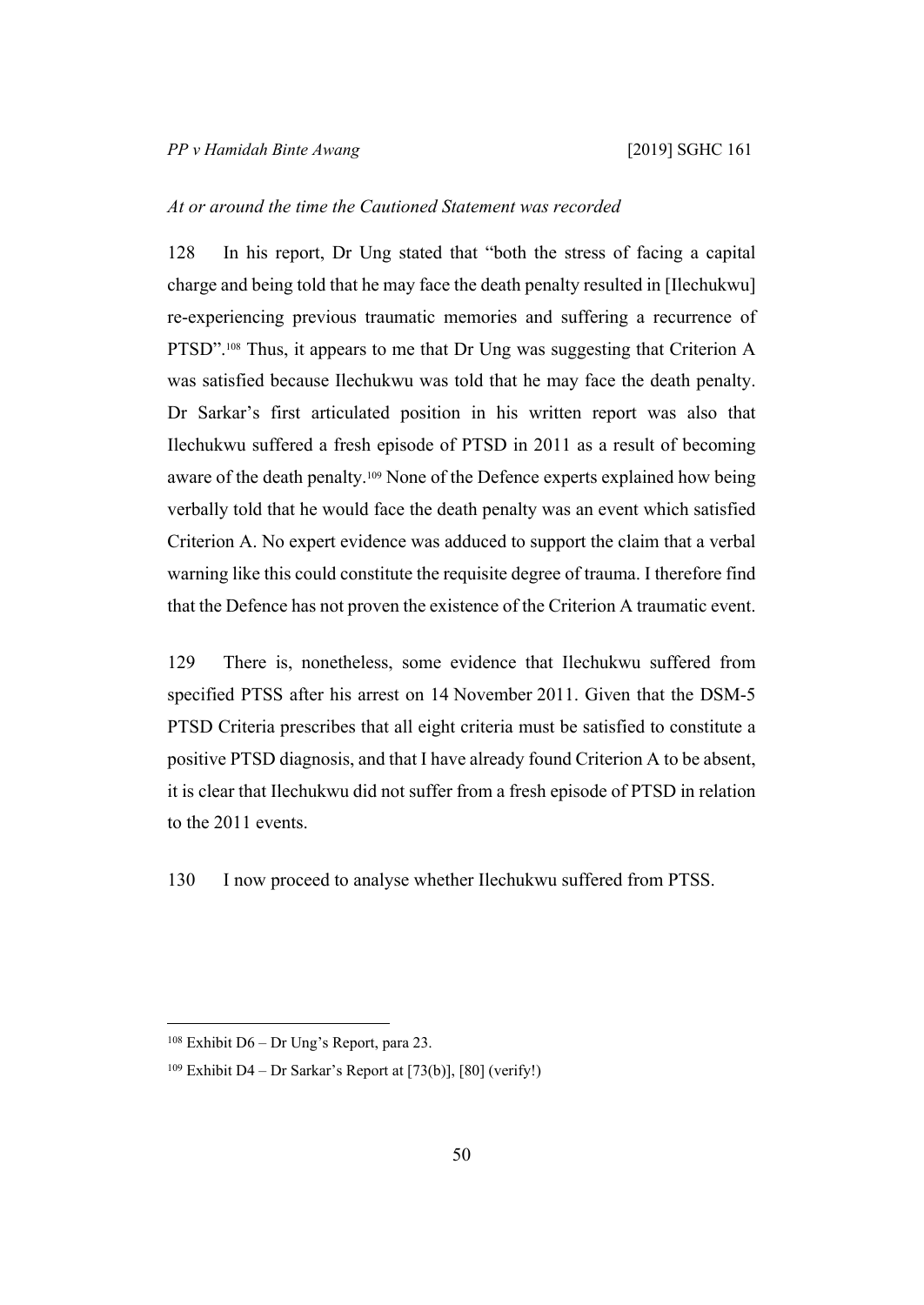*At or around the time the Cautioned Statement was recorded*

128 In his report, Dr Ung stated that "both the stress of facing a capital charge and being told that he may face the death penalty resulted in [Ilechukwu] re-experiencing previous traumatic memories and suffering a recurrence of PTSD".[108] Thus, it appears to me that Dr Ung was suggesting that Criterion A was satisfied because Ilechukwu was told that he may face the death penalty. Dr Sarkar's first articulated position in his written report was also that Ilechukwu suffered a fresh episode of PTSD in 2011 as a result of becoming aware of the death penalty.[109] None of the Defence experts explained how being verbally told that he would face the death penalty was an event which satisfied Criterion A. No expert evidence was adduced to support the claim that a verbal warning like this could constitute the requisite degree of trauma. I therefore find that the Defence has not proven the existence of the Criterion A traumatic event.

129 There is, nonetheless, some evidence that Ilechukwu suffered from specified PTSS after his arrest on 14 November 2011. Given that the DSM-5 PTSD Criteria prescribes that all eight criteria must be satisfied to constitute a positive PTSD diagnosis, and that I have already found Criterion A to be absent, it is clear that Ilechukwu did not suffer from a fresh episode of PTSD in relation to the 2011 events.

130 I now proceed to analyse whether Ilechukwu suffered from PTSS.

---

[108] Exhibit D6 – Dr Ung's Report, para 23.

[109] Exhibit D4 – Dr Sarkar's Report at [73(b)], [80] (verify!)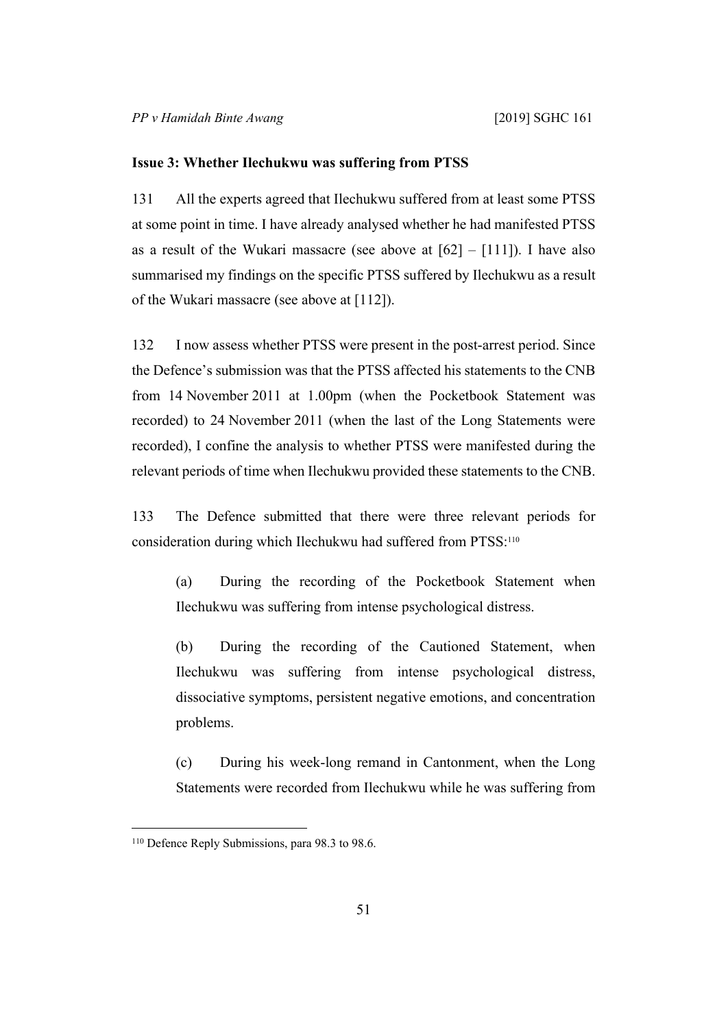**Issue 3: Whether Ilechukwu was suffering from PTSS**

131 All the experts agreed that Ilechukwu suffered from at least some PTSS at some point in time. I have already analysed whether he had manifested PTSS as a result of the Wukari massacre (see above at [62] – [111]). I have also summarised my findings on the specific PTSS suffered by Ilechukwu as a result of the Wukari massacre (see above at [112]).

132 I now assess whether PTSS were present in the post-arrest period. Since the Defence's submission was that the PTSS affected his statements to the CNB from 14 November 2011 at 1.00pm (when the Pocketbook Statement was recorded) to 24 November 2011 (when the last of the Long Statements were recorded), I confine the analysis to whether PTSS were manifested during the relevant periods of time when Ilechukwu provided these statements to the CNB.

133 The Defence submitted that there were three relevant periods for consideration during which Ilechukwu had suffered from PTSS:[110]

> (a) During the recording of the Pocketbook Statement when Ilechukwu was suffering from intense psychological distress.
>
> (b) During the recording of the Cautioned Statement, when Ilechukwu was suffering from intense psychological distress, dissociative symptoms, persistent negative emotions, and concentration problems.
>
> (c) During his week-long remand in Cantonment, when the Long Statements were recorded from Ilechukwu while he was suffering from

[110] Defence Reply Submissions, para 98.3 to 98.6.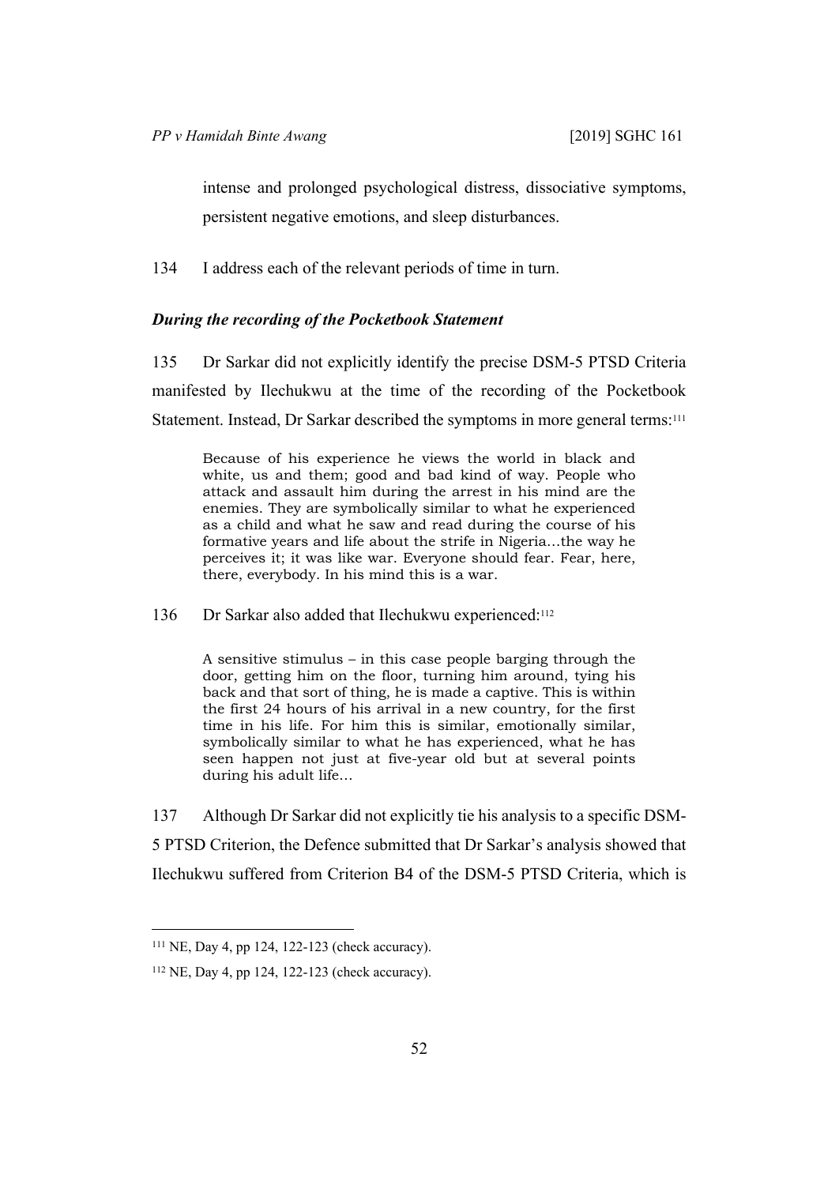intense and prolonged psychological distress, dissociative symptoms, persistent negative emotions, and sleep disturbances.

134 I address each of the relevant periods of time in turn.

### *During the recording of the Pocketbook Statement*

135 Dr Sarkar did not explicitly identify the precise DSM-5 PTSD Criteria manifested by Ilechukwu at the time of the recording of the Pocketbook Statement. Instead, Dr Sarkar described the symptoms in more general terms:[111]

> Because of his experience he views the world in black and white, us and them; good and bad kind of way. People who attack and assault him during the arrest in his mind are the enemies. They are symbolically similar to what he experienced as a child and what he saw and read during the course of his formative years and life about the strife in Nigeria…the way he perceives it; it was like war. Everyone should fear. Fear, here, there, everybody. In his mind this is a war.

136 Dr Sarkar also added that Ilechukwu experienced:[112]

> A sensitive stimulus – in this case people barging through the door, getting him on the floor, turning him around, tying his back and that sort of thing, he is made a captive. This is within the first 24 hours of his arrival in a new country, for the first time in his life. For him this is similar, emotionally similar, symbolically similar to what he has experienced, what he has seen happen not just at five-year old but at several points during his adult life…

137 Although Dr Sarkar did not explicitly tie his analysis to a specific DSM-5 PTSD Criterion, the Defence submitted that Dr Sarkar's analysis showed that Ilechukwu suffered from Criterion B4 of the DSM-5 PTSD Criteria, which is

---

[111] NE, Day 4, pp 124, 122-123 (check accuracy).

[112] NE, Day 4, pp 124, 122-123 (check accuracy).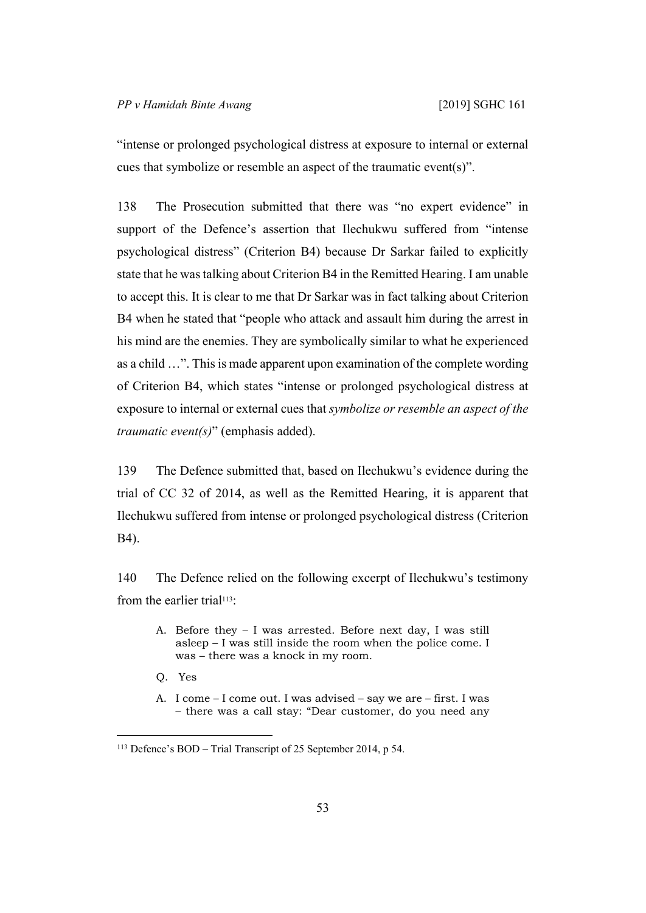"intense or prolonged psychological distress at exposure to internal or external cues that symbolize or resemble an aspect of the traumatic event(s)".

138 The Prosecution submitted that there was "no expert evidence" in support of the Defence's assertion that Ilechukwu suffered from "intense psychological distress" (Criterion B4) because Dr Sarkar failed to explicitly state that he was talking about Criterion B4 in the Remitted Hearing. I am unable to accept this. It is clear to me that Dr Sarkar was in fact talking about Criterion B4 when he stated that "people who attack and assault him during the arrest in his mind are the enemies. They are symbolically similar to what he experienced as a child …". This is made apparent upon examination of the complete wording of Criterion B4, which states "intense or prolonged psychological distress at exposure to internal or external cues that *symbolize or resemble an aspect of the traumatic event(s)*" (emphasis added).

139 The Defence submitted that, based on Ilechukwu's evidence during the trial of CC 32 of 2014, as well as the Remitted Hearing, it is apparent that Ilechukwu suffered from intense or prolonged psychological distress (Criterion B4).

140 The Defence relied on the following excerpt of Ilechukwu's testimony from the earlier trial[113]:

> A. Before they – I was arrested. Before next day, I was still asleep – I was still inside the room when the police come. I was – there was a knock in my room.
>
> Q. Yes
>
> A. I come – I come out. I was advised – say we are – first. I was – there was a call stay: "Dear customer, do you need any

[113] Defence's BOD – Trial Transcript of 25 September 2014, p 54.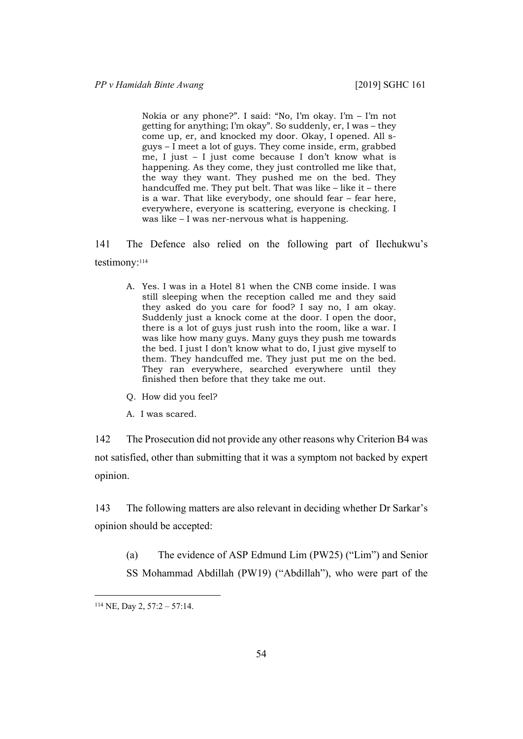> Nokia or any phone?". I said: "No, I'm okay. I'm – I'm not getting for anything; I'm okay". So suddenly, er, I was – they come up, er, and knocked my door. Okay, I opened. All s-guys – I meet a lot of guys. They come inside, erm, grabbed me, I just – I just come because I don't know what is happening. As they come, they just controlled me like that, the way they want. They pushed me on the bed. They handcuffed me. They put belt. That was like – like it – there is a war. That like everybody, one should fear – fear here, everywhere, everyone is scattering, everyone is checking. I was like – I was ner-nervous what is happening.

141 The Defence also relied on the following part of Ilechukwu's testimony:[114]

> A. Yes. I was in a Hotel 81 when the CNB come inside. I was still sleeping when the reception called me and they said they asked do you care for food? I say no, I am okay. Suddenly just a knock come at the door. I open the door, there is a lot of guys just rush into the room, like a war. I was like how many guys. Many guys they push me towards the bed. I just I don't know what to do, I just give myself to them. They handcuffed me. They just put me on the bed. They ran everywhere, searched everywhere until they finished then before that they take me out.
>
> Q. How did you feel?
>
> A. I was scared.

142 The Prosecution did not provide any other reasons why Criterion B4 was not satisfied, other than submitting that it was a symptom not backed by expert opinion.

143 The following matters are also relevant in deciding whether Dr Sarkar's opinion should be accepted:

(a) The evidence of ASP Edmund Lim (PW25) ("Lim") and Senior SS Mohammad Abdillah (PW19) ("Abdillah"), who were part of the

---

[114] NE, Day 2, 57:2 – 57:14.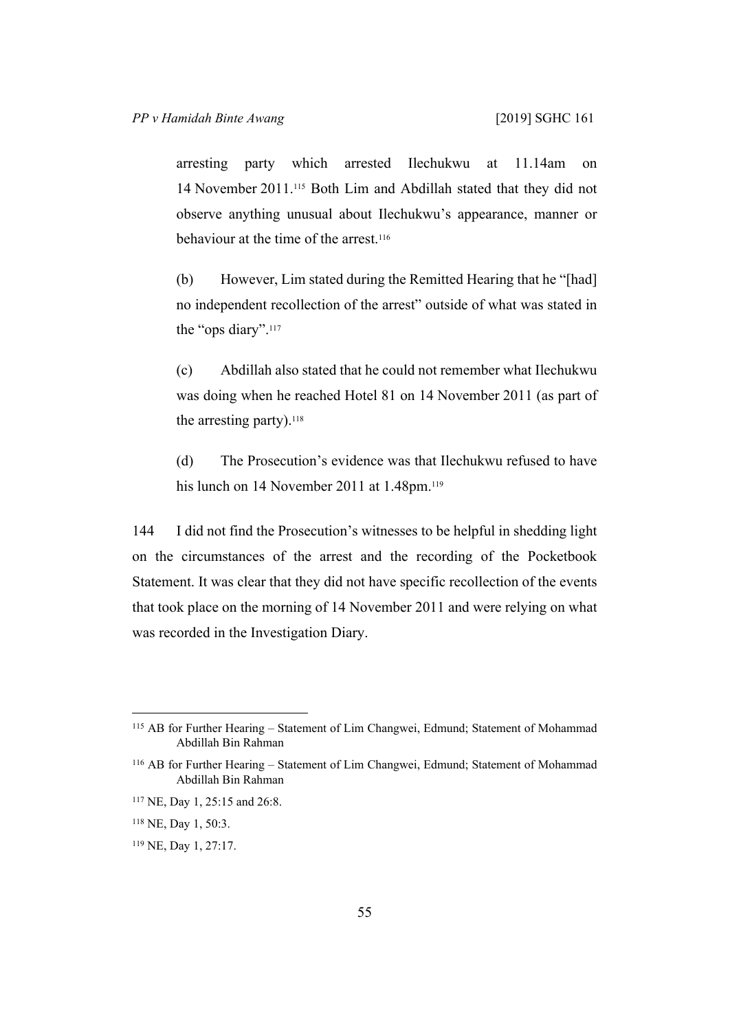arresting party which arrested Ilechukwu at 11.14am on 14 November 2011.[115] Both Lim and Abdillah stated that they did not observe anything unusual about Ilechukwu's appearance, manner or behaviour at the time of the arrest.[116]

(b) However, Lim stated during the Remitted Hearing that he "[had] no independent recollection of the arrest" outside of what was stated in the "ops diary".[117]

(c) Abdillah also stated that he could not remember what Ilechukwu was doing when he reached Hotel 81 on 14 November 2011 (as part of the arresting party).[118]

(d) The Prosecution's evidence was that Ilechukwu refused to have his lunch on 14 November 2011 at 1.48pm.[119]

144 I did not find the Prosecution's witnesses to be helpful in shedding light on the circumstances of the arrest and the recording of the Pocketbook Statement. It was clear that they did not have specific recollection of the events that took place on the morning of 14 November 2011 and were relying on what was recorded in the Investigation Diary.

---

[115] AB for Further Hearing – Statement of Lim Changwei, Edmund; Statement of Mohammad Abdillah Bin Rahman

[116] AB for Further Hearing – Statement of Lim Changwei, Edmund; Statement of Mohammad Abdillah Bin Rahman

[117] NE, Day 1, 25:15 and 26:8.

[118] NE, Day 1, 50:3.

[119] NE, Day 1, 27:17.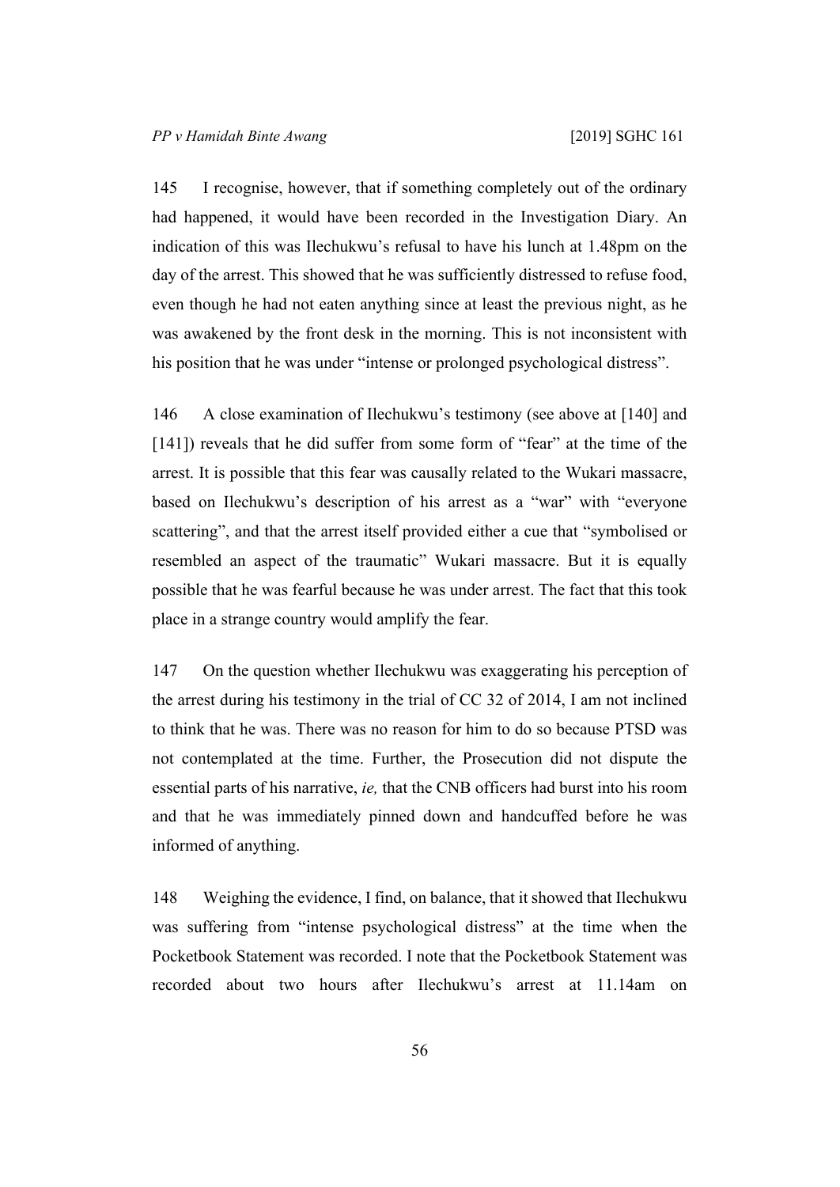145 I recognise, however, that if something completely out of the ordinary had happened, it would have been recorded in the Investigation Diary. An indication of this was Ilechukwu's refusal to have his lunch at 1.48pm on the day of the arrest. This showed that he was sufficiently distressed to refuse food, even though he had not eaten anything since at least the previous night, as he was awakened by the front desk in the morning. This is not inconsistent with his position that he was under "intense or prolonged psychological distress".

146 A close examination of Ilechukwu's testimony (see above at [140] and [141]) reveals that he did suffer from some form of "fear" at the time of the arrest. It is possible that this fear was causally related to the Wukari massacre, based on Ilechukwu's description of his arrest as a "war" with "everyone scattering", and that the arrest itself provided either a cue that "symbolised or resembled an aspect of the traumatic" Wukari massacre. But it is equally possible that he was fearful because he was under arrest. The fact that this took place in a strange country would amplify the fear.

147 On the question whether Ilechukwu was exaggerating his perception of the arrest during his testimony in the trial of CC 32 of 2014, I am not inclined to think that he was. There was no reason for him to do so because PTSD was not contemplated at the time. Further, the Prosecution did not dispute the essential parts of his narrative, *ie,* that the CNB officers had burst into his room and that he was immediately pinned down and handcuffed before he was informed of anything.

148 Weighing the evidence, I find, on balance, that it showed that Ilechukwu was suffering from "intense psychological distress" at the time when the Pocketbook Statement was recorded. I note that the Pocketbook Statement was recorded about two hours after Ilechukwu's arrest at 11.14am on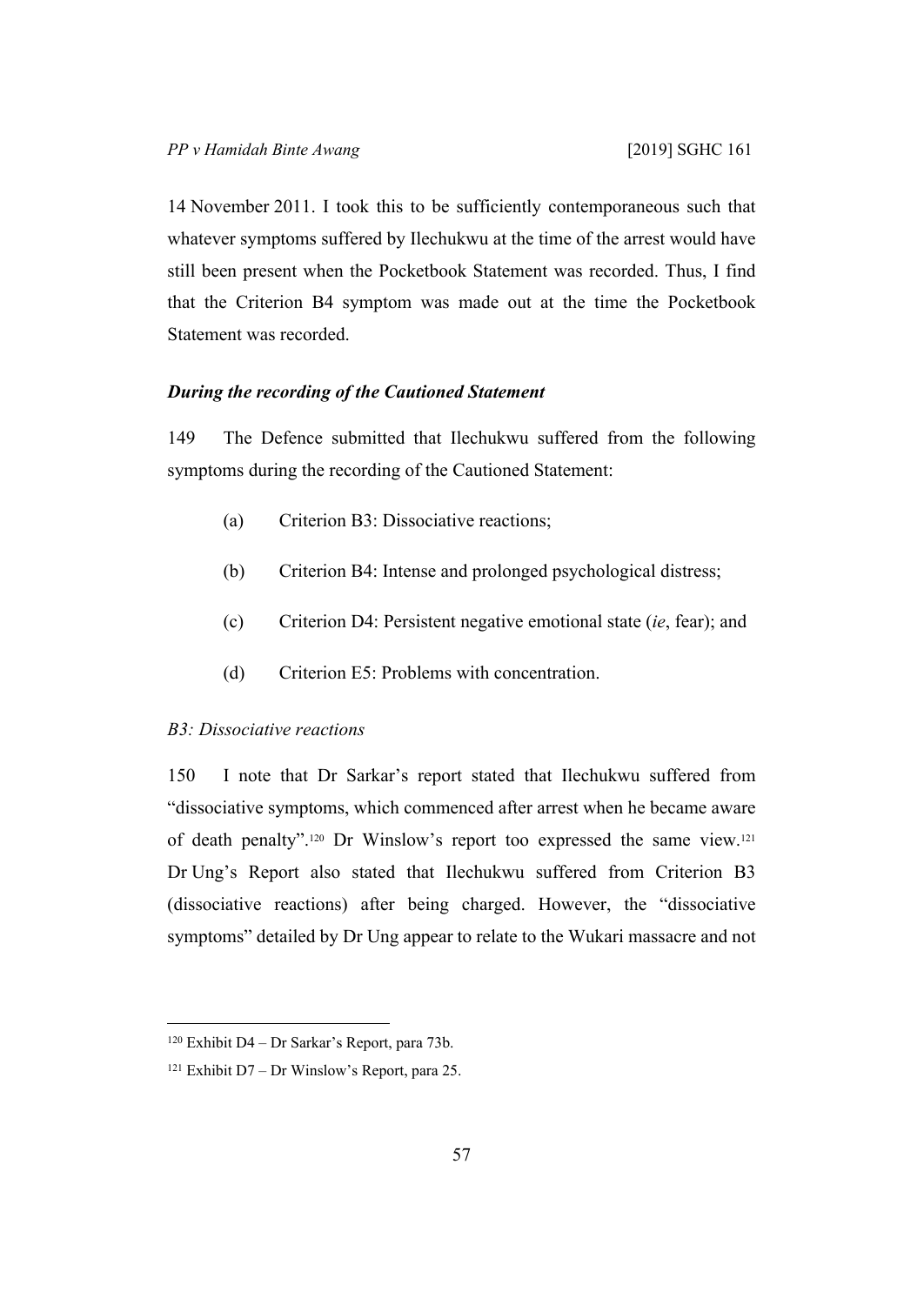14 November 2011. I took this to be sufficiently contemporaneous such that whatever symptoms suffered by Ilechukwu at the time of the arrest would have still been present when the Pocketbook Statement was recorded. Thus, I find that the Criterion B4 symptom was made out at the time the Pocketbook Statement was recorded.

***During the recording of the Cautioned Statement***

149 The Defence submitted that Ilechukwu suffered from the following symptoms during the recording of the Cautioned Statement:

(a) Criterion B3: Dissociative reactions;

(b) Criterion B4: Intense and prolonged psychological distress;

(c) Criterion D4: Persistent negative emotional state (*ie*, fear); and

(d) Criterion E5: Problems with concentration.

*B3: Dissociative reactions*

150 I note that Dr Sarkar's report stated that Ilechukwu suffered from "dissociative symptoms, which commenced after arrest when he became aware of death penalty".[120] Dr Winslow's report too expressed the same view.[121] Dr Ung's Report also stated that Ilechukwu suffered from Criterion B3 (dissociative reactions) after being charged. However, the "dissociative symptoms" detailed by Dr Ung appear to relate to the Wukari massacre and not

---

[120] Exhibit D4 – Dr Sarkar's Report, para 73b.

[121] Exhibit D7 – Dr Winslow's Report, para 25.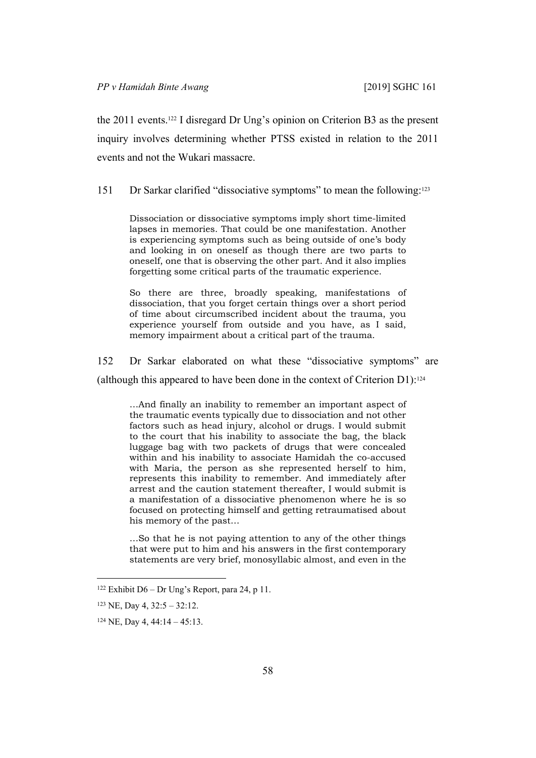the 2011 events.[122] I disregard Dr Ung's opinion on Criterion B3 as the present inquiry involves determining whether PTSS existed in relation to the 2011 events and not the Wukari massacre.

151 Dr Sarkar clarified "dissociative symptoms" to mean the following:[123]

> Dissociation or dissociative symptoms imply short time-limited lapses in memories. That could be one manifestation. Another is experiencing symptoms such as being outside of one's body and looking in on oneself as though there are two parts to oneself, one that is observing the other part. And it also implies forgetting some critical parts of the traumatic experience.
>
> So there are three, broadly speaking, manifestations of dissociation, that you forget certain things over a short period of time about circumscribed incident about the trauma, you experience yourself from outside and you have, as I said, memory impairment about a critical part of the trauma.

152 Dr Sarkar elaborated on what these "dissociative symptoms" are (although this appeared to have been done in the context of Criterion D1):[124]

> …And finally an inability to remember an important aspect of the traumatic events typically due to dissociation and not other factors such as head injury, alcohol or drugs. I would submit to the court that his inability to associate the bag, the black luggage bag with two packets of drugs that were concealed within and his inability to associate Hamidah the co-accused with Maria, the person as she represented herself to him, represents this inability to remember. And immediately after arrest and the caution statement thereafter, I would submit is a manifestation of a dissociative phenomenon where he is so focused on protecting himself and getting retraumatised about his memory of the past…
>
> …So that he is not paying attention to any of the other things that were put to him and his answers in the first contemporary statements are very brief, monosyllabic almost, and even in the

---

[122] Exhibit D6 – Dr Ung's Report, para 24, p 11.

[123] NE, Day 4, 32:5 – 32:12.

[124] NE, Day 4, 44:14 – 45:13.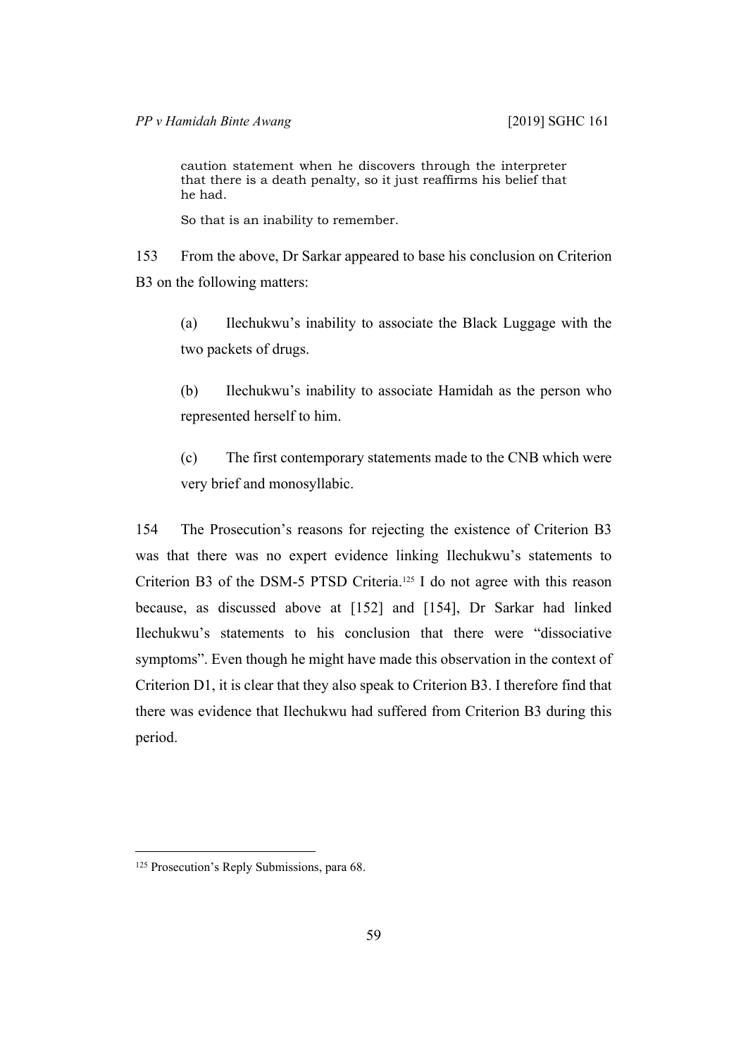caution statement when he discovers through the interpreter that there is a death penalty, so it just reaffirms his belief that he had.

So that is an inability to remember.

153 From the above, Dr Sarkar appeared to base his conclusion on Criterion B3 on the following matters:

(a) Ilechukwu's inability to associate the Black Luggage with the two packets of drugs.

(b) Ilechukwu's inability to associate Hamidah as the person who represented herself to him.

(c) The first contemporary statements made to the CNB which were very brief and monosyllabic.

154 The Prosecution's reasons for rejecting the existence of Criterion B3 was that there was no expert evidence linking Ilechukwu's statements to Criterion B3 of the DSM-5 PTSD Criteria.[125] I do not agree with this reason because, as discussed above at [152] and [154], Dr Sarkar had linked Ilechukwu's statements to his conclusion that there were "dissociative symptoms". Even though he might have made this observation in the context of Criterion D1, it is clear that they also speak to Criterion B3. I therefore find that there was evidence that Ilechukwu had suffered from Criterion B3 during this period.

---

[125] Prosecution's Reply Submissions, para 68.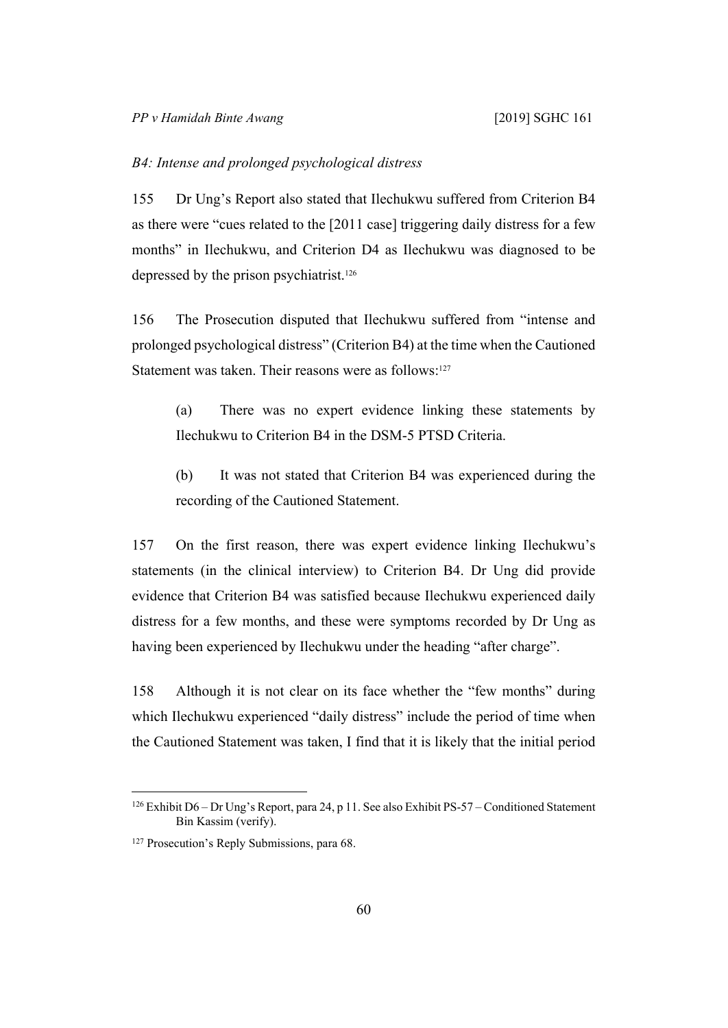*B4: Intense and prolonged psychological distress*

155 Dr Ung's Report also stated that Ilechukwu suffered from Criterion B4 as there were "cues related to the [2011 case] triggering daily distress for a few months" in Ilechukwu, and Criterion D4 as Ilechukwu was diagnosed to be depressed by the prison psychiatrist.[126]

156 The Prosecution disputed that Ilechukwu suffered from "intense and prolonged psychological distress" (Criterion B4) at the time when the Cautioned Statement was taken. Their reasons were as follows:[127]

> (a) There was no expert evidence linking these statements by Ilechukwu to Criterion B4 in the DSM-5 PTSD Criteria.
>
> (b) It was not stated that Criterion B4 was experienced during the recording of the Cautioned Statement.

157 On the first reason, there was expert evidence linking Ilechukwu's statements (in the clinical interview) to Criterion B4. Dr Ung did provide evidence that Criterion B4 was satisfied because Ilechukwu experienced daily distress for a few months, and these were symptoms recorded by Dr Ung as having been experienced by Ilechukwu under the heading "after charge".

158 Although it is not clear on its face whether the "few months" during which Ilechukwu experienced "daily distress" include the period of time when the Cautioned Statement was taken, I find that it is likely that the initial period

---

[126] Exhibit D6 – Dr Ung's Report, para 24, p 11. See also Exhibit PS-57 – Conditioned Statement Bin Kassim (verify).

[127] Prosecution's Reply Submissions, para 68.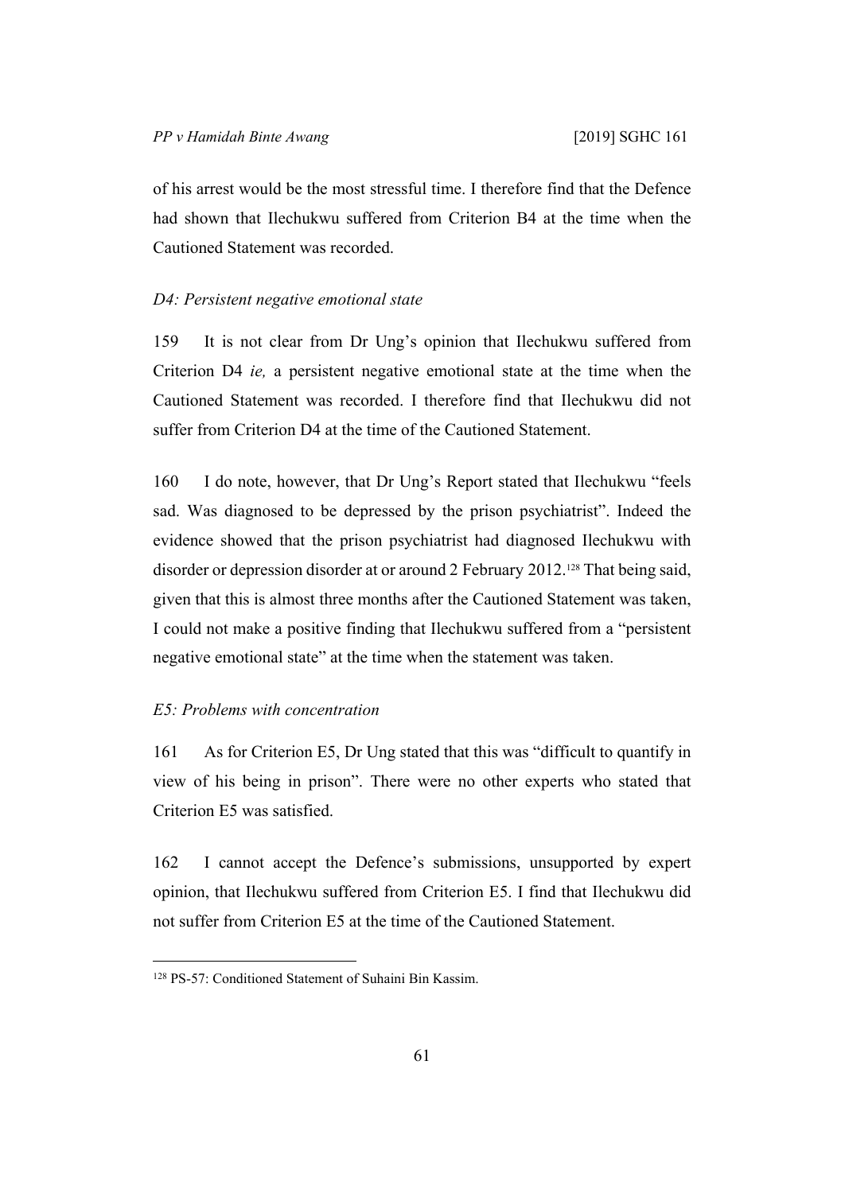of his arrest would be the most stressful time. I therefore find that the Defence had shown that Ilechukwu suffered from Criterion B4 at the time when the Cautioned Statement was recorded.

### *D4: Persistent negative emotional state*

159 It is not clear from Dr Ung's opinion that Ilechukwu suffered from Criterion D4 *ie,* a persistent negative emotional state at the time when the Cautioned Statement was recorded. I therefore find that Ilechukwu did not suffer from Criterion D4 at the time of the Cautioned Statement.

160 I do note, however, that Dr Ung's Report stated that Ilechukwu "feels sad. Was diagnosed to be depressed by the prison psychiatrist". Indeed the evidence showed that the prison psychiatrist had diagnosed Ilechukwu with disorder or depression disorder at or around 2 February 2012.[128] That being said, given that this is almost three months after the Cautioned Statement was taken, I could not make a positive finding that Ilechukwu suffered from a "persistent negative emotional state" at the time when the statement was taken.

### *E5: Problems with concentration*

161 As for Criterion E5, Dr Ung stated that this was "difficult to quantify in view of his being in prison". There were no other experts who stated that Criterion E5 was satisfied.

162 I cannot accept the Defence's submissions, unsupported by expert opinion, that Ilechukwu suffered from Criterion E5. I find that Ilechukwu did not suffer from Criterion E5 at the time of the Cautioned Statement.

---

[128] PS-57: Conditioned Statement of Suhaini Bin Kassim.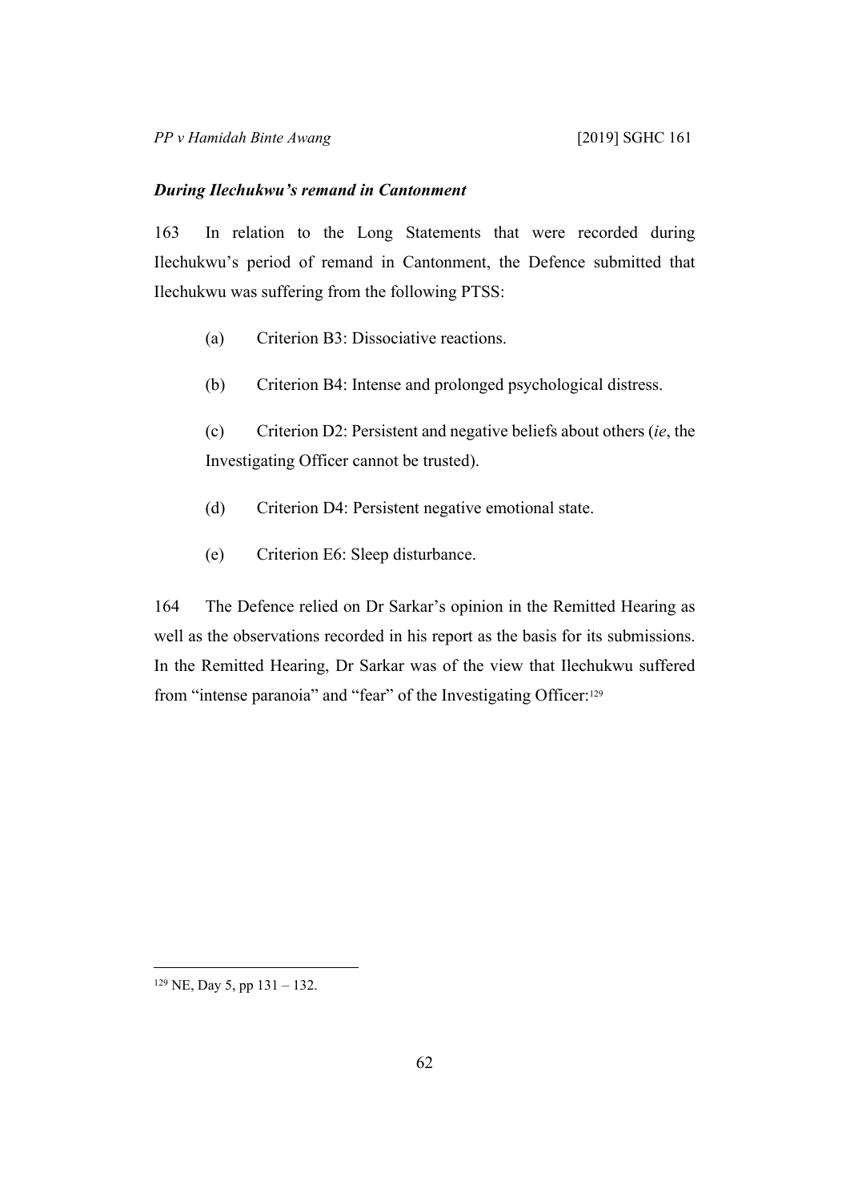***During Ilechukwu's remand in Cantonment***

163 In relation to the Long Statements that were recorded during Ilechukwu's period of remand in Cantonment, the Defence submitted that Ilechukwu was suffering from the following PTSS:

(a) Criterion B3: Dissociative reactions.

(b) Criterion B4: Intense and prolonged psychological distress.

(c) Criterion D2: Persistent and negative beliefs about others (*ie*, the Investigating Officer cannot be trusted).

(d) Criterion D4: Persistent negative emotional state.

(e) Criterion E6: Sleep disturbance.

164 The Defence relied on Dr Sarkar's opinion in the Remitted Hearing as well as the observations recorded in his report as the basis for its submissions. In the Remitted Hearing, Dr Sarkar was of the view that Ilechukwu suffered from "intense paranoia" and "fear" of the Investigating Officer:[129]

---

[129] NE, Day 5, pp 131 – 132.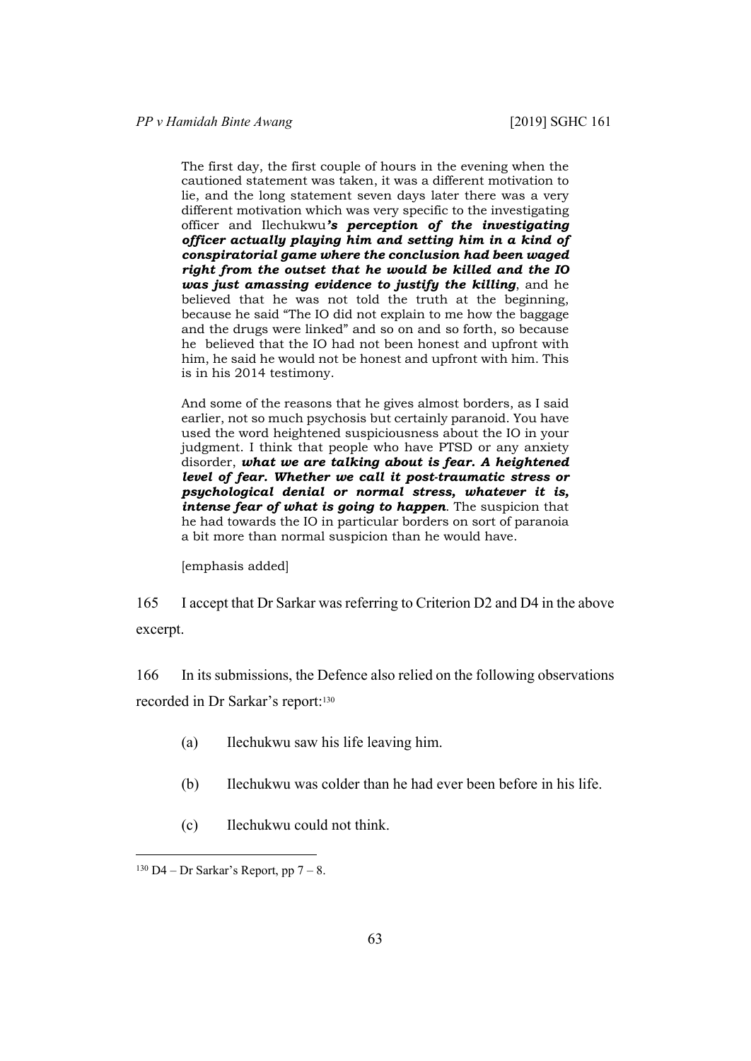> The first day, the first couple of hours in the evening when the cautioned statement was taken, it was a different motivation to lie, and the long statement seven days later there was a very different motivation which was very specific to the investigating officer and Ilechukwu***'s perception of the investigating officer actually playing him and setting him in a kind of conspiratorial game where the conclusion had been waged right from the outset that he would be killed and the IO was just amassing evidence to justify the killing***, and he believed that he was not told the truth at the beginning, because he said "The IO did not explain to me how the baggage and the drugs were linked" and so on and so forth, so because he believed that the IO had not been honest and upfront with him, he said he would not be honest and upfront with him. This is in his 2014 testimony.
>
> And some of the reasons that he gives almost borders, as I said earlier, not so much psychosis but certainly paranoid. You have used the word heightened suspiciousness about the IO in your judgment. I think that people who have PTSD or any anxiety disorder, ***what we are talking about is fear. A heightened level of fear. Whether we call it post-traumatic stress or psychological denial or normal stress, whatever it is, intense fear of what is going to happen***. The suspicion that he had towards the IO in particular borders on sort of paranoia a bit more than normal suspicion than he would have.
>
> [emphasis added]

165 I accept that Dr Sarkar was referring to Criterion D2 and D4 in the above excerpt.

166 In its submissions, the Defence also relied on the following observations recorded in Dr Sarkar's report:[130]

(a) Ilechukwu saw his life leaving him.

(b) Ilechukwu was colder than he had ever been before in his life.

(c) Ilechukwu could not think.

---

[130] D4 – Dr Sarkar's Report, pp 7 – 8.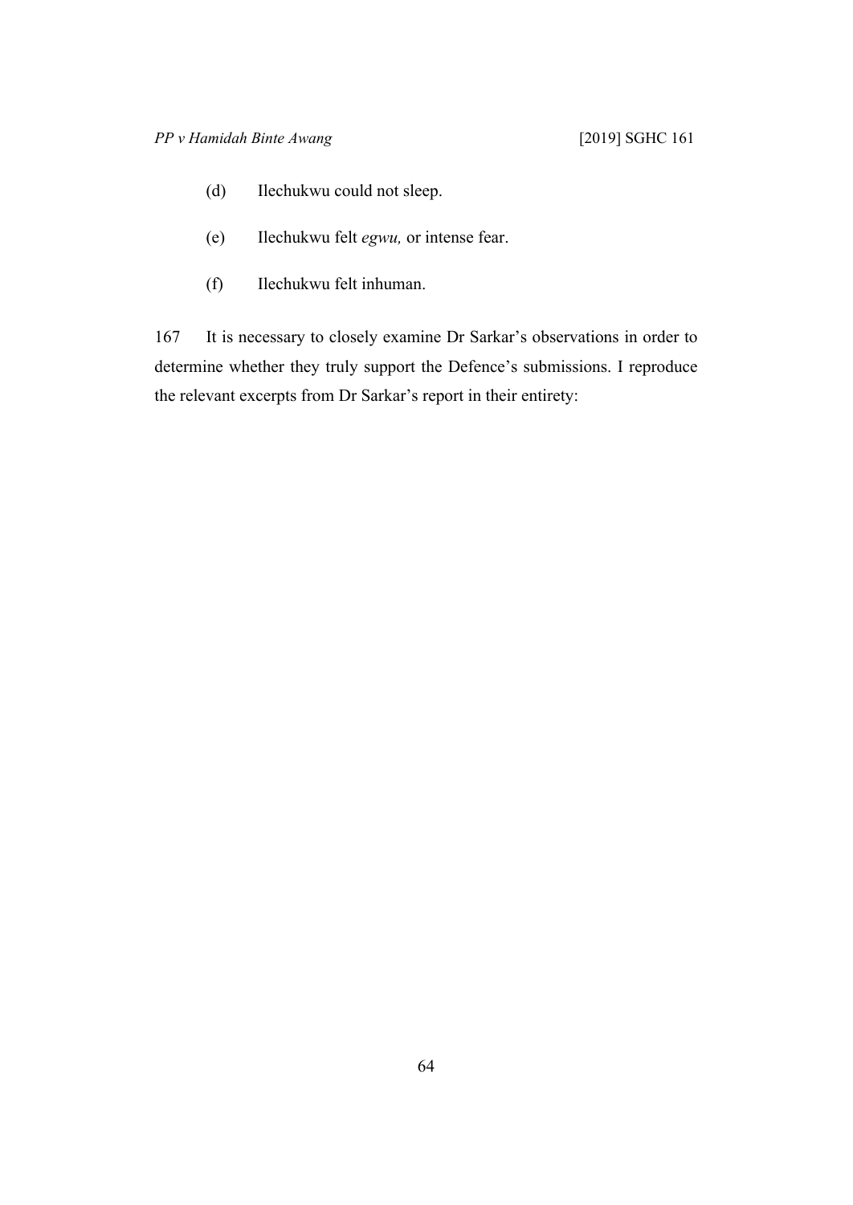(d) Ilechukwu could not sleep.

(e) Ilechukwu felt *egwu,* or intense fear.

(f) Ilechukwu felt inhuman.

167 It is necessary to closely examine Dr Sarkar's observations in order to determine whether they truly support the Defence's submissions. I reproduce the relevant excerpts from Dr Sarkar's report in their entirety: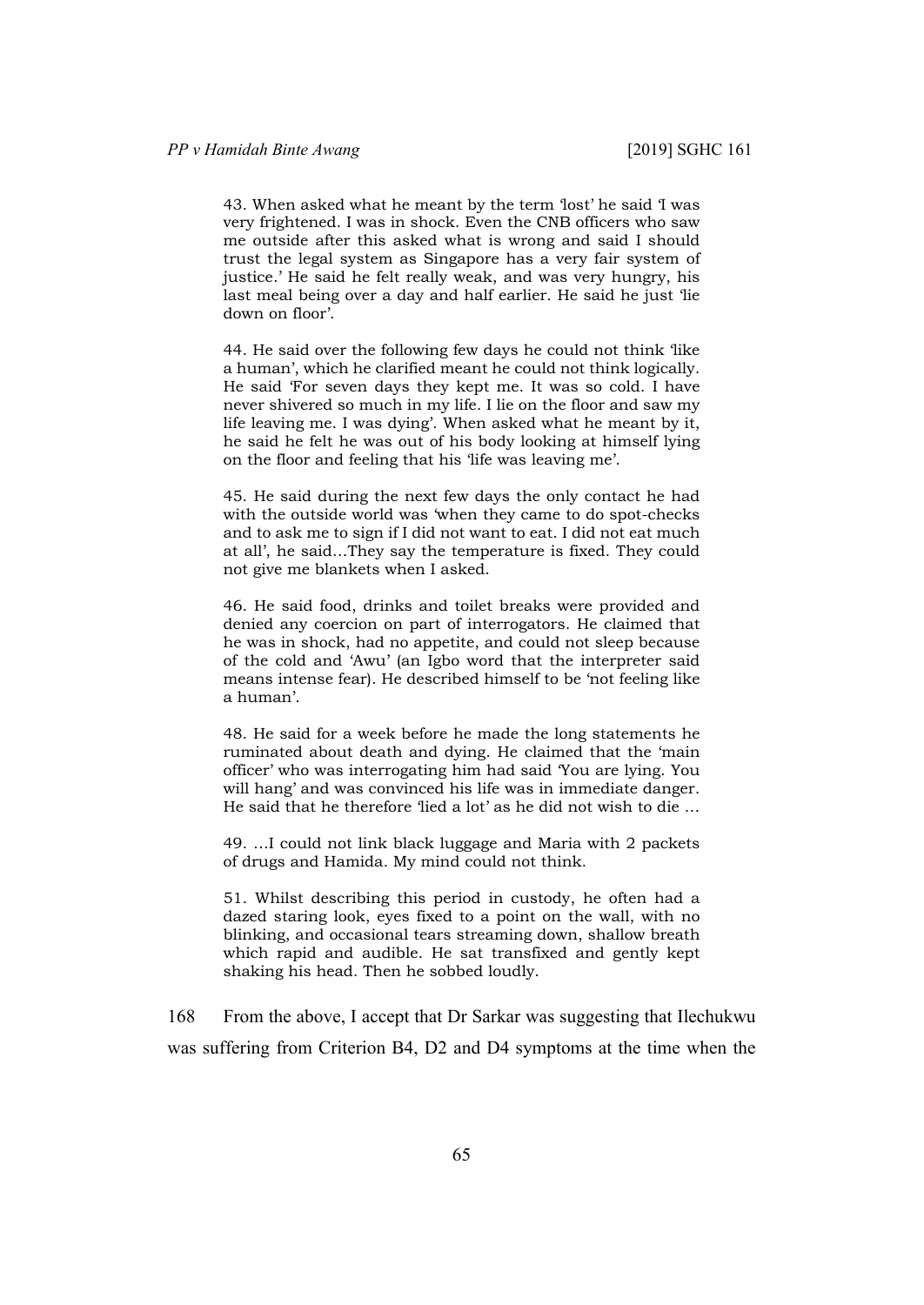> 43. When asked what he meant by the term 'lost' he said 'I was very frightened. I was in shock. Even the CNB officers who saw me outside after this asked what is wrong and said I should trust the legal system as Singapore has a very fair system of justice.' He said he felt really weak, and was very hungry, his last meal being over a day and half earlier. He said he just 'lie down on floor'.
>
> 44. He said over the following few days he could not think 'like a human', which he clarified meant he could not think logically. He said 'For seven days they kept me. It was so cold. I have never shivered so much in my life. I lie on the floor and saw my life leaving me. I was dying'. When asked what he meant by it, he said he felt he was out of his body looking at himself lying on the floor and feeling that his 'life was leaving me'.
>
> 45. He said during the next few days the only contact he had with the outside world was 'when they came to do spot-checks and to ask me to sign if I did not want to eat. I did not eat much at all', he said…They say the temperature is fixed. They could not give me blankets when I asked.
>
> 46. He said food, drinks and toilet breaks were provided and denied any coercion on part of interrogators. He claimed that he was in shock, had no appetite, and could not sleep because of the cold and 'Awu' (an Igbo word that the interpreter said means intense fear). He described himself to be 'not feeling like a human'.
>
> 48. He said for a week before he made the long statements he ruminated about death and dying. He claimed that the 'main officer' who was interrogating him had said 'You are lying. You will hang' and was convinced his life was in immediate danger. He said that he therefore 'lied a lot' as he did not wish to die …
>
> 49. …I could not link black luggage and Maria with 2 packets of drugs and Hamida. My mind could not think.
>
> 51. Whilst describing this period in custody, he often had a dazed staring look, eyes fixed to a point on the wall, with no blinking, and occasional tears streaming down, shallow breath which rapid and audible. He sat transfixed and gently kept shaking his head. Then he sobbed loudly.

168 From the above, I accept that Dr Sarkar was suggesting that Ilechukwu was suffering from Criterion B4, D2 and D4 symptoms at the time when the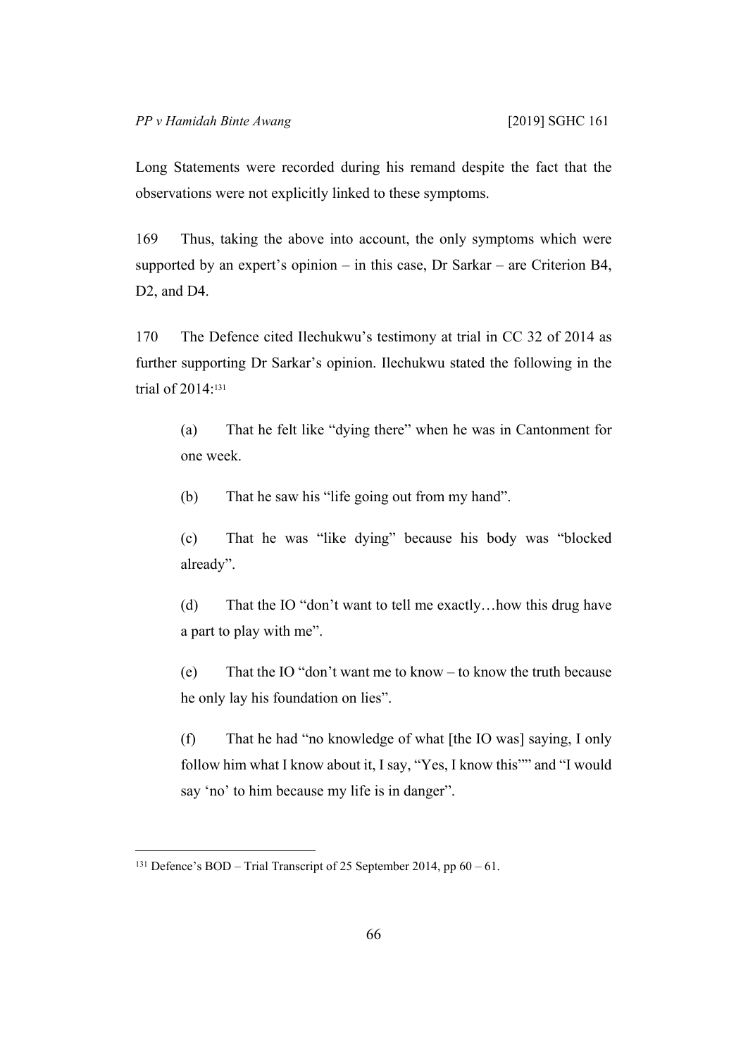Long Statements were recorded during his remand despite the fact that the observations were not explicitly linked to these symptoms.

169 Thus, taking the above into account, the only symptoms which were supported by an expert's opinion – in this case, Dr Sarkar – are Criterion B4, D2, and D4.

170 The Defence cited Ilechukwu's testimony at trial in CC 32 of 2014 as further supporting Dr Sarkar's opinion. Ilechukwu stated the following in the trial of 2014:[131]

> (a) That he felt like "dying there" when he was in Cantonment for one week.
>
> (b) That he saw his "life going out from my hand".
>
> (c) That he was "like dying" because his body was "blocked already".
>
> (d) That the IO "don't want to tell me exactly…how this drug have a part to play with me".
>
> (e) That the IO "don't want me to know – to know the truth because he only lay his foundation on lies".
>
> (f) That he had "no knowledge of what [the IO was] saying, I only follow him what I know about it, I say, "Yes, I know this"" and "I would say 'no' to him because my life is in danger".

---

[131] Defence's BOD – Trial Transcript of 25 September 2014, pp 60 – 61.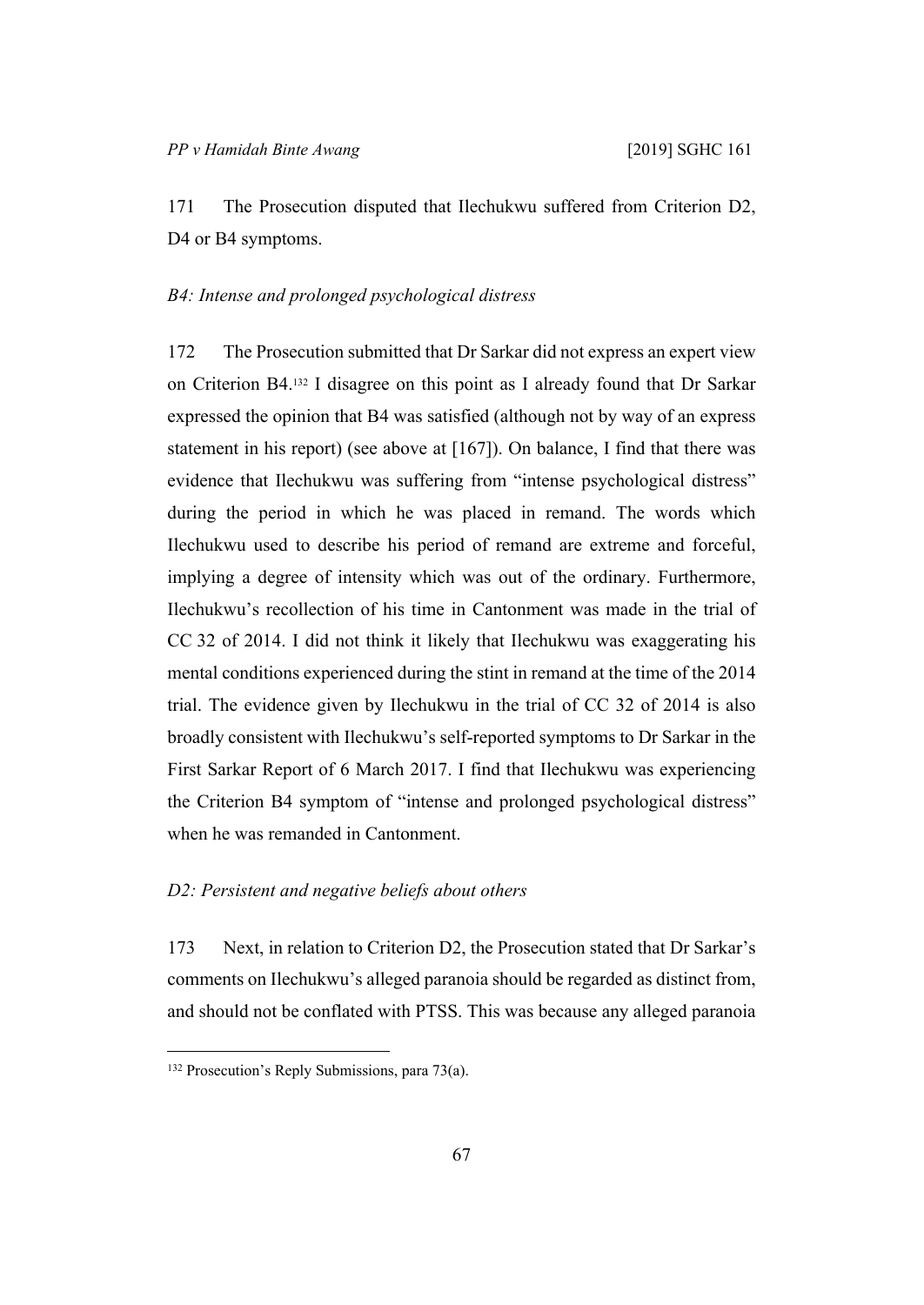171 The Prosecution disputed that Ilechukwu suffered from Criterion D2, D4 or B4 symptoms.

*B4: Intense and prolonged psychological distress*

172 The Prosecution submitted that Dr Sarkar did not express an expert view on Criterion B4.[132] I disagree on this point as I already found that Dr Sarkar expressed the opinion that B4 was satisfied (although not by way of an express statement in his report) (see above at [167]). On balance, I find that there was evidence that Ilechukwu was suffering from "intense psychological distress" during the period in which he was placed in remand. The words which Ilechukwu used to describe his period of remand are extreme and forceful, implying a degree of intensity which was out of the ordinary. Furthermore, Ilechukwu's recollection of his time in Cantonment was made in the trial of CC 32 of 2014. I did not think it likely that Ilechukwu was exaggerating his mental conditions experienced during the stint in remand at the time of the 2014 trial. The evidence given by Ilechukwu in the trial of CC 32 of 2014 is also broadly consistent with Ilechukwu's self-reported symptoms to Dr Sarkar in the First Sarkar Report of 6 March 2017. I find that Ilechukwu was experiencing the Criterion B4 symptom of "intense and prolonged psychological distress" when he was remanded in Cantonment.

*D2: Persistent and negative beliefs about others*

173 Next, in relation to Criterion D2, the Prosecution stated that Dr Sarkar's comments on Ilechukwu's alleged paranoia should be regarded as distinct from, and should not be conflated with PTSS. This was because any alleged paranoia

---

[132] Prosecution's Reply Submissions, para 73(a).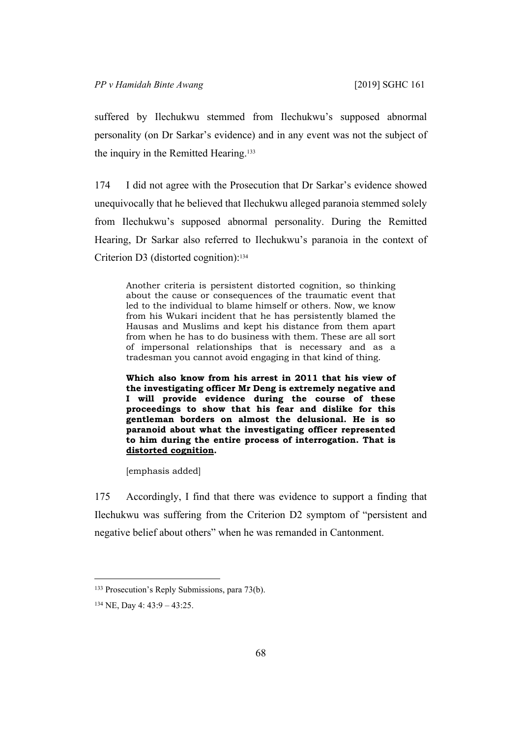suffered by Ilechukwu stemmed from Ilechukwu's supposed abnormal personality (on Dr Sarkar's evidence) and in any event was not the subject of the inquiry in the Remitted Hearing.[133]

174 I did not agree with the Prosecution that Dr Sarkar's evidence showed unequivocally that he believed that Ilechukwu alleged paranoia stemmed solely from Ilechukwu's supposed abnormal personality. During the Remitted Hearing, Dr Sarkar also referred to Ilechukwu's paranoia in the context of Criterion D3 (distorted cognition):[134]

> Another criteria is persistent distorted cognition, so thinking about the cause or consequences of the traumatic event that led to the individual to blame himself or others. Now, we know from his Wukari incident that he has persistently blamed the Hausas and Muslims and kept his distance from them apart from when he has to do business with them. These are all sort of impersonal relationships that is necessary and as a tradesman you cannot avoid engaging in that kind of thing.
>
> **Which also know from his arrest in 2011 that his view of the investigating officer Mr Deng is extremely negative and I will provide evidence during the course of these proceedings to show that his fear and dislike for this gentleman borders on almost the delusional. He is so paranoid about what the investigating officer represented to him during the entire process of interrogation. That is <u>distorted cognition</u>.**
>
> [emphasis added]

175 Accordingly, I find that there was evidence to support a finding that Ilechukwu was suffering from the Criterion D2 symptom of "persistent and negative belief about others" when he was remanded in Cantonment.

---

[133] Prosecution's Reply Submissions, para 73(b).

[134] NE, Day 4: 43:9 – 43:25.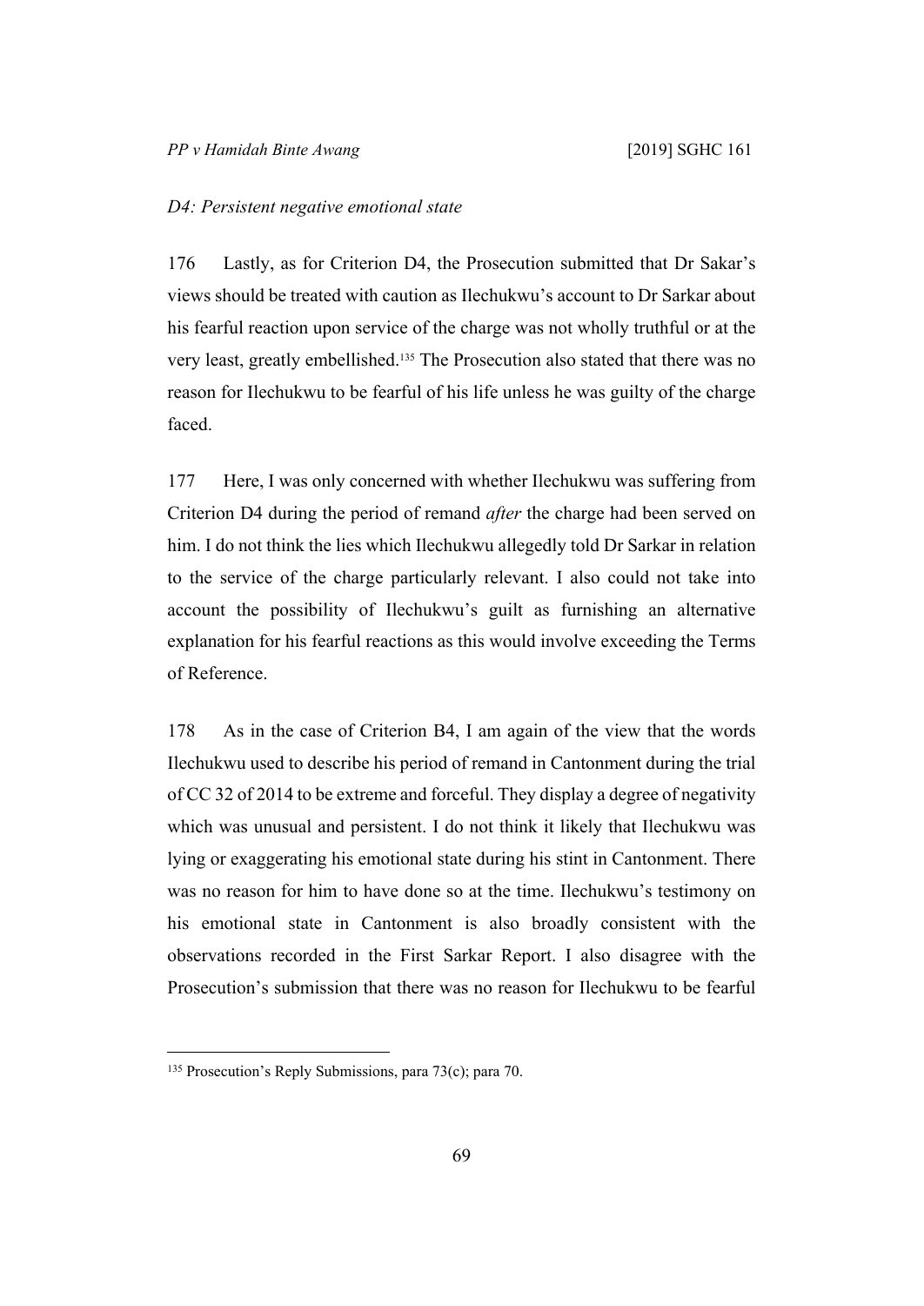*D4: Persistent negative emotional state*

176 Lastly, as for Criterion D4, the Prosecution submitted that Dr Sakar's views should be treated with caution as Ilechukwu's account to Dr Sarkar about his fearful reaction upon service of the charge was not wholly truthful or at the very least, greatly embellished.[135] The Prosecution also stated that there was no reason for Ilechukwu to be fearful of his life unless he was guilty of the charge faced.

177 Here, I was only concerned with whether Ilechukwu was suffering from Criterion D4 during the period of remand *after* the charge had been served on him. I do not think the lies which Ilechukwu allegedly told Dr Sarkar in relation to the service of the charge particularly relevant. I also could not take into account the possibility of Ilechukwu's guilt as furnishing an alternative explanation for his fearful reactions as this would involve exceeding the Terms of Reference.

178 As in the case of Criterion B4, I am again of the view that the words Ilechukwu used to describe his period of remand in Cantonment during the trial of CC 32 of 2014 to be extreme and forceful. They display a degree of negativity which was unusual and persistent. I do not think it likely that Ilechukwu was lying or exaggerating his emotional state during his stint in Cantonment. There was no reason for him to have done so at the time. Ilechukwu's testimony on his emotional state in Cantonment is also broadly consistent with the observations recorded in the First Sarkar Report. I also disagree with the Prosecution's submission that there was no reason for Ilechukwu to be fearful

[135] Prosecution's Reply Submissions, para 73(c); para 70.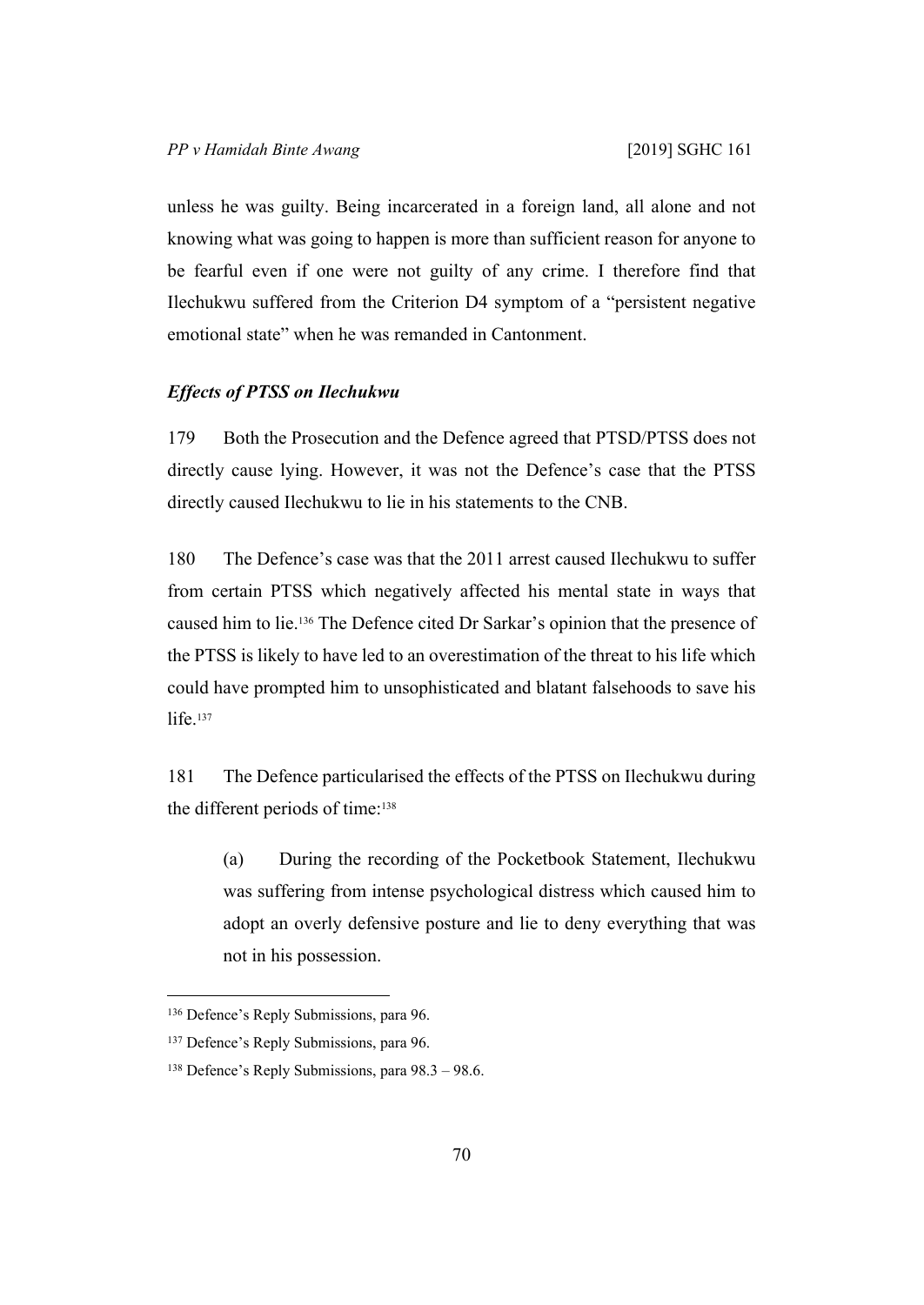unless he was guilty. Being incarcerated in a foreign land, all alone and not knowing what was going to happen is more than sufficient reason for anyone to be fearful even if one were not guilty of any crime. I therefore find that Ilechukwu suffered from the Criterion D4 symptom of a "persistent negative emotional state" when he was remanded in Cantonment.

### *Effects of PTSS on Ilechukwu*

179 Both the Prosecution and the Defence agreed that PTSD/PTSS does not directly cause lying. However, it was not the Defence's case that the PTSS directly caused Ilechukwu to lie in his statements to the CNB.

180 The Defence's case was that the 2011 arrest caused Ilechukwu to suffer from certain PTSS which negatively affected his mental state in ways that caused him to lie.[136] The Defence cited Dr Sarkar's opinion that the presence of the PTSS is likely to have led to an overestimation of the threat to his life which could have prompted him to unsophisticated and blatant falsehoods to save his life.[137]

181 The Defence particularised the effects of the PTSS on Ilechukwu during the different periods of time:[138]

> (a) During the recording of the Pocketbook Statement, Ilechukwu was suffering from intense psychological distress which caused him to adopt an overly defensive posture and lie to deny everything that was not in his possession.

---

[136] Defence's Reply Submissions, para 96.

[137] Defence's Reply Submissions, para 96.

[138] Defence's Reply Submissions, para 98.3 – 98.6.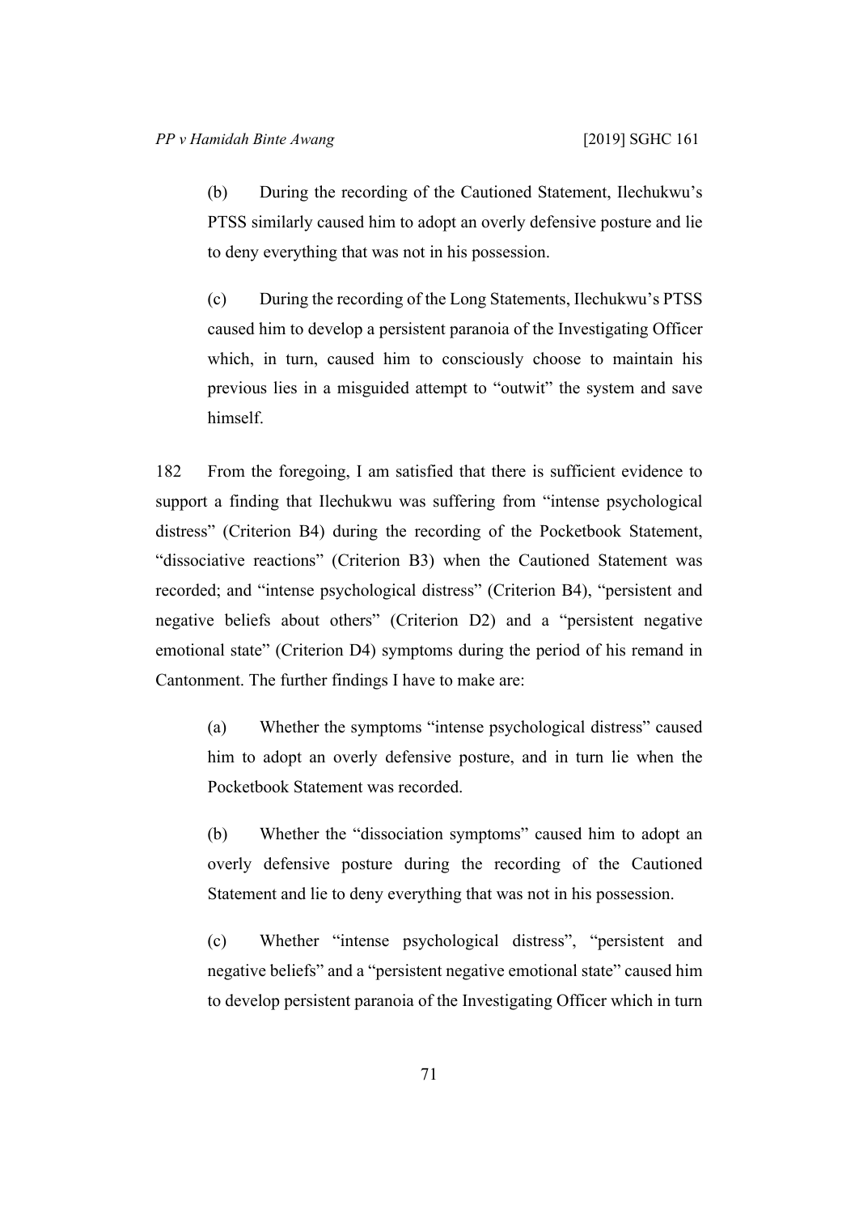(b) During the recording of the Cautioned Statement, Ilechukwu's PTSS similarly caused him to adopt an overly defensive posture and lie to deny everything that was not in his possession.

(c) During the recording of the Long Statements, Ilechukwu's PTSS caused him to develop a persistent paranoia of the Investigating Officer which, in turn, caused him to consciously choose to maintain his previous lies in a misguided attempt to "outwit" the system and save himself.

182 From the foregoing, I am satisfied that there is sufficient evidence to support a finding that Ilechukwu was suffering from "intense psychological distress" (Criterion B4) during the recording of the Pocketbook Statement, "dissociative reactions" (Criterion B3) when the Cautioned Statement was recorded; and "intense psychological distress" (Criterion B4), "persistent and negative beliefs about others" (Criterion D2) and a "persistent negative emotional state" (Criterion D4) symptoms during the period of his remand in Cantonment. The further findings I have to make are:

(a) Whether the symptoms "intense psychological distress" caused him to adopt an overly defensive posture, and in turn lie when the Pocketbook Statement was recorded.

(b) Whether the "dissociation symptoms" caused him to adopt an overly defensive posture during the recording of the Cautioned Statement and lie to deny everything that was not in his possession.

(c) Whether "intense psychological distress", "persistent and negative beliefs" and a "persistent negative emotional state" caused him to develop persistent paranoia of the Investigating Officer which in turn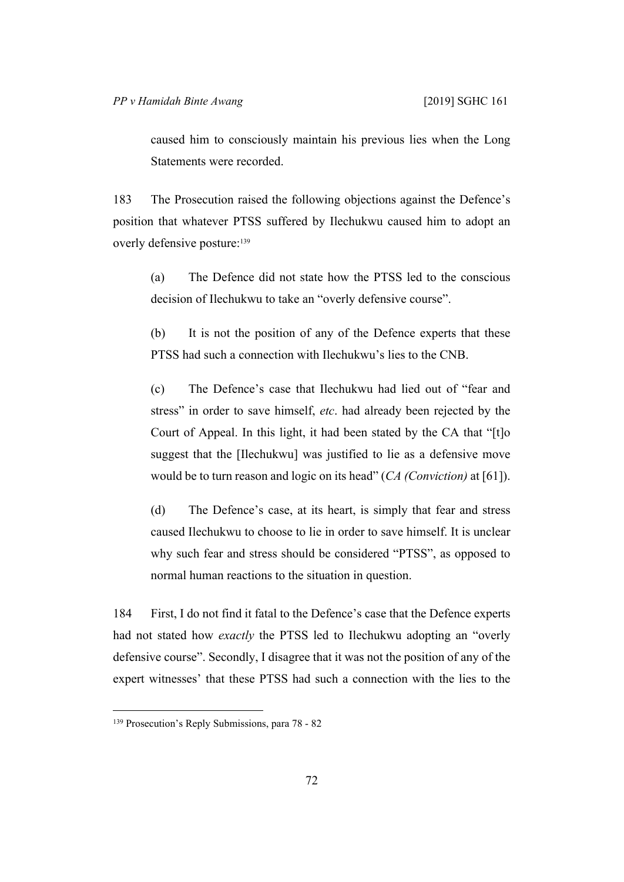caused him to consciously maintain his previous lies when the Long Statements were recorded.

183 The Prosecution raised the following objections against the Defence's position that whatever PTSS suffered by Ilechukwu caused him to adopt an overly defensive posture:[139]

(a) The Defence did not state how the PTSS led to the conscious decision of Ilechukwu to take an "overly defensive course".

(b) It is not the position of any of the Defence experts that these PTSS had such a connection with Ilechukwu's lies to the CNB.

(c) The Defence's case that Ilechukwu had lied out of "fear and stress" in order to save himself, *etc*. had already been rejected by the Court of Appeal. In this light, it had been stated by the CA that "[t]o suggest that the [Ilechukwu] was justified to lie as a defensive move would be to turn reason and logic on its head" (*CA (Conviction)* at [61]).

(d) The Defence's case, at its heart, is simply that fear and stress caused Ilechukwu to choose to lie in order to save himself. It is unclear why such fear and stress should be considered "PTSS", as opposed to normal human reactions to the situation in question.

184 First, I do not find it fatal to the Defence's case that the Defence experts had not stated how *exactly* the PTSS led to Ilechukwu adopting an "overly defensive course". Secondly, I disagree that it was not the position of any of the expert witnesses' that these PTSS had such a connection with the lies to the

---

[139] Prosecution's Reply Submissions, para 78 - 82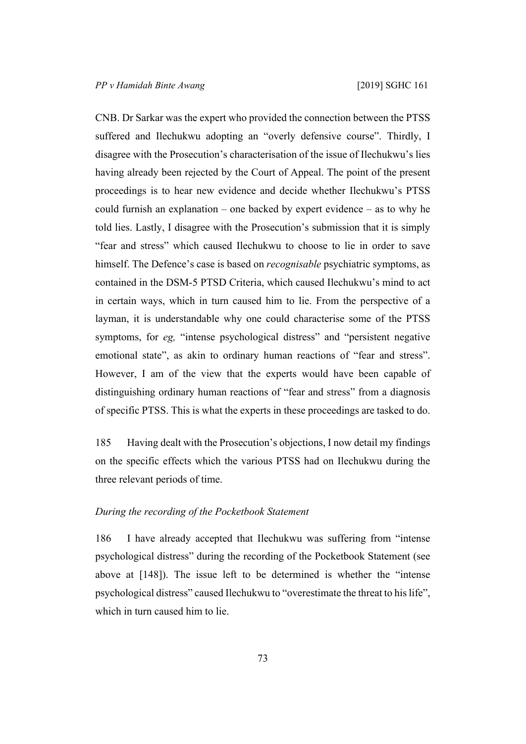CNB. Dr Sarkar was the expert who provided the connection between the PTSS suffered and Ilechukwu adopting an "overly defensive course". Thirdly, I disagree with the Prosecution's characterisation of the issue of Ilechukwu's lies having already been rejected by the Court of Appeal. The point of the present proceedings is to hear new evidence and decide whether Ilechukwu's PTSS could furnish an explanation – one backed by expert evidence – as to why he told lies. Lastly, I disagree with the Prosecution's submission that it is simply "fear and stress" which caused Ilechukwu to choose to lie in order to save himself. The Defence's case is based on *recognisable* psychiatric symptoms, as contained in the DSM-5 PTSD Criteria, which caused Ilechukwu's mind to act in certain ways, which in turn caused him to lie. From the perspective of a layman, it is understandable why one could characterise some of the PTSS symptoms, for *eg,* "intense psychological distress" and "persistent negative emotional state", as akin to ordinary human reactions of "fear and stress". However, I am of the view that the experts would have been capable of distinguishing ordinary human reactions of "fear and stress" from a diagnosis of specific PTSS. This is what the experts in these proceedings are tasked to do.

185 Having dealt with the Prosecution's objections, I now detail my findings on the specific effects which the various PTSS had on Ilechukwu during the three relevant periods of time.

*During the recording of the Pocketbook Statement*

186 I have already accepted that Ilechukwu was suffering from "intense psychological distress" during the recording of the Pocketbook Statement (see above at [148]). The issue left to be determined is whether the "intense psychological distress" caused Ilechukwu to "overestimate the threat to his life", which in turn caused him to lie.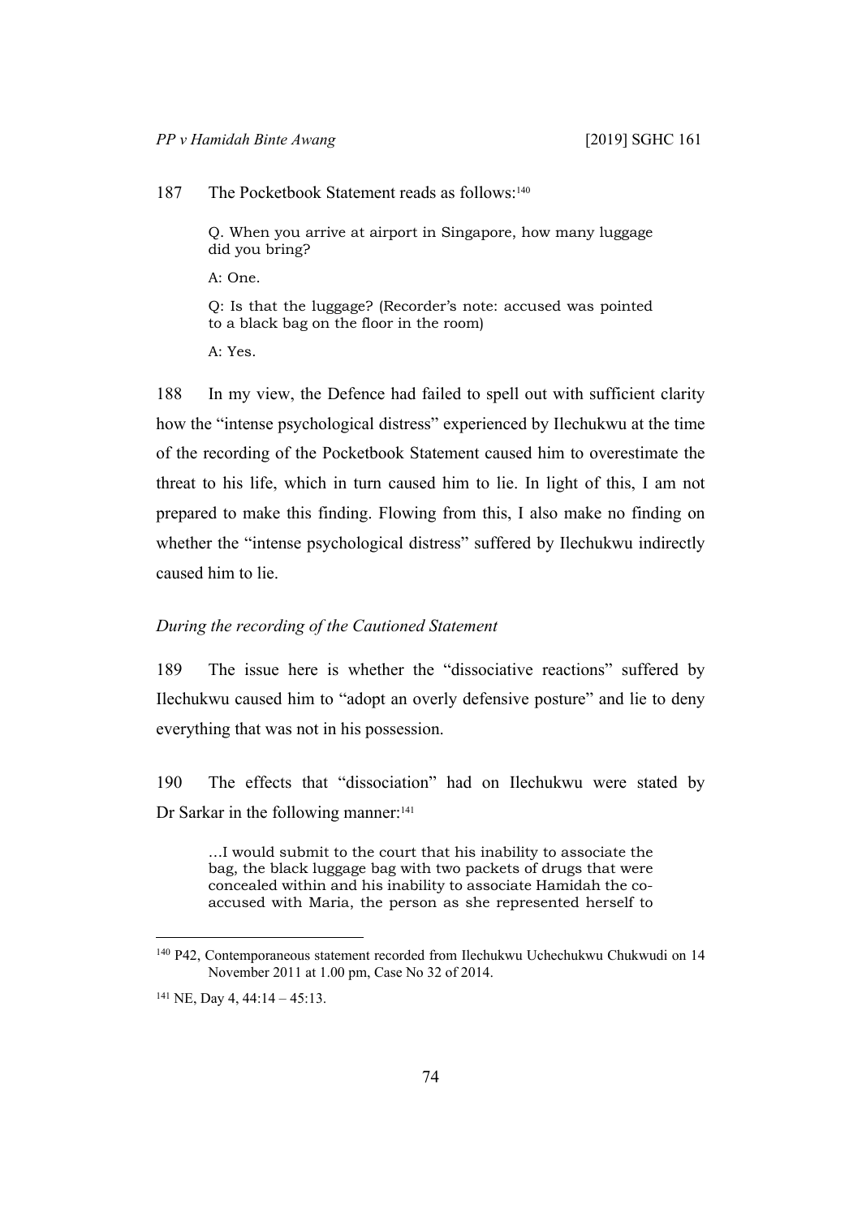187 The Pocketbook Statement reads as follows:[140]

> Q. When you arrive at airport in Singapore, how many luggage did you bring?
>
> A: One.
>
> Q: Is that the luggage? (Recorder's note: accused was pointed to a black bag on the floor in the room)
>
> A: Yes.

188 In my view, the Defence had failed to spell out with sufficient clarity how the "intense psychological distress" experienced by Ilechukwu at the time of the recording of the Pocketbook Statement caused him to overestimate the threat to his life, which in turn caused him to lie. In light of this, I am not prepared to make this finding. Flowing from this, I also make no finding on whether the "intense psychological distress" suffered by Ilechukwu indirectly caused him to lie.

*During the recording of the Cautioned Statement*

189 The issue here is whether the "dissociative reactions" suffered by Ilechukwu caused him to "adopt an overly defensive posture" and lie to deny everything that was not in his possession.

190 The effects that "dissociation" had on Ilechukwu were stated by Dr Sarkar in the following manner:[141]

> …I would submit to the court that his inability to associate the bag, the black luggage bag with two packets of drugs that were concealed within and his inability to associate Hamidah the co-accused with Maria, the person as she represented herself to

---

[140] P42, Contemporaneous statement recorded from Ilechukwu Uchechukwu Chukwudi on 14 November 2011 at 1.00 pm, Case No 32 of 2014.

[141] NE, Day 4, 44:14 – 45:13.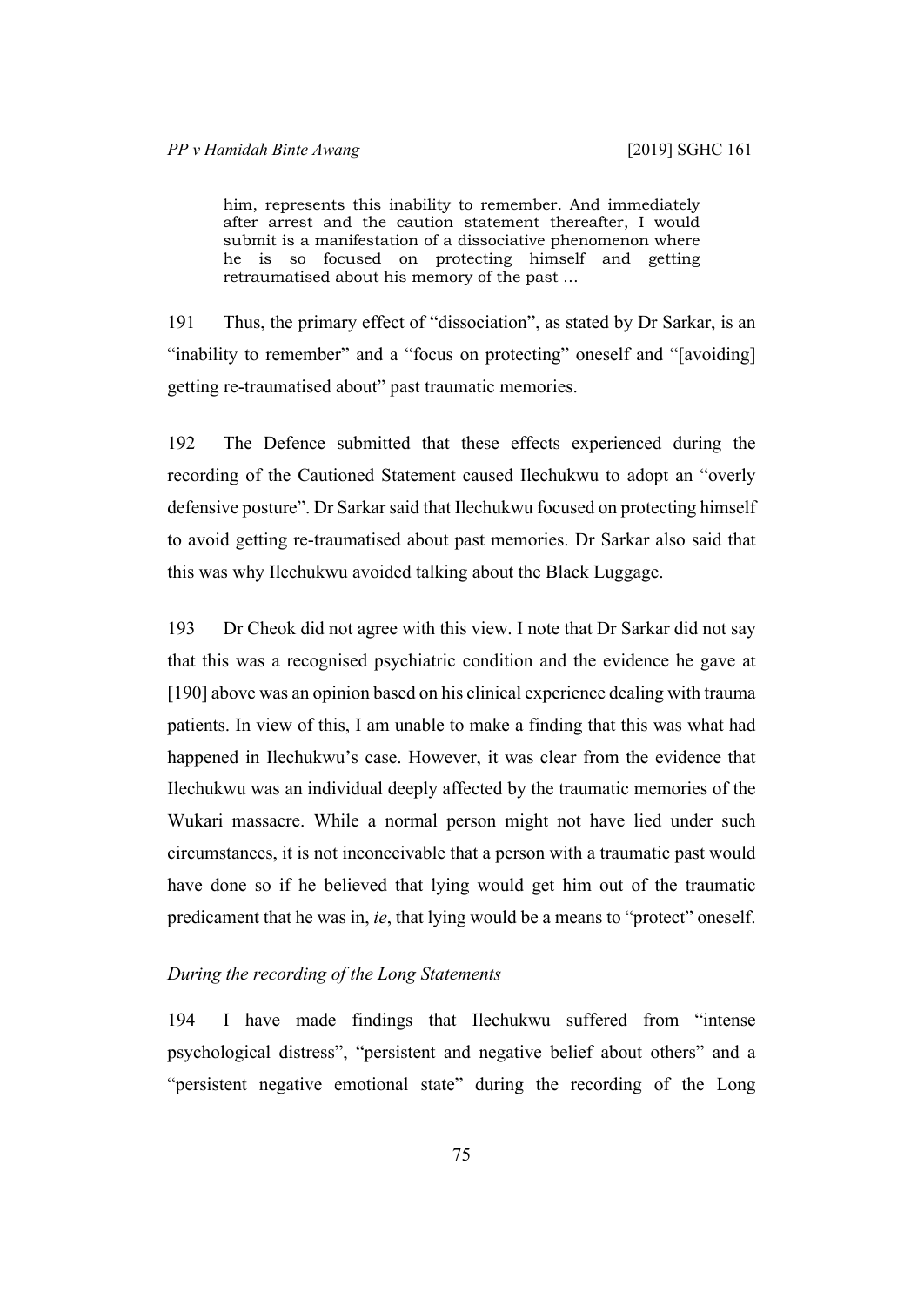> him, represents this inability to remember. And immediately after arrest and the caution statement thereafter, I would submit is a manifestation of a dissociative phenomenon where he is so focused on protecting himself and getting retraumatised about his memory of the past …

191 Thus, the primary effect of "dissociation", as stated by Dr Sarkar, is an "inability to remember" and a "focus on protecting" oneself and "[avoiding] getting re-traumatised about" past traumatic memories.

192 The Defence submitted that these effects experienced during the recording of the Cautioned Statement caused Ilechukwu to adopt an "overly defensive posture". Dr Sarkar said that Ilechukwu focused on protecting himself to avoid getting re-traumatised about past memories. Dr Sarkar also said that this was why Ilechukwu avoided talking about the Black Luggage.

193 Dr Cheok did not agree with this view. I note that Dr Sarkar did not say that this was a recognised psychiatric condition and the evidence he gave at [190] above was an opinion based on his clinical experience dealing with trauma patients. In view of this, I am unable to make a finding that this was what had happened in Ilechukwu's case. However, it was clear from the evidence that Ilechukwu was an individual deeply affected by the traumatic memories of the Wukari massacre. While a normal person might not have lied under such circumstances, it is not inconceivable that a person with a traumatic past would have done so if he believed that lying would get him out of the traumatic predicament that he was in, *ie*, that lying would be a means to "protect" oneself.

*During the recording of the Long Statements*

194 I have made findings that Ilechukwu suffered from "intense psychological distress", "persistent and negative belief about others" and a "persistent negative emotional state" during the recording of the Long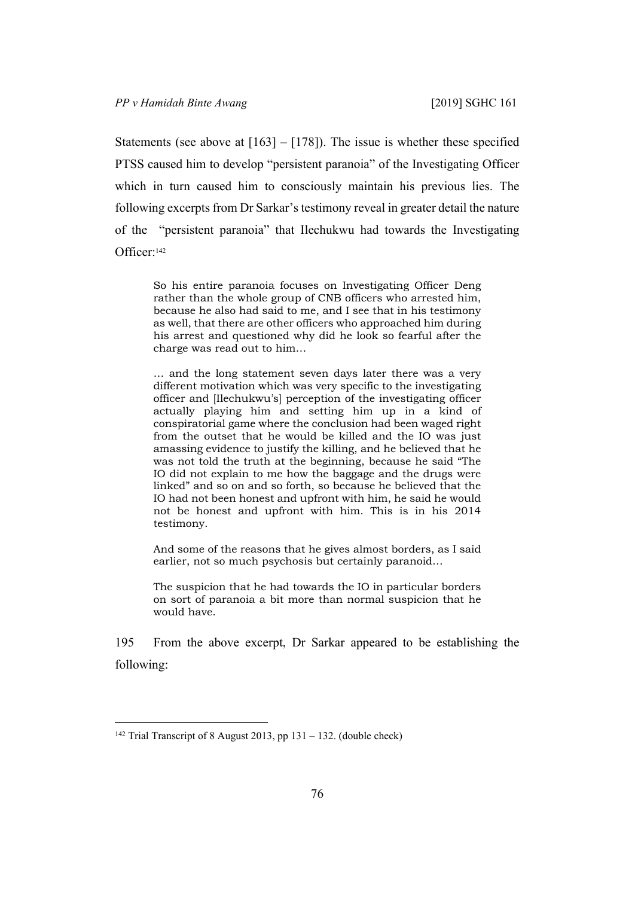Statements (see above at [163] – [178]). The issue is whether these specified PTSS caused him to develop "persistent paranoia" of the Investigating Officer which in turn caused him to consciously maintain his previous lies. The following excerpts from Dr Sarkar's testimony reveal in greater detail the nature of the "persistent paranoia" that Ilechukwu had towards the Investigating Officer:[142]

> So his entire paranoia focuses on Investigating Officer Deng rather than the whole group of CNB officers who arrested him, because he also had said to me, and I see that in his testimony as well, that there are other officers who approached him during his arrest and questioned why did he look so fearful after the charge was read out to him…
>
> … and the long statement seven days later there was a very different motivation which was very specific to the investigating officer and [Ilechukwu's] perception of the investigating officer actually playing him and setting him up in a kind of conspiratorial game where the conclusion had been waged right from the outset that he would be killed and the IO was just amassing evidence to justify the killing, and he believed that he was not told the truth at the beginning, because he said "The IO did not explain to me how the baggage and the drugs were linked" and so on and so forth, so because he believed that the IO had not been honest and upfront with him, he said he would not be honest and upfront with him. This is in his 2014 testimony.
>
> And some of the reasons that he gives almost borders, as I said earlier, not so much psychosis but certainly paranoid…
>
> The suspicion that he had towards the IO in particular borders on sort of paranoia a bit more than normal suspicion that he would have.

195 From the above excerpt, Dr Sarkar appeared to be establishing the following:

---

[142] Trial Transcript of 8 August 2013, pp 131 – 132. (double check)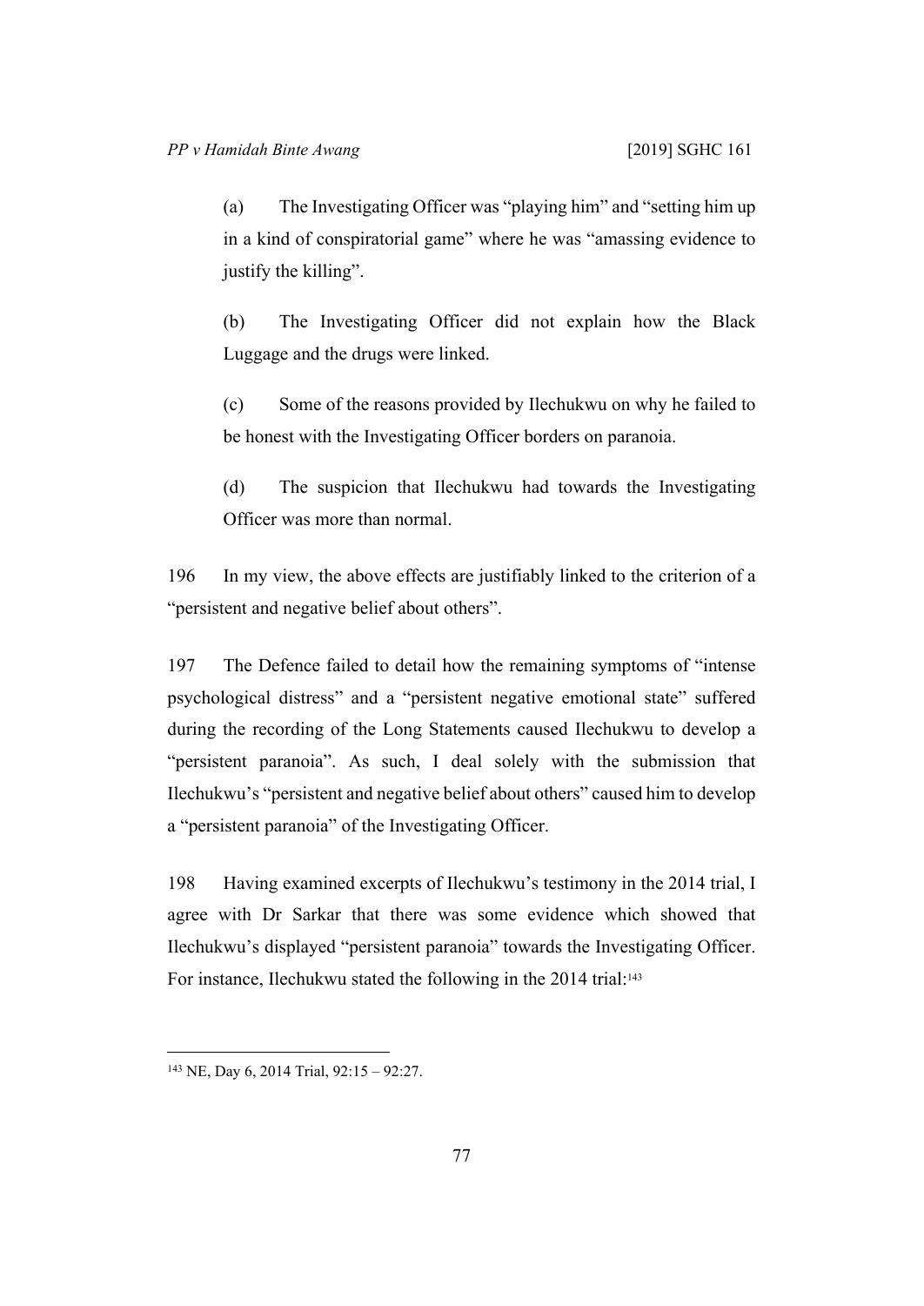(a) The Investigating Officer was "playing him" and "setting him up in a kind of conspiratorial game" where he was "amassing evidence to justify the killing".

(b) The Investigating Officer did not explain how the Black Luggage and the drugs were linked.

(c) Some of the reasons provided by Ilechukwu on why he failed to be honest with the Investigating Officer borders on paranoia.

(d) The suspicion that Ilechukwu had towards the Investigating Officer was more than normal.

196 In my view, the above effects are justifiably linked to the criterion of a "persistent and negative belief about others".

197 The Defence failed to detail how the remaining symptoms of "intense psychological distress" and a "persistent negative emotional state" suffered during the recording of the Long Statements caused Ilechukwu to develop a "persistent paranoia". As such, I deal solely with the submission that Ilechukwu's "persistent and negative belief about others" caused him to develop a "persistent paranoia" of the Investigating Officer.

198 Having examined excerpts of Ilechukwu's testimony in the 2014 trial, I agree with Dr Sarkar that there was some evidence which showed that Ilechukwu's displayed "persistent paranoia" towards the Investigating Officer. For instance, Ilechukwu stated the following in the 2014 trial:[143]

---

[143] NE, Day 6, 2014 Trial, 92:15 – 92:27.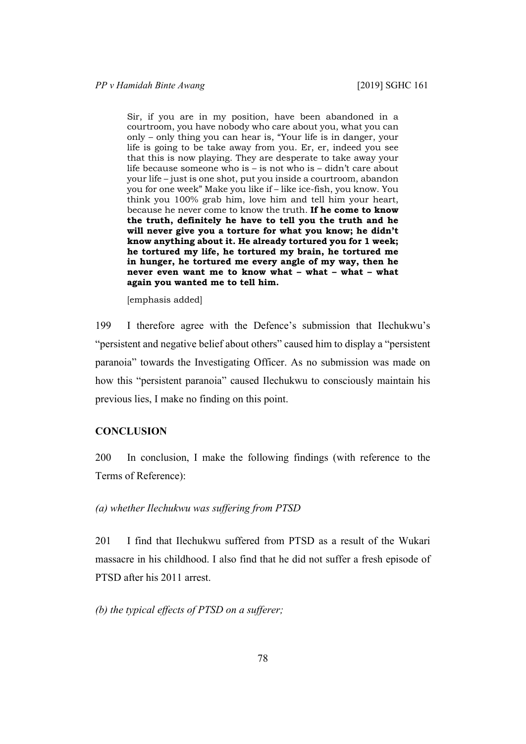> Sir, if you are in my position, have been abandoned in a courtroom, you have nobody who care about you, what you can only – only thing you can hear is, "Your life is in danger, your life is going to be take away from you. Er, er, indeed you see that this is now playing. They are desperate to take away your life because someone who is – is not who is – didn't care about your life – just is one shot, put you inside a courtroom, abandon you for one week" Make you like if – like ice-fish, you know. You think you 100% grab him, love him and tell him your heart, because he never come to know the truth. **If he come to know the truth, definitely he have to tell you the truth and he will never give you a torture for what you know; he didn't know anything about it. He already tortured you for 1 week; he tortured my life, he tortured my brain, he tortured me in hunger, he tortured me every angle of my way, then he never even want me to know what – what – what – what again you wanted me to tell him.**
>
> [emphasis added]

199 I therefore agree with the Defence's submission that Ilechukwu's "persistent and negative belief about others" caused him to display a "persistent paranoia" towards the Investigating Officer. As no submission was made on how this "persistent paranoia" caused Ilechukwu to consciously maintain his previous lies, I make no finding on this point.

## CONCLUSION

200 In conclusion, I make the following findings (with reference to the Terms of Reference):

*(a) whether Ilechukwu was suffering from PTSD*

201 I find that Ilechukwu suffered from PTSD as a result of the Wukari massacre in his childhood. I also find that he did not suffer a fresh episode of PTSD after his 2011 arrest.

*(b) the typical effects of PTSD on a sufferer;*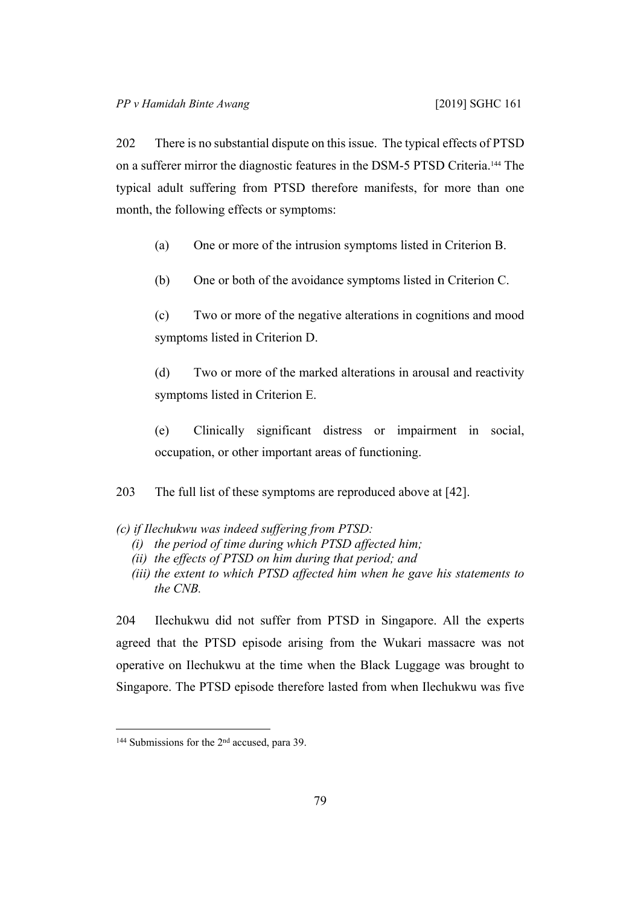202 There is no substantial dispute on this issue. The typical effects of PTSD on a sufferer mirror the diagnostic features in the DSM-5 PTSD Criteria.[144] The typical adult suffering from PTSD therefore manifests, for more than one month, the following effects or symptoms:

(a) One or more of the intrusion symptoms listed in Criterion B.

(b) One or both of the avoidance symptoms listed in Criterion C.

(c) Two or more of the negative alterations in cognitions and mood symptoms listed in Criterion D.

(d) Two or more of the marked alterations in arousal and reactivity symptoms listed in Criterion E.

(e) Clinically significant distress or impairment in social, occupation, or other important areas of functioning.

203 The full list of these symptoms are reproduced above at [42].

*(c) if Ilechukwu was indeed suffering from PTSD:*
*(i) the period of time during which PTSD affected him;*
*(ii) the effects of PTSD on him during that period; and*
*(iii) the extent to which PTSD affected him when he gave his statements to the CNB.*

204 Ilechukwu did not suffer from PTSD in Singapore. All the experts agreed that the PTSD episode arising from the Wukari massacre was not operative on Ilechukwu at the time when the Black Luggage was brought to Singapore. The PTSD episode therefore lasted from when Ilechukwu was five

---

[144] Submissions for the 2nd accused, para 39.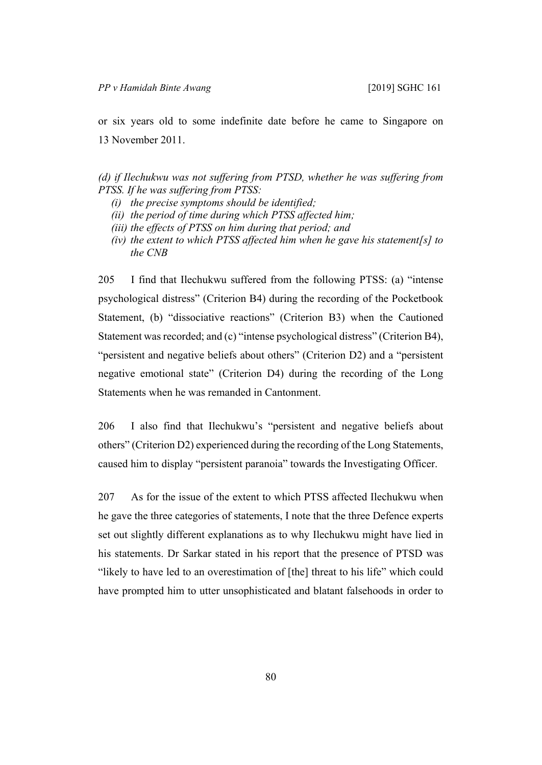or six years old to some indefinite date before he came to Singapore on 13 November 2011.

*(d) if Ilechukwu was not suffering from PTSD, whether he was suffering from PTSS. If he was suffering from PTSS:*

- *(i) the precise symptoms should be identified;*
- *(ii) the period of time during which PTSS affected him;*
- *(iii) the effects of PTSS on him during that period; and*
- *(iv) the extent to which PTSS affected him when he gave his statement[s] to the CNB*

205 I find that Ilechukwu suffered from the following PTSS: (a) "intense psychological distress" (Criterion B4) during the recording of the Pocketbook Statement, (b) "dissociative reactions" (Criterion B3) when the Cautioned Statement was recorded; and (c) "intense psychological distress" (Criterion B4), "persistent and negative beliefs about others" (Criterion D2) and a "persistent negative emotional state" (Criterion D4) during the recording of the Long Statements when he was remanded in Cantonment.

206 I also find that Ilechukwu's "persistent and negative beliefs about others" (Criterion D2) experienced during the recording of the Long Statements, caused him to display "persistent paranoia" towards the Investigating Officer.

207 As for the issue of the extent to which PTSS affected Ilechukwu when he gave the three categories of statements, I note that the three Defence experts set out slightly different explanations as to why Ilechukwu might have lied in his statements. Dr Sarkar stated in his report that the presence of PTSD was "likely to have led to an overestimation of [the] threat to his life" which could have prompted him to utter unsophisticated and blatant falsehoods in order to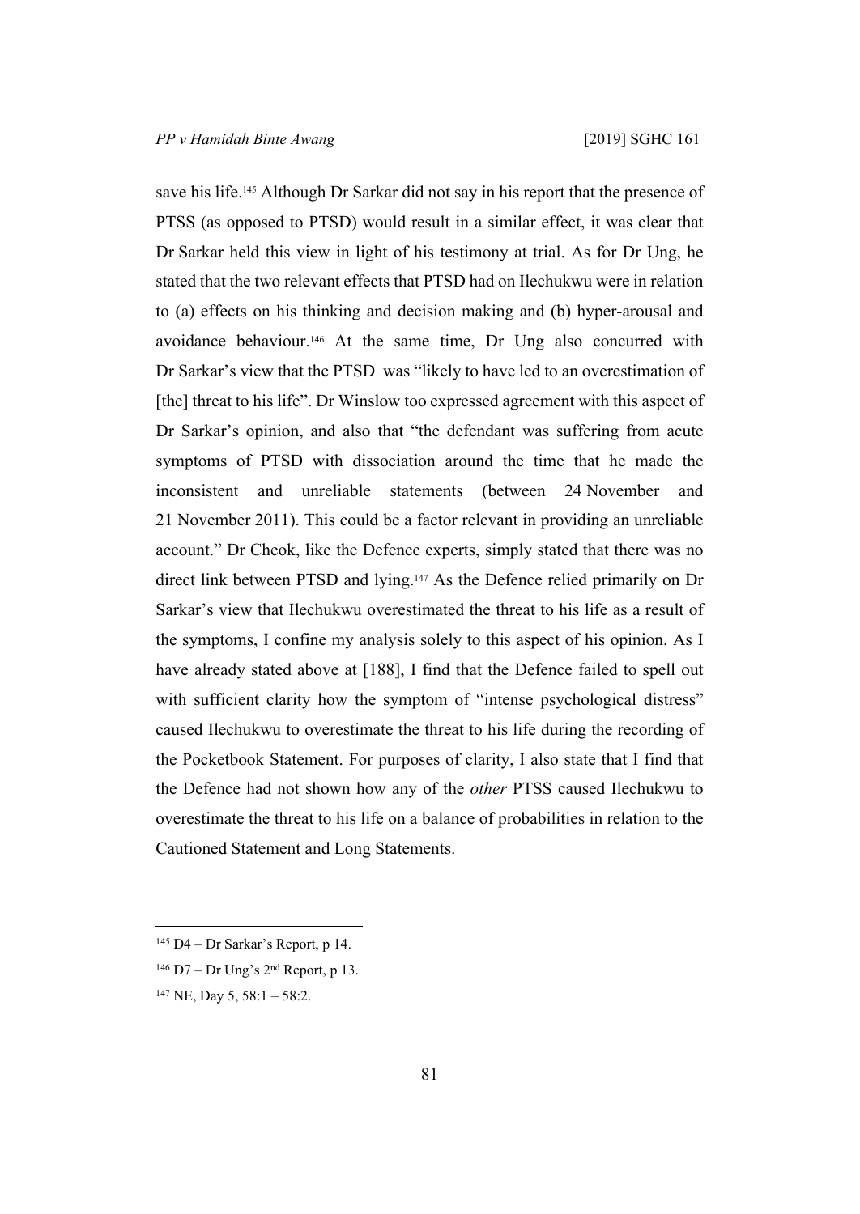save his life.[145] Although Dr Sarkar did not say in his report that the presence of PTSS (as opposed to PTSD) would result in a similar effect, it was clear that Dr Sarkar held this view in light of his testimony at trial. As for Dr Ung, he stated that the two relevant effects that PTSD had on Ilechukwu were in relation to (a) effects on his thinking and decision making and (b) hyper-arousal and avoidance behaviour.[146] At the same time, Dr Ung also concurred with Dr Sarkar's view that the PTSD was "likely to have led to an overestimation of [the] threat to his life". Dr Winslow too expressed agreement with this aspect of Dr Sarkar's opinion, and also that "the defendant was suffering from acute symptoms of PTSD with dissociation around the time that he made the inconsistent and unreliable statements (between 24 November and 21 November 2011). This could be a factor relevant in providing an unreliable account." Dr Cheok, like the Defence experts, simply stated that there was no direct link between PTSD and lying.[147] As the Defence relied primarily on Dr Sarkar's view that Ilechukwu overestimated the threat to his life as a result of the symptoms, I confine my analysis solely to this aspect of his opinion. As I have already stated above at [188], I find that the Defence failed to spell out with sufficient clarity how the symptom of "intense psychological distress" caused Ilechukwu to overestimate the threat to his life during the recording of the Pocketbook Statement. For purposes of clarity, I also state that I find that the Defence had not shown how any of the *other* PTSS caused Ilechukwu to overestimate the threat to his life on a balance of probabilities in relation to the Cautioned Statement and Long Statements.

---

[145] D4 – Dr Sarkar's Report, p 14.

[146] D7 – Dr Ung's 2nd Report, p 13.

[147] NE, Day 5, 58:1 – 58:2.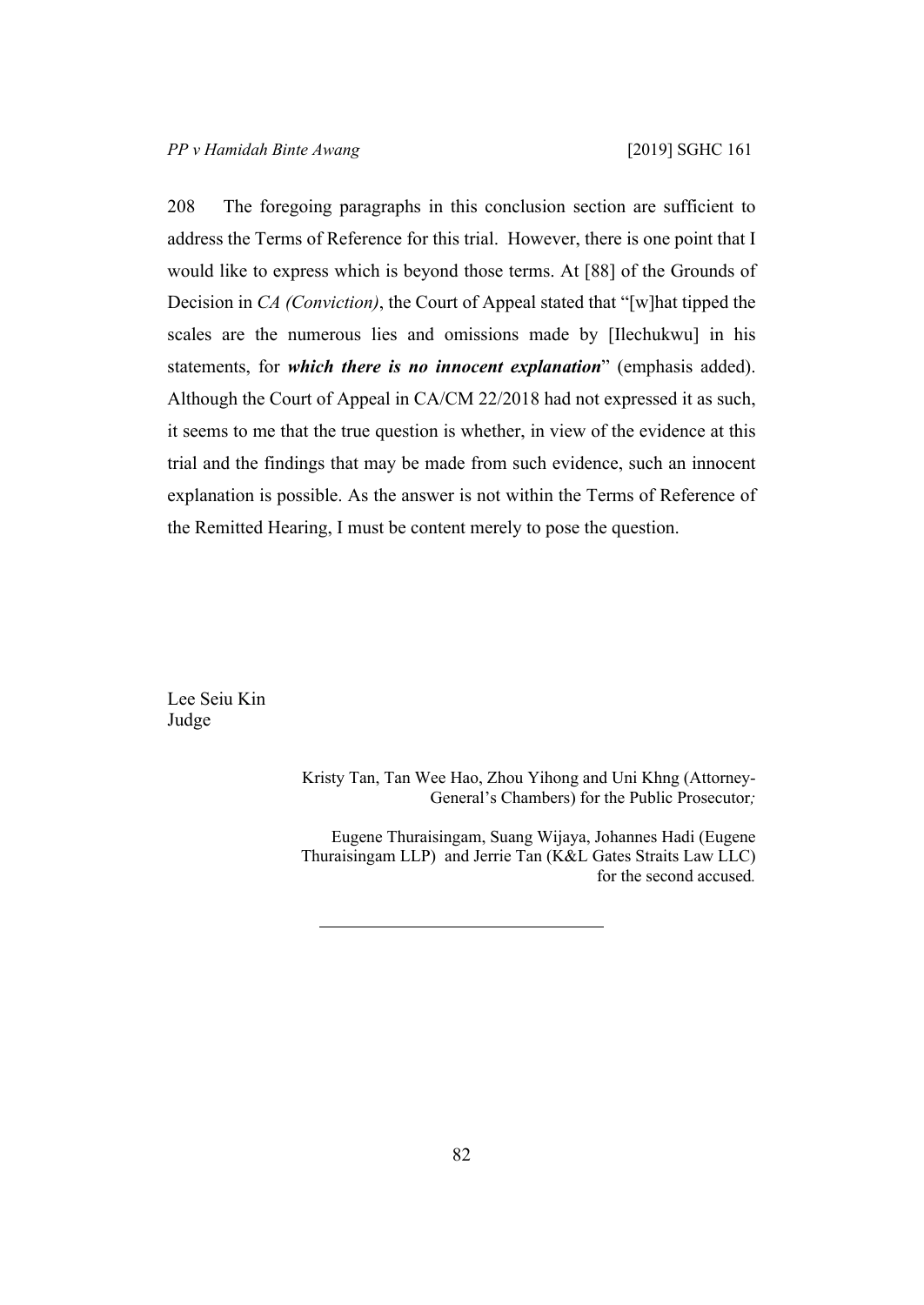208 The foregoing paragraphs in this conclusion section are sufficient to address the Terms of Reference for this trial. However, there is one point that I would like to express which is beyond those terms. At [88] of the Grounds of Decision in *CA (Conviction)*, the Court of Appeal stated that "[w]hat tipped the scales are the numerous lies and omissions made by [Ilechukwu] in his statements, for ***which there is no innocent explanation***" (emphasis added). Although the Court of Appeal in CA/CM 22/2018 had not expressed it as such, it seems to me that the true question is whether, in view of the evidence at this trial and the findings that may be made from such evidence, such an innocent explanation is possible. As the answer is not within the Terms of Reference of the Remitted Hearing, I must be content merely to pose the question.

Lee Seiu Kin
Judge

Kristy Tan, Tan Wee Hao, Zhou Yihong and Uni Khng (Attorney-General's Chambers) for the Public Prosecutor;

Eugene Thuraisingam, Suang Wijaya, Johannes Hadi (Eugene Thuraisingam LLP) and Jerrie Tan (K&L Gates Straits Law LLC) for the second accused.